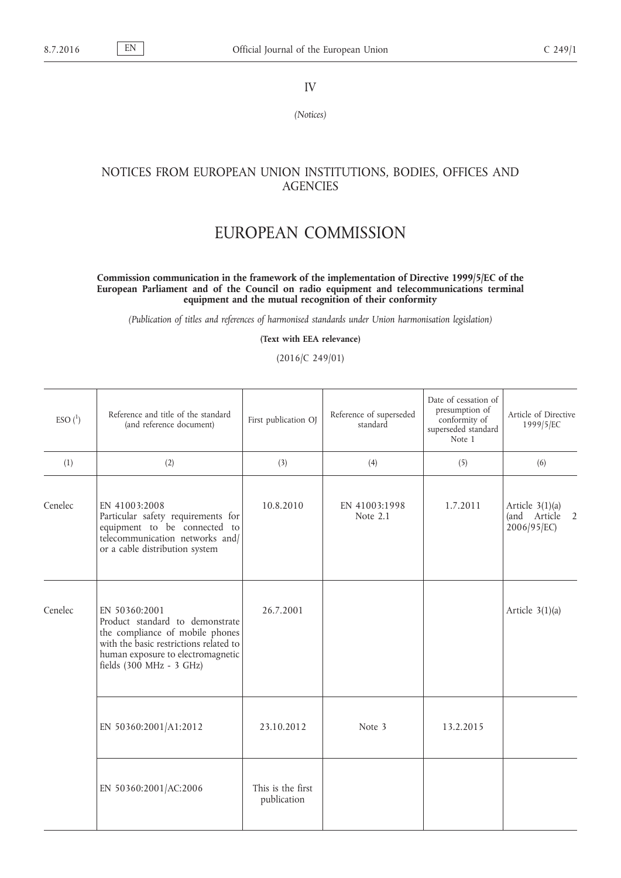IV

*(Notices)*

## NOTICES FROM EUROPEAN UNION INSTITUTIONS, BODIES, OFFICES AND AGENCIES

# EUROPEAN COMMISSION

**Commission communication in the framework of the implementation of Directive 1999/5/EC of the European Parliament and of the Council on radio equipment and telecommunications terminal equipment and the mutual recognition of their conformity**

*(Publication of titles and references of harmonised standards under Union harmonisation legislation)*

**(Text with EEA relevance)**

(2016/C 249/01)

| ESO ([1]) | Reference and title of the standard (and reference document) | First publication OJ | Reference of superseded standard | Date of cessation of presumption of conformity of superseded standard Note 1 | Article of Directive 1999/5/EC |
|---|---|---|---|---|---|
| (1) | (2) | (3) | (4) | (5) | (6) |
| Cenelec | EN 41003:2008 Particular safety requirements for equipment to be connected to telecommunication networks and/or a cable distribution system | 10.8.2010 | EN 41003:1998 Note 2.1 | 1.7.2011 | Article 3(1)(a) (and Article 2 2006/95/EC) |
| Cenelec | EN 50360:2001 Product standard to demonstrate the compliance of mobile phones with the basic restrictions related to human exposure to electromagnetic fields (300 MHz - 3 GHz) | 26.7.2001 | | | Article 3(1)(a) |
| | EN 50360:2001/A1:2012 | 23.10.2012 | Note 3 | 13.2.2015 | |
| | EN 50360:2001/AC:2006 | This is the first publication | | | |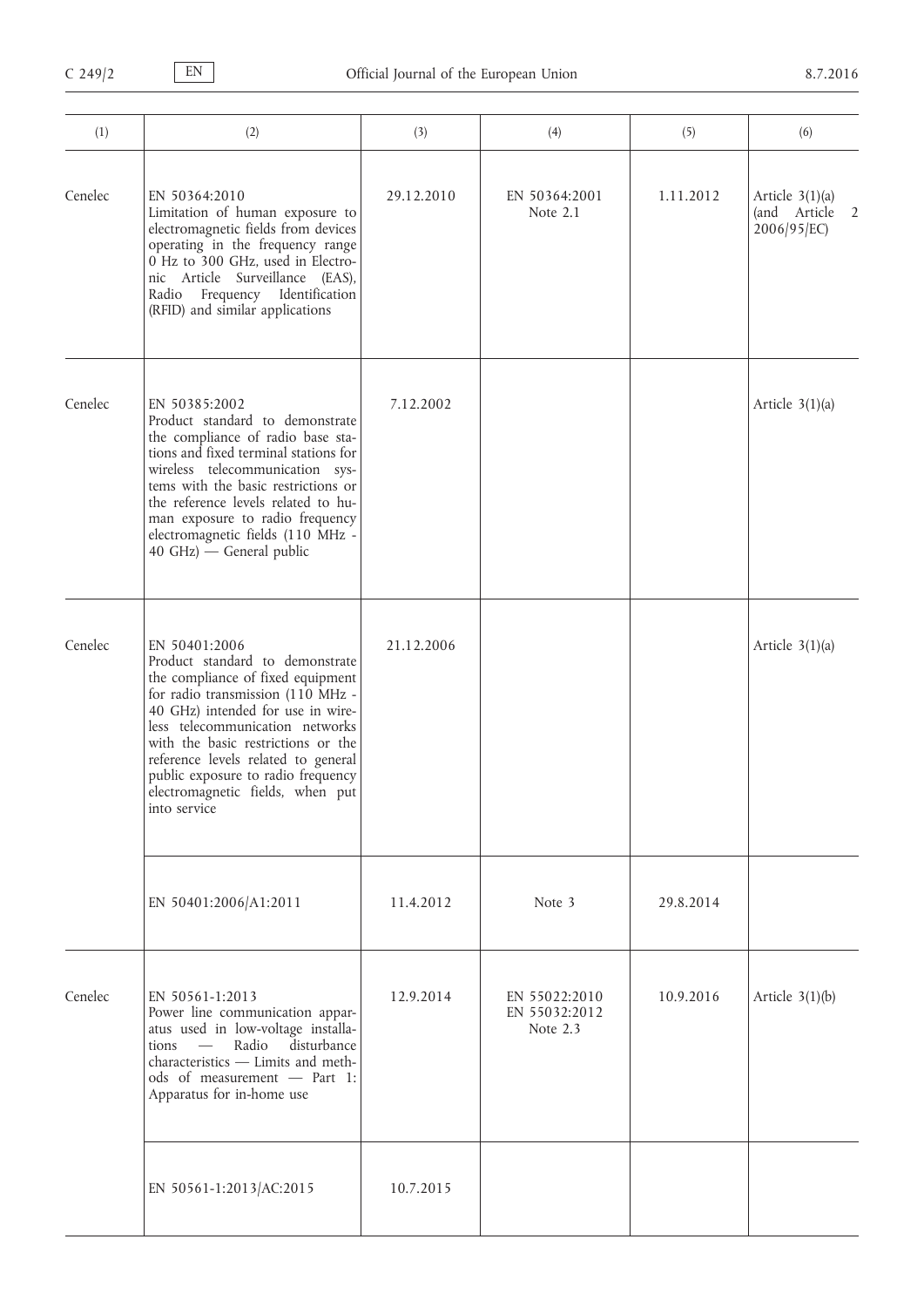| (1) | (2) | (3) | (4) | (5) | (6) |
|---|---|---|---|---|---|
| Cenelec | EN 50364:2010<br>Limitation of human exposure to electromagnetic fields from devices operating in the frequency range 0 Hz to 300 GHz, used in Electronic Article Surveillance (EAS), Radio Frequency Identification (RFID) and similar applications | 29.12.2010 | EN 50364:2001<br>Note 2.1 | 1.11.2012 | Article 3(1)(a) (and Article 2 2006/95/EC) |
| Cenelec | EN 50385:2002<br>Product standard to demonstrate the compliance of radio base stations and fixed terminal stations for wireless telecommunication systems with the basic restrictions or the reference levels related to human exposure to radio frequency electromagnetic fields (110 MHz - 40 GHz) — General public | 7.12.2002 | | | Article 3(1)(a) |
| Cenelec | EN 50401:2006<br>Product standard to demonstrate the compliance of fixed equipment for radio transmission (110 MHz - 40 GHz) intended for use in wireless telecommunication networks with the basic restrictions or the reference levels related to general public exposure to radio frequency electromagnetic fields, when put into service | 21.12.2006 | | | Article 3(1)(a) |
| | EN 50401:2006/A1:2011 | 11.4.2012 | Note 3 | 29.8.2014 | |
| Cenelec | EN 50561-1:2013<br>Power line communication apparatus used in low-voltage installations — Radio disturbance characteristics — Limits and methods of measurement — Part 1: Apparatus for in-home use | 12.9.2014 | EN 55022:2010<br>EN 55032:2012<br>Note 2.3 | 10.9.2016 | Article 3(1)(b) |
| | EN 50561-1:2013/AC:2015 | 10.7.2015 | | | |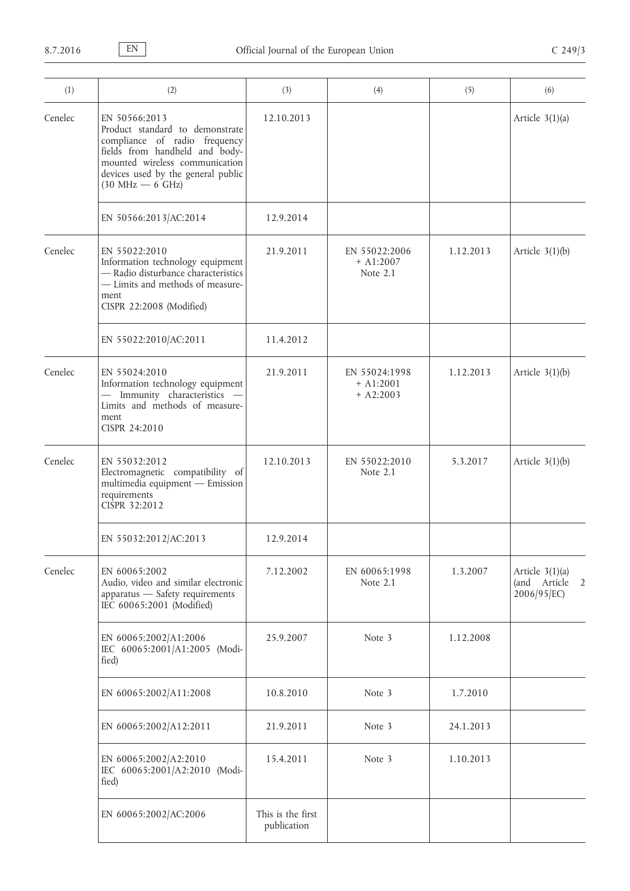| (1) | (2) | (3) | (4) | (5) | (6) |
| --- | --- | --- | --- | --- | --- |
| Cenelec | EN 50566:2013<br>Product standard to demonstrate compliance of radio frequency fields from handheld and body-mounted wireless communication devices used by the general public (30 MHz — 6 GHz) | 12.10.2013 | | | Article 3(1)(a) |
| | EN 50566:2013/AC:2014 | 12.9.2014 | | | |
| Cenelec | EN 55022:2010<br>Information technology equipment — Radio disturbance characteristics — Limits and methods of measurement<br>CISPR 22:2008 (Modified) | 21.9.2011 | EN 55022:2006<br>+ A1:2007<br>Note 2.1 | 1.12.2013 | Article 3(1)(b) |
| | EN 55022:2010/AC:2011 | 11.4.2012 | | | |
| Cenelec | EN 55024:2010<br>Information technology equipment — Immunity characteristics — Limits and methods of measurement<br>CISPR 24:2010 | 21.9.2011 | EN 55024:1998<br>+ A1:2001<br>+ A2:2003 | 1.12.2013 | Article 3(1)(b) |
| Cenelec | EN 55032:2012<br>Electromagnetic compatibility of multimedia equipment — Emission requirements<br>CISPR 32:2012 | 12.10.2013 | EN 55022:2010<br>Note 2.1 | 5.3.2017 | Article 3(1)(b) |
| | EN 55032:2012/AC:2013 | 12.9.2014 | | | |
| Cenelec | EN 60065:2002<br>Audio, video and similar electronic apparatus — Safety requirements<br>IEC 60065:2001 (Modified) | 7.12.2002 | EN 60065:1998<br>Note 2.1 | 1.3.2007 | Article 3(1)(a) (and Article 2 2006/95/EC) |
| | EN 60065:2002/A1:2006<br>IEC 60065:2001/A1:2005 (Modified) | 25.9.2007 | Note 3 | 1.12.2008 | |
| | EN 60065:2002/A11:2008 | 10.8.2010 | Note 3 | 1.7.2010 | |
| | EN 60065:2002/A12:2011 | 21.9.2011 | Note 3 | 24.1.2013 | |
| | EN 60065:2002/A2:2010<br>IEC 60065:2001/A2:2010 (Modified) | 15.4.2011 | Note 3 | 1.10.2013 | |
| | EN 60065:2002/AC:2006 | This is the first publication | | | |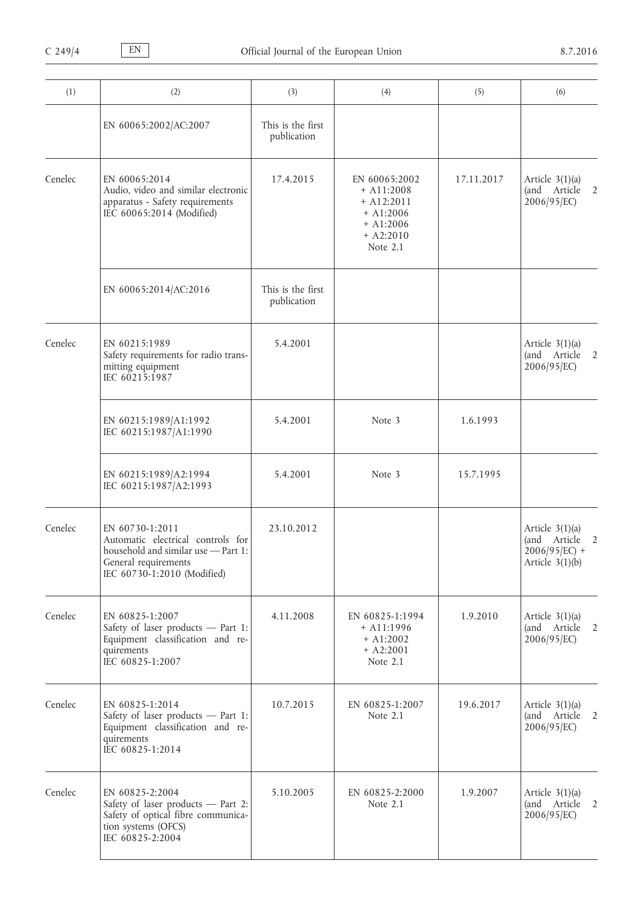| (1) | (2) | (3) | (4) | (5) | (6) |
|---|---|---|---|---|---|
| | EN 60065:2002/AC:2007 | This is the first publication | | | |
| Cenelec | EN 60065:2014<br>Audio, video and similar electronic apparatus - Safety requirements<br>IEC 60065:2014 (Modified) | 17.4.2015 | EN 60065:2002<br>+ A11:2008<br>+ A12:2011<br>+ A1:2006<br>+ A1:2006<br>+ A2:2010<br>Note 2.1 | 17.11.2017 | Article 3(1)(a) (and Article 2 2006/95/EC) |
| | EN 60065:2014/AC:2016 | This is the first publication | | | |
| Cenelec | EN 60215:1989<br>Safety requirements for radio transmitting equipment<br>IEC 60215:1987 | 5.4.2001 | | | Article 3(1)(a) (and Article 2 2006/95/EC) |
| | EN 60215:1989/A1:1992<br>IEC 60215:1987/A1:1990 | 5.4.2001 | Note 3 | 1.6.1993 | |
| | EN 60215:1989/A2:1994<br>IEC 60215:1987/A2:1993 | 5.4.2001 | Note 3 | 15.7.1995 | |
| Cenelec | EN 60730-1:2011<br>Automatic electrical controls for household and similar use — Part 1: General requirements<br>IEC 60730-1:2010 (Modified) | 23.10.2012 | | | Article 3(1)(a) (and Article 2 2006/95/EC) + Article 3(1)(b) |
| Cenelec | EN 60825-1:2007<br>Safety of laser products — Part 1: Equipment classification and requirements<br>IEC 60825-1:2007 | 4.11.2008 | EN 60825-1:1994<br>+ A11:1996<br>+ A1:2002<br>+ A2:2001<br>Note 2.1 | 1.9.2010 | Article 3(1)(a) (and Article 2 2006/95/EC) |
| Cenelec | EN 60825-1:2014<br>Safety of laser products — Part 1: Equipment classification and requirements<br>IEC 60825-1:2014 | 10.7.2015 | EN 60825-1:2007<br>Note 2.1 | 19.6.2017 | Article 3(1)(a) (and Article 2 2006/95/EC) |
| Cenelec | EN 60825-2:2004<br>Safety of laser products — Part 2: Safety of optical fibre communication systems (OFCS)<br>IEC 60825-2:2004 | 5.10.2005 | EN 60825-2:2000<br>Note 2.1 | 1.9.2007 | Article 3(1)(a) (and Article 2 2006/95/EC) |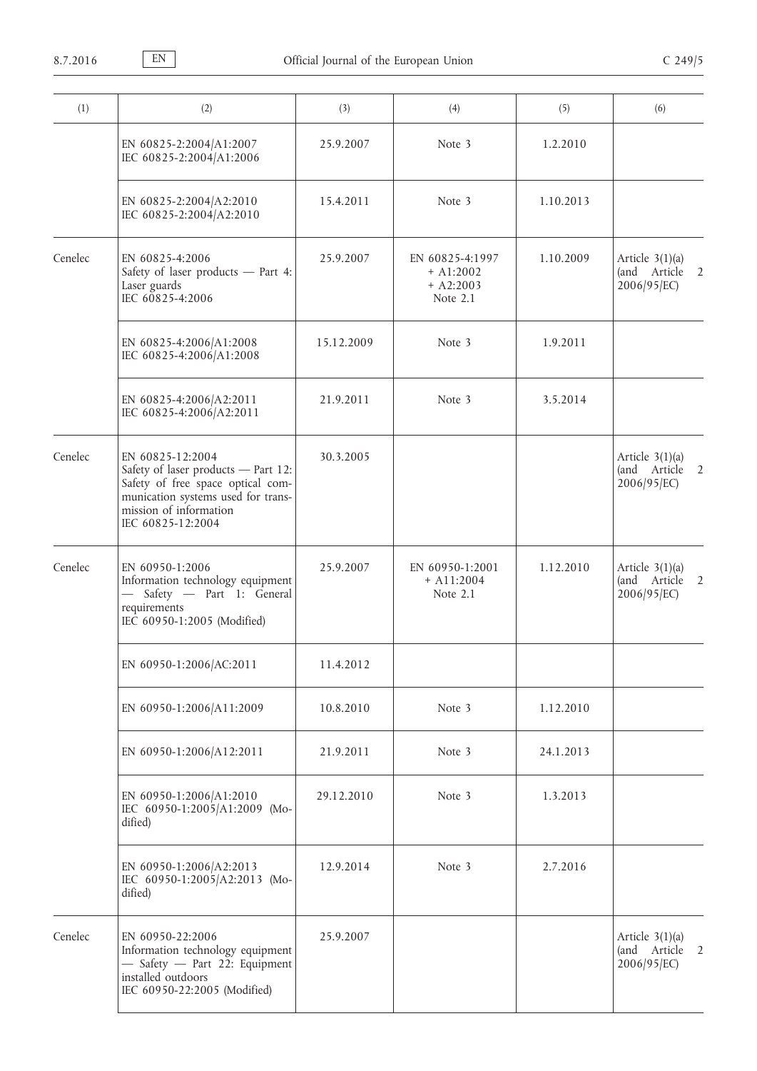| (1) | (2) | (3) | (4) | (5) | (6) |
|---|---|---|---|---|---|
| | EN 60825-2:2004/A1:2007<br>IEC 60825-2:2004/A1:2006 | 25.9.2007 | Note 3 | 1.2.2010 | |
| | EN 60825-2:2004/A2:2010<br>IEC 60825-2:2004/A2:2010 | 15.4.2011 | Note 3 | 1.10.2013 | |
| Cenelec | EN 60825-4:2006<br>Safety of laser products — Part 4: Laser guards<br>IEC 60825-4:2006 | 25.9.2007 | EN 60825-4:1997<br>+ A1:2002<br>+ A2:2003<br>Note 2.1 | 1.10.2009 | Article 3(1)(a) (and Article 2 2006/95/EC) |
| | EN 60825-4:2006/A1:2008<br>IEC 60825-4:2006/A1:2008 | 15.12.2009 | Note 3 | 1.9.2011 | |
| | EN 60825-4:2006/A2:2011<br>IEC 60825-4:2006/A2:2011 | 21.9.2011 | Note 3 | 3.5.2014 | |
| Cenelec | EN 60825-12:2004<br>Safety of laser products — Part 12: Safety of free space optical communication systems used for transmission of information<br>IEC 60825-12:2004 | 30.3.2005 | | | Article 3(1)(a) (and Article 2 2006/95/EC) |
| Cenelec | EN 60950-1:2006<br>Information technology equipment — Safety — Part 1: General requirements<br>IEC 60950-1:2005 (Modified) | 25.9.2007 | EN 60950-1:2001<br>+ A11:2004<br>Note 2.1 | 1.12.2010 | Article 3(1)(a) (and Article 2 2006/95/EC) |
| | EN 60950-1:2006/AC:2011 | 11.4.2012 | | | |
| | EN 60950-1:2006/A11:2009 | 10.8.2010 | Note 3 | 1.12.2010 | |
| | EN 60950-1:2006/A12:2011 | 21.9.2011 | Note 3 | 24.1.2013 | |
| | EN 60950-1:2006/A1:2010<br>IEC 60950-1:2005/A1:2009 (Modified) | 29.12.2010 | Note 3 | 1.3.2013 | |
| | EN 60950-1:2006/A2:2013<br>IEC 60950-1:2005/A2:2013 (Modified) | 12.9.2014 | Note 3 | 2.7.2016 | |
| Cenelec | EN 60950-22:2006<br>Information technology equipment — Safety — Part 22: Equipment installed outdoors<br>IEC 60950-22:2005 (Modified) | 25.9.2007 | | | Article 3(1)(a) (and Article 2 2006/95/EC) |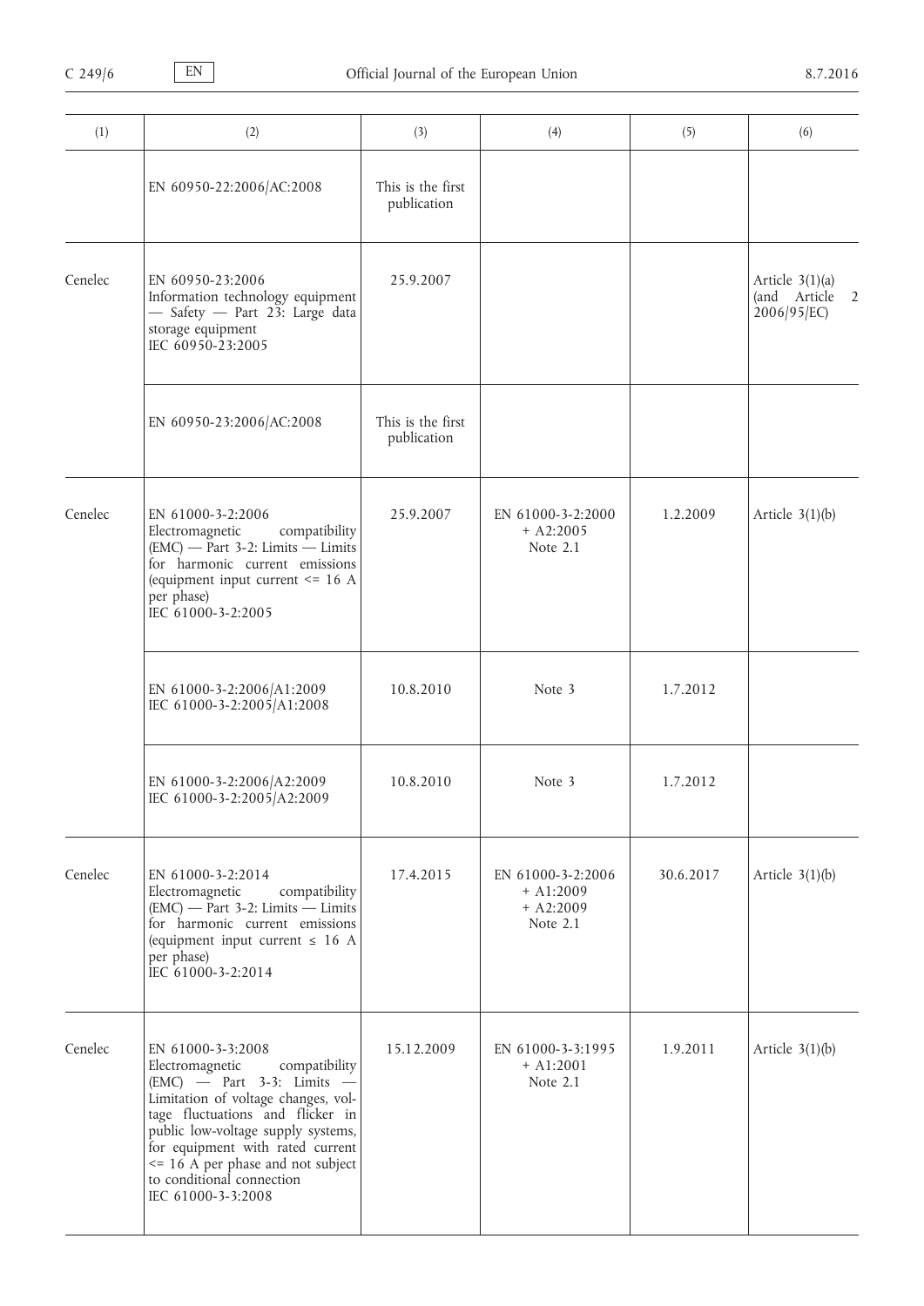| (1) | (2) | (3) | (4) | (5) | (6) |
|---|---|---|---|---|---|
| | EN 60950-22:2006/AC:2008 | This is the first publication | | | |
| Cenelec | EN 60950-23:2006<br>Information technology equipment — Safety — Part 23: Large data storage equipment<br>IEC 60950-23:2005 | 25.9.2007 | | | Article 3(1)(a) (and Article 2 2006/95/EC) |
| | EN 60950-23:2006/AC:2008 | This is the first publication | | | |
| Cenelec | EN 61000-3-2:2006<br>Electromagnetic compatibility (EMC) — Part 3-2: Limits — Limits for harmonic current emissions (equipment input current <= 16 A per phase)<br>IEC 61000-3-2:2005 | 25.9.2007 | EN 61000-3-2:2000<br>+ A2:2005<br>Note 2.1 | 1.2.2009 | Article 3(1)(b) |
| | EN 61000-3-2:2006/A1:2009<br>IEC 61000-3-2:2005/A1:2008 | 10.8.2010 | Note 3 | 1.7.2012 | |
| | EN 61000-3-2:2006/A2:2009<br>IEC 61000-3-2:2005/A2:2009 | 10.8.2010 | Note 3 | 1.7.2012 | |
| Cenelec | EN 61000-3-2:2014<br>Electromagnetic compatibility (EMC) — Part 3-2: Limits — Limits for harmonic current emissions (equipment input current ≤ 16 A per phase)<br>IEC 61000-3-2:2014 | 17.4.2015 | EN 61000-3-2:2006<br>+ A1:2009<br>+ A2:2009<br>Note 2.1 | 30.6.2017 | Article 3(1)(b) |
| Cenelec | EN 61000-3-3:2008<br>Electromagnetic compatibility (EMC) — Part 3-3: Limits — Limitation of voltage changes, voltage fluctuations and flicker in public low-voltage supply systems, for equipment with rated current <= 16 A per phase and not subject to conditional connection<br>IEC 61000-3-3:2008 | 15.12.2009 | EN 61000-3-3:1995<br>+ A1:2001<br>Note 2.1 | 1.9.2011 | Article 3(1)(b) |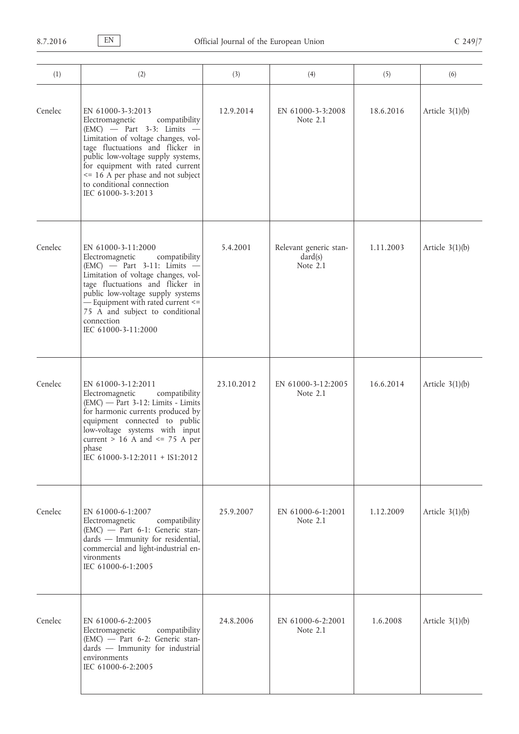| (1) | (2) | (3) | (4) | (5) | (6) |
|---|---|---|---|---|---|
| Cenelec | EN 61000-3-3:2013<br>Electromagnetic compatibility (EMC) — Part 3-3: Limits — Limitation of voltage changes, voltage fluctuations and flicker in public low-voltage supply systems, for equipment with rated current <= 16 A per phase and not subject to conditional connection<br>IEC 61000-3-3:2013 | 12.9.2014 | EN 61000-3-3:2008<br>Note 2.1 | 18.6.2016 | Article 3(1)(b) |
| Cenelec | EN 61000-3-11:2000<br>Electromagnetic compatibility (EMC) — Part 3-11: Limits — Limitation of voltage changes, voltage fluctuations and flicker in public low-voltage supply systems — Equipment with rated current <= 75 A and subject to conditional connection<br>IEC 61000-3-11:2000 | 5.4.2001 | Relevant generic standard(s)<br>Note 2.1 | 1.11.2003 | Article 3(1)(b) |
| Cenelec | EN 61000-3-12:2011<br>Electromagnetic compatibility (EMC) — Part 3-12: Limits - Limits for harmonic currents produced by equipment connected to public low-voltage systems with input current > 16 A and <= 75 A per phase<br>IEC 61000-3-12:2011 + IS1:2012 | 23.10.2012 | EN 61000-3-12:2005<br>Note 2.1 | 16.6.2014 | Article 3(1)(b) |
| Cenelec | EN 61000-6-1:2007<br>Electromagnetic compatibility (EMC) — Part 6-1: Generic standards — Immunity for residential, commercial and light-industrial environments<br>IEC 61000-6-1:2005 | 25.9.2007 | EN 61000-6-1:2001<br>Note 2.1 | 1.12.2009 | Article 3(1)(b) |
| Cenelec | EN 61000-6-2:2005<br>Electromagnetic compatibility (EMC) — Part 6-2: Generic standards — Immunity for industrial environments<br>IEC 61000-6-2:2005 | 24.8.2006 | EN 61000-6-2:2001<br>Note 2.1 | 1.6.2008 | Article 3(1)(b) |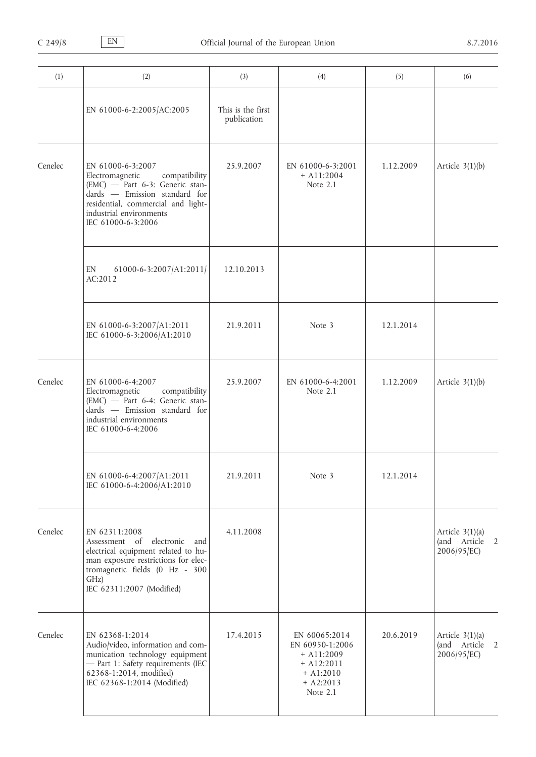| (1) | (2) | (3) | (4) | (5) | (6) |
|---|---|---|---|---|---|
| | EN 61000-6-2:2005/AC:2005 | This is the first publication | | | |
| Cenelec | EN 61000-6-3:2007<br>Electromagnetic compatibility (EMC) — Part 6-3: Generic standards — Emission standard for residential, commercial and light-industrial environments<br>IEC 61000-6-3:2006 | 25.9.2007 | EN 61000-6-3:2001<br>+ A11:2004<br>Note 2.1 | 1.12.2009 | Article 3(1)(b) |
| | EN 61000-6-3:2007/A1:2011/AC:2012 | 12.10.2013 | | | |
| | EN 61000-6-3:2007/A1:2011<br>IEC 61000-6-3:2006/A1:2010 | 21.9.2011 | Note 3 | 12.1.2014 | |
| Cenelec | EN 61000-6-4:2007<br>Electromagnetic compatibility (EMC) — Part 6-4: Generic standards — Emission standard for industrial environments<br>IEC 61000-6-4:2006 | 25.9.2007 | EN 61000-6-4:2001<br>Note 2.1 | 1.12.2009 | Article 3(1)(b) |
| | EN 61000-6-4:2007/A1:2011<br>IEC 61000-6-4:2006/A1:2010 | 21.9.2011 | Note 3 | 12.1.2014 | |
| Cenelec | EN 62311:2008<br>Assessment of electronic and electrical equipment related to human exposure restrictions for electromagnetic fields (0 Hz - 300 GHz)<br>IEC 62311:2007 (Modified) | 4.11.2008 | | | Article 3(1)(a) (and Article 2 2006/95/EC) |
| Cenelec | EN 62368-1:2014<br>Audio/video, information and communication technology equipment — Part 1: Safety requirements (IEC 62368-1:2014, modified)<br>IEC 62368-1:2014 (Modified) | 17.4.2015 | EN 60065:2014<br>EN 60950-1:2006<br>+ A11:2009<br>+ A12:2011<br>+ A1:2010<br>+ A2:2013<br>Note 2.1 | 20.6.2019 | Article 3(1)(a) (and Article 2 2006/95/EC) |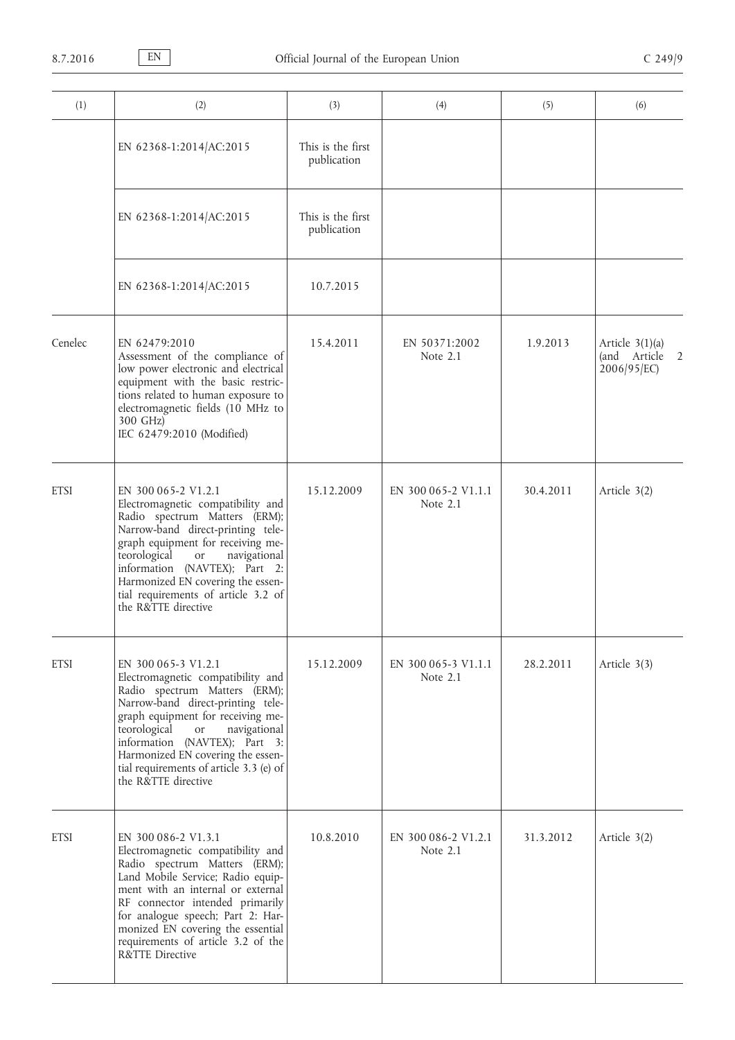| (1) | (2) | (3) | (4) | (5) | (6) |
|---|---|---|---|---|---|
| | EN 62368-1:2014/AC:2015 | This is the first publication | | | |
| | EN 62368-1:2014/AC:2015 | This is the first publication | | | |
| | EN 62368-1:2014/AC:2015 | 10.7.2015 | | | |
| Cenelec | EN 62479:2010<br>Assessment of the compliance of low power electronic and electrical equipment with the basic restrictions related to human exposure to electromagnetic fields (10 MHz to 300 GHz)<br>IEC 62479:2010 (Modified) | 15.4.2011 | EN 50371:2002<br>Note 2.1 | 1.9.2013 | Article 3(1)(a) (and Article 2 2006/95/EC) |
| ETSI | EN 300 065-2 V1.2.1<br>Electromagnetic compatibility and Radio spectrum Matters (ERM); Narrow-band direct-printing telegraph equipment for receiving meteorological or navigational information (NAVTEX); Part 2: Harmonized EN covering the essential requirements of article 3.2 of the R&TTE directive | 15.12.2009 | EN 300 065-2 V1.1.1<br>Note 2.1 | 30.4.2011 | Article 3(2) |
| ETSI | EN 300 065-3 V1.2.1<br>Electromagnetic compatibility and Radio spectrum Matters (ERM); Narrow-band direct-printing telegraph equipment for receiving meteorological or navigational information (NAVTEX); Part 3: Harmonized EN covering the essential requirements of article 3.3 (e) of the R&TTE directive | 15.12.2009 | EN 300 065-3 V1.1.1<br>Note 2.1 | 28.2.2011 | Article 3(3) |
| ETSI | EN 300 086-2 V1.3.1<br>Electromagnetic compatibility and Radio spectrum Matters (ERM); Land Mobile Service; Radio equipment with an internal or external RF connector intended primarily for analogue speech; Part 2: Harmonized EN covering the essential requirements of article 3.2 of the R&TTE Directive | 10.8.2010 | EN 300 086-2 V1.2.1<br>Note 2.1 | 31.3.2012 | Article 3(2) |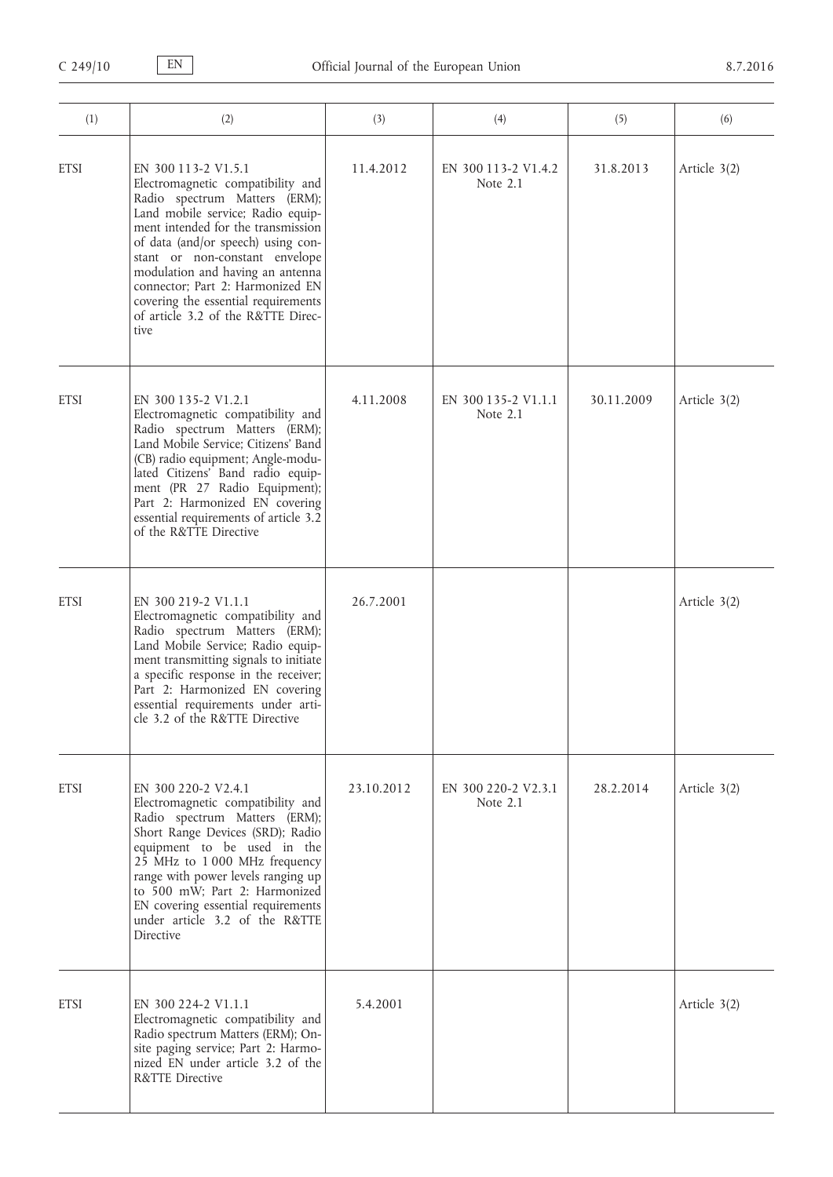| (1) | (2) | (3) | (4) | (5) | (6) |
|---|---|---|---|---|---|
| ETSI | EN 300 113-2 V1.5.1<br>Electromagnetic compatibility and Radio spectrum Matters (ERM); Land mobile service; Radio equipment intended for the transmission of data (and/or speech) using constant or non-constant envelope modulation and having an antenna connector; Part 2: Harmonized EN covering the essential requirements of article 3.2 of the R&TTE Directive | 11.4.2012 | EN 300 113-2 V1.4.2<br>Note 2.1 | 31.8.2013 | Article 3(2) |
| ETSI | EN 300 135-2 V1.2.1<br>Electromagnetic compatibility and Radio spectrum Matters (ERM); Land Mobile Service; Citizens' Band (CB) radio equipment; Angle-modulated Citizens' Band radio equipment (PR 27 Radio Equipment); Part 2: Harmonized EN covering essential requirements of article 3.2 of the R&TTE Directive | 4.11.2008 | EN 300 135-2 V1.1.1<br>Note 2.1 | 30.11.2009 | Article 3(2) |
| ETSI | EN 300 219-2 V1.1.1<br>Electromagnetic compatibility and Radio spectrum Matters (ERM); Land Mobile Service; Radio equipment transmitting signals to initiate a specific response in the receiver; Part 2: Harmonized EN covering essential requirements under article 3.2 of the R&TTE Directive | 26.7.2001 | | | Article 3(2) |
| ETSI | EN 300 220-2 V2.4.1<br>Electromagnetic compatibility and Radio spectrum Matters (ERM); Short Range Devices (SRD); Radio equipment to be used in the 25 MHz to 1 000 MHz frequency range with power levels ranging up to 500 mW; Part 2: Harmonized EN covering essential requirements under article 3.2 of the R&TTE Directive | 23.10.2012 | EN 300 220-2 V2.3.1<br>Note 2.1 | 28.2.2014 | Article 3(2) |
| ETSI | EN 300 224-2 V1.1.1<br>Electromagnetic compatibility and Radio spectrum Matters (ERM); On-site paging service; Part 2: Harmonized EN under article 3.2 of the R&TTE Directive | 5.4.2001 | | | Article 3(2) |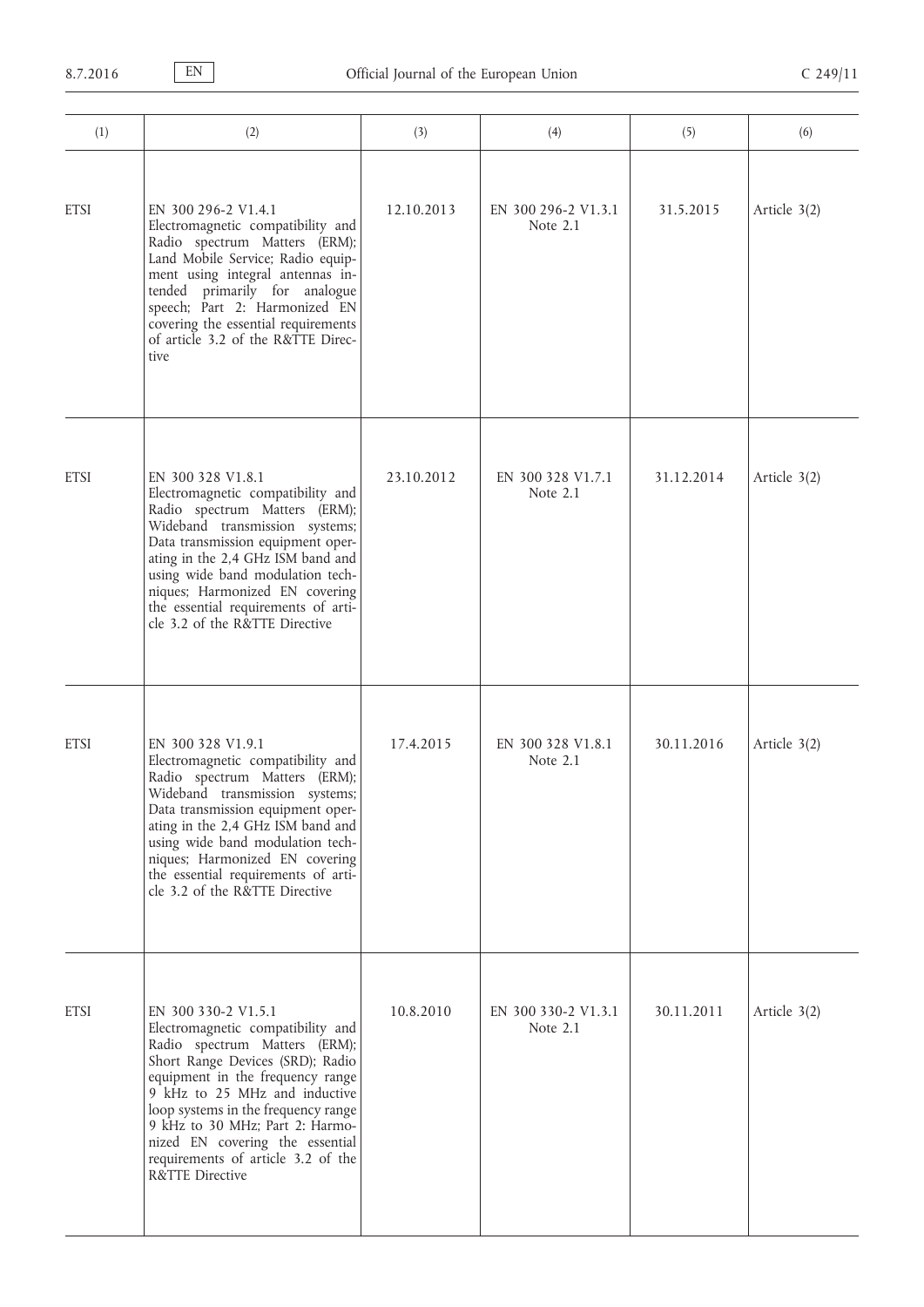| (1) | (2) | (3) | (4) | (5) | (6) |
|---|---|---|---|---|---|
| ETSI | EN 300 296-2 V1.4.1<br>Electromagnetic compatibility and Radio spectrum Matters (ERM); Land Mobile Service; Radio equipment using integral antennas intended primarily for analogue speech; Part 2: Harmonized EN covering the essential requirements of article 3.2 of the R&TTE Directive | 12.10.2013 | EN 300 296-2 V1.3.1<br>Note 2.1 | 31.5.2015 | Article 3(2) |
| ETSI | EN 300 328 V1.8.1<br>Electromagnetic compatibility and Radio spectrum Matters (ERM); Wideband transmission systems; Data transmission equipment operating in the 2,4 GHz ISM band and using wide band modulation techniques; Harmonized EN covering the essential requirements of article 3.2 of the R&TTE Directive | 23.10.2012 | EN 300 328 V1.7.1<br>Note 2.1 | 31.12.2014 | Article 3(2) |
| ETSI | EN 300 328 V1.9.1<br>Electromagnetic compatibility and Radio spectrum Matters (ERM); Wideband transmission systems; Data transmission equipment operating in the 2,4 GHz ISM band and using wide band modulation techniques; Harmonized EN covering the essential requirements of article 3.2 of the R&TTE Directive | 17.4.2015 | EN 300 328 V1.8.1<br>Note 2.1 | 30.11.2016 | Article 3(2) |
| ETSI | EN 300 330-2 V1.5.1<br>Electromagnetic compatibility and Radio spectrum Matters (ERM); Short Range Devices (SRD); Radio equipment in the frequency range 9 kHz to 25 MHz and inductive loop systems in the frequency range 9 kHz to 30 MHz; Part 2: Harmonized EN covering the essential requirements of article 3.2 of the R&TTE Directive | 10.8.2010 | EN 300 330-2 V1.3.1<br>Note 2.1 | 30.11.2011 | Article 3(2) |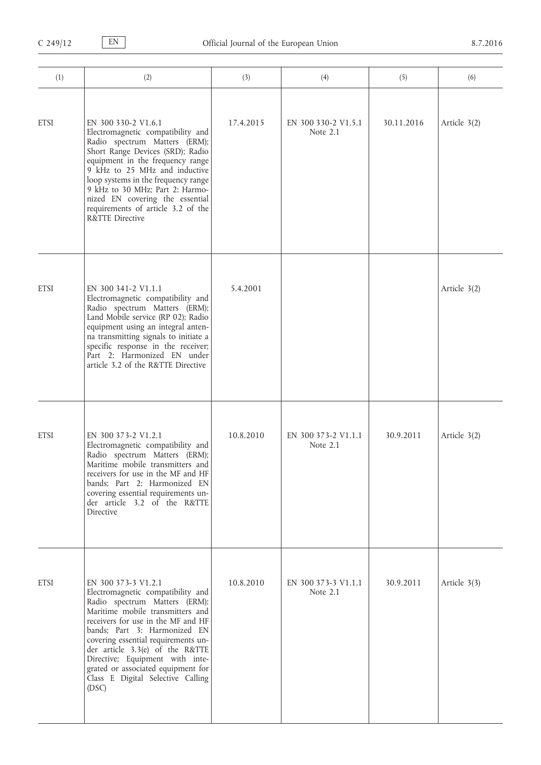| (1) | (2) | (3) | (4) | (5) | (6) |
|---|---|---|---|---|---|
| ETSI | EN 300 330-2 V1.6.1<br>Electromagnetic compatibility and Radio spectrum Matters (ERM); Short Range Devices (SRD); Radio equipment in the frequency range 9 kHz to 25 MHz and inductive loop systems in the frequency range 9 kHz to 30 MHz; Part 2: Harmonized EN covering the essential requirements of article 3.2 of the R&TTE Directive | 17.4.2015 | EN 300 330-2 V1.5.1<br>Note 2.1 | 30.11.2016 | Article 3(2) |
| ETSI | EN 300 341-2 V1.1.1<br>Electromagnetic compatibility and Radio spectrum Matters (ERM); Land Mobile service (RP 02); Radio equipment using an integral antenna transmitting signals to initiate a specific response in the receiver; Part 2: Harmonized EN under article 3.2 of the R&TTE Directive | 5.4.2001 | | | Article 3(2) |
| ETSI | EN 300 373-2 V1.2.1<br>Electromagnetic compatibility and Radio spectrum Matters (ERM); Maritime mobile transmitters and receivers for use in the MF and HF bands; Part 2: Harmonized EN covering essential requirements under article 3.2 of the R&TTE Directive | 10.8.2010 | EN 300 373-2 V1.1.1<br>Note 2.1 | 30.9.2011 | Article 3(2) |
| ETSI | EN 300 373-3 V1.2.1<br>Electromagnetic compatibility and Radio spectrum Matters (ERM); Maritime mobile transmitters and receivers for use in the MF and HF bands; Part 3: Harmonized EN covering essential requirements under article 3.3(e) of the R&TTE Directive; Equipment with integrated or associated equipment for Class E Digital Selective Calling (DSC) | 10.8.2010 | EN 300 373-3 V1.1.1<br>Note 2.1 | 30.9.2011 | Article 3(3) |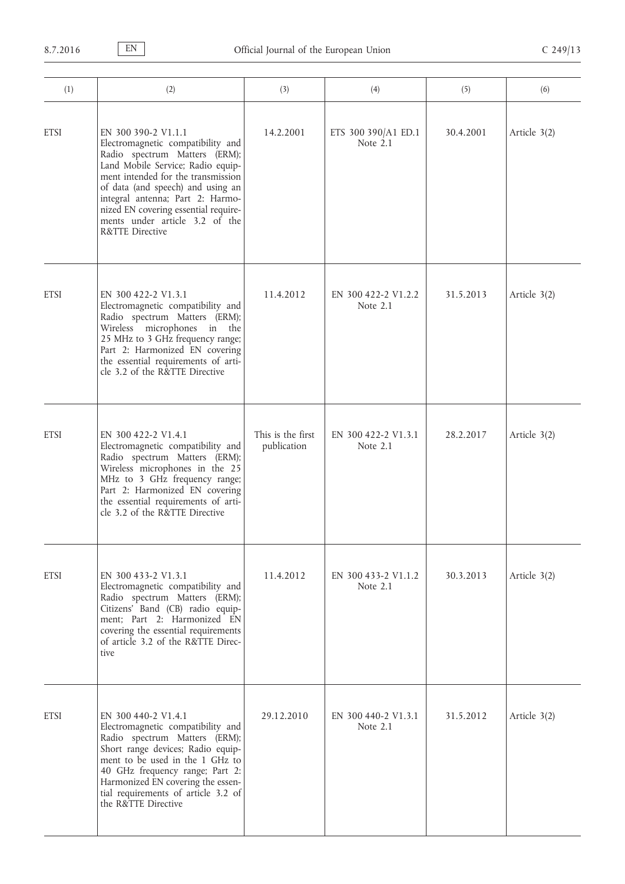| (1) | (2) | (3) | (4) | (5) | (6) |
|---|---|---|---|---|---|
| ETSI | EN 300 390-2 V1.1.1<br>Electromagnetic compatibility and Radio spectrum Matters (ERM); Land Mobile Service; Radio equipment intended for the transmission of data (and speech) and using an integral antenna; Part 2: Harmonized EN covering essential requirements under article 3.2 of the R&TTE Directive | 14.2.2001 | ETS 300 390/A1 ED.1<br>Note 2.1 | 30.4.2001 | Article 3(2) |
| ETSI | EN 300 422-2 V1.3.1<br>Electromagnetic compatibility and Radio spectrum Matters (ERM); Wireless microphones in the 25 MHz to 3 GHz frequency range; Part 2: Harmonized EN covering the essential requirements of article 3.2 of the R&TTE Directive | 11.4.2012 | EN 300 422-2 V1.2.2<br>Note 2.1 | 31.5.2013 | Article 3(2) |
| ETSI | EN 300 422-2 V1.4.1<br>Electromagnetic compatibility and Radio spectrum Matters (ERM); Wireless microphones in the 25 MHz to 3 GHz frequency range; Part 2: Harmonized EN covering the essential requirements of article 3.2 of the R&TTE Directive | This is the first publication | EN 300 422-2 V1.3.1<br>Note 2.1 | 28.2.2017 | Article 3(2) |
| ETSI | EN 300 433-2 V1.3.1<br>Electromagnetic compatibility and Radio spectrum Matters (ERM); Citizens' Band (CB) radio equipment; Part 2: Harmonized EN covering the essential requirements of article 3.2 of the R&TTE Directive | 11.4.2012 | EN 300 433-2 V1.1.2<br>Note 2.1 | 30.3.2013 | Article 3(2) |
| ETSI | EN 300 440-2 V1.4.1<br>Electromagnetic compatibility and Radio spectrum Matters (ERM); Short range devices; Radio equipment to be used in the 1 GHz to 40 GHz frequency range; Part 2: Harmonized EN covering the essential requirements of article 3.2 of the R&TTE Directive | 29.12.2010 | EN 300 440-2 V1.3.1<br>Note 2.1 | 31.5.2012 | Article 3(2) |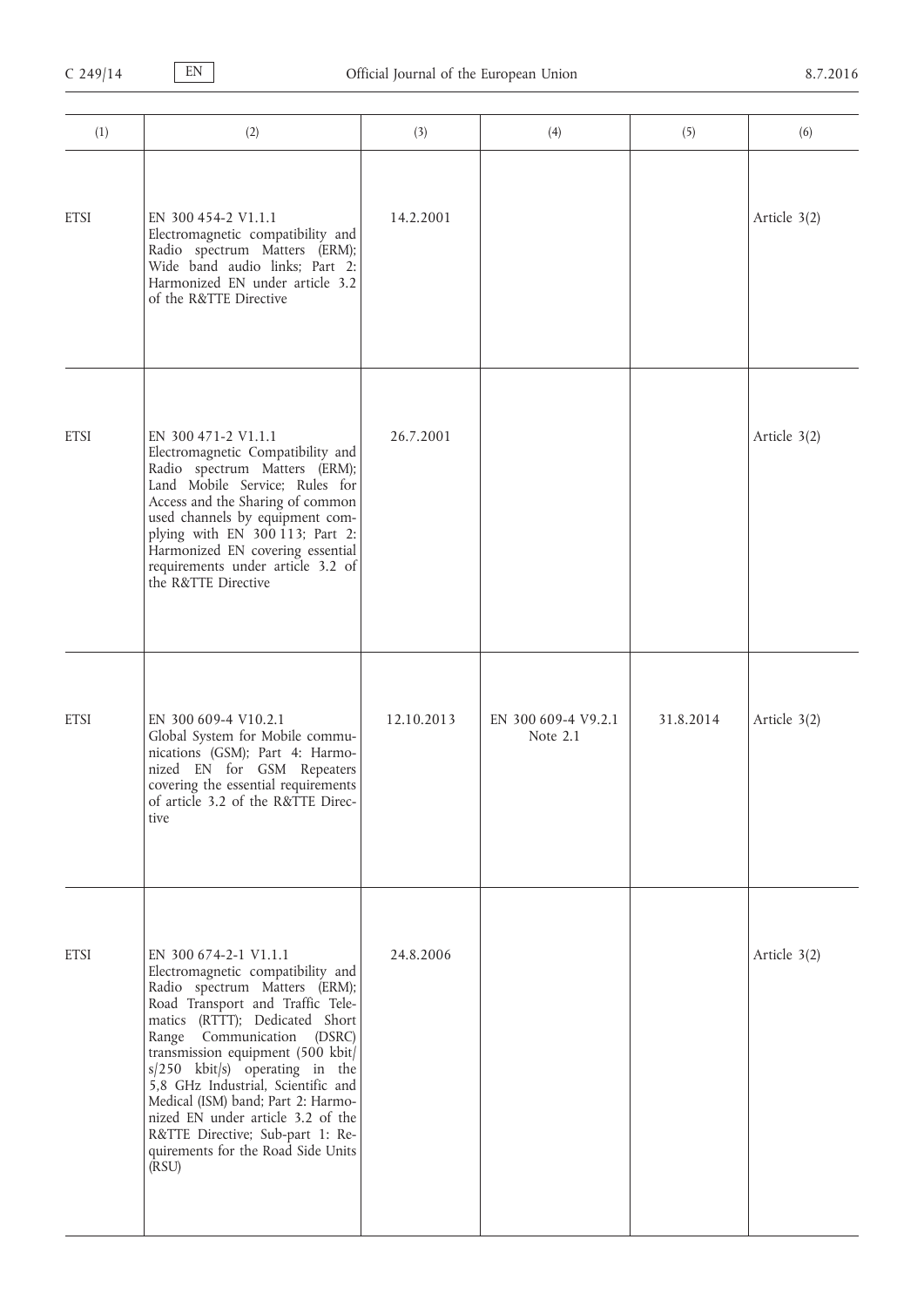| (1) | (2) | (3) | (4) | (5) | (6) |
|---|---|---|---|---|---|
| ETSI | EN 300 454-2 V1.1.1<br>Electromagnetic compatibility and Radio spectrum Matters (ERM); Wide band audio links; Part 2: Harmonized EN under article 3.2 of the R&TTE Directive | 14.2.2001 | | | Article 3(2) |
| ETSI | EN 300 471-2 V1.1.1<br>Electromagnetic Compatibility and Radio spectrum Matters (ERM); Land Mobile Service; Rules for Access and the Sharing of common used channels by equipment complying with EN 300 113; Part 2: Harmonized EN covering essential requirements under article 3.2 of the R&TTE Directive | 26.7.2001 | | | Article 3(2) |
| ETSI | EN 300 609-4 V10.2.1<br>Global System for Mobile communications (GSM); Part 4: Harmonized EN for GSM Repeaters covering the essential requirements of article 3.2 of the R&TTE Directive | 12.10.2013 | EN 300 609-4 V9.2.1<br>Note 2.1 | 31.8.2014 | Article 3(2) |
| ETSI | EN 300 674-2-1 V1.1.1<br>Electromagnetic compatibility and Radio spectrum Matters (ERM); Road Transport and Traffic Telematics (RTTT); Dedicated Short Range Communication (DSRC) transmission equipment (500 kbit/s/250 kbit/s) operating in the 5,8 GHz Industrial, Scientific and Medical (ISM) band; Part 2: Harmonized EN under article 3.2 of the R&TTE Directive; Sub-part 1: Requirements for the Road Side Units (RSU) | 24.8.2006 | | | Article 3(2) |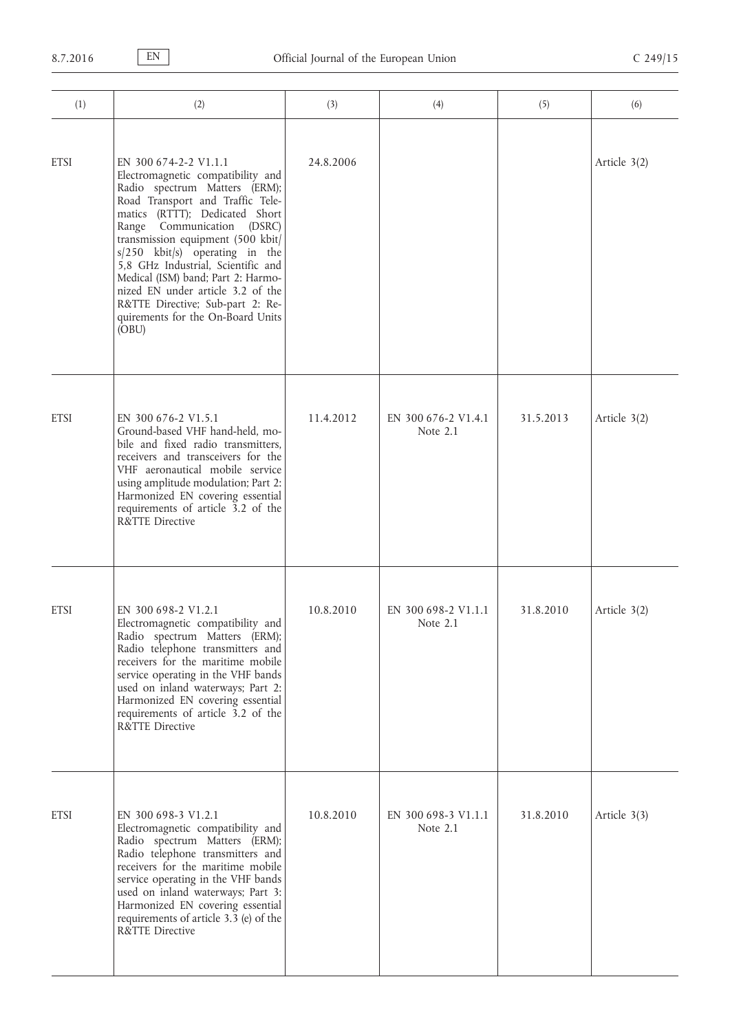| (1) | (2) | (3) | (4) | (5) | (6) |
|---|---|---|---|---|---|
| ETSI | EN 300 674-2-2 V1.1.1<br>Electromagnetic compatibility and Radio spectrum Matters (ERM); Road Transport and Traffic Telematics (RTTT); Dedicated Short Range Communication (DSRC) transmission equipment (500 kbit/s/250 kbit/s) operating in the 5,8 GHz Industrial, Scientific and Medical (ISM) band; Part 2: Harmonized EN under article 3.2 of the R&TTE Directive; Sub-part 2: Requirements for the On-Board Units (OBU) | 24.8.2006 | | | Article 3(2) |
| ETSI | EN 300 676-2 V1.5.1<br>Ground-based VHF hand-held, mobile and fixed radio transmitters, receivers and transceivers for the VHF aeronautical mobile service using amplitude modulation; Part 2: Harmonized EN covering essential requirements of article 3.2 of the R&TTE Directive | 11.4.2012 | EN 300 676-2 V1.4.1<br>Note 2.1 | 31.5.2013 | Article 3(2) |
| ETSI | EN 300 698-2 V1.2.1<br>Electromagnetic compatibility and Radio spectrum Matters (ERM); Radio telephone transmitters and receivers for the maritime mobile service operating in the VHF bands used on inland waterways; Part 2: Harmonized EN covering essential requirements of article 3.2 of the R&TTE Directive | 10.8.2010 | EN 300 698-2 V1.1.1<br>Note 2.1 | 31.8.2010 | Article 3(2) |
| ETSI | EN 300 698-3 V1.2.1<br>Electromagnetic compatibility and Radio spectrum Matters (ERM); Radio telephone transmitters and receivers for the maritime mobile service operating in the VHF bands used on inland waterways; Part 3: Harmonized EN covering essential requirements of article 3.3 (e) of the R&TTE Directive | 10.8.2010 | EN 300 698-3 V1.1.1<br>Note 2.1 | 31.8.2010 | Article 3(3) |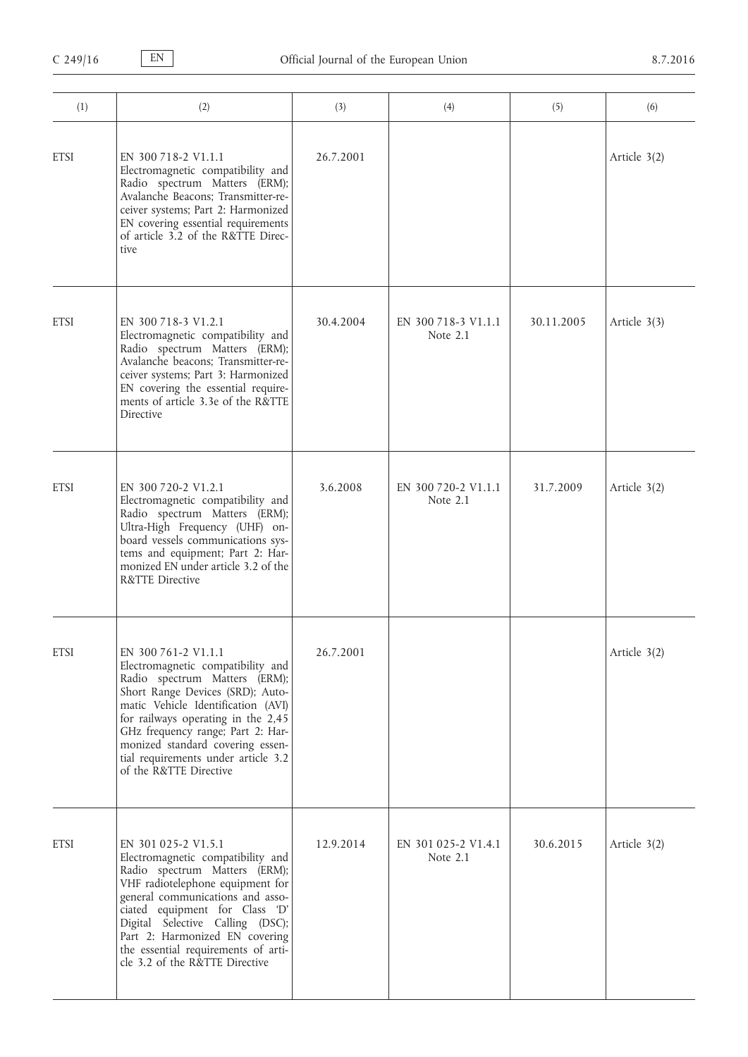| (1) | (2) | (3) | (4) | (5) | (6) |
|---|---|---|---|---|---|
| ETSI | EN 300 718-2 V1.1.1<br>Electromagnetic compatibility and Radio spectrum Matters (ERM); Avalanche Beacons; Transmitter-receiver systems; Part 2: Harmonized EN covering essential requirements of article 3.2 of the R&TTE Directive | 26.7.2001 | | | Article 3(2) |
| ETSI | EN 300 718-3 V1.2.1<br>Electromagnetic compatibility and Radio spectrum Matters (ERM); Avalanche beacons; Transmitter-receiver systems; Part 3: Harmonized EN covering the essential requirements of article 3.3e of the R&TTE Directive | 30.4.2004 | EN 300 718-3 V1.1.1<br>Note 2.1 | 30.11.2005 | Article 3(3) |
| ETSI | EN 300 720-2 V1.2.1<br>Electromagnetic compatibility and Radio spectrum Matters (ERM); Ultra-High Frequency (UHF) on-board vessels communications systems and equipment; Part 2: Harmonized EN under article 3.2 of the R&TTE Directive | 3.6.2008 | EN 300 720-2 V1.1.1<br>Note 2.1 | 31.7.2009 | Article 3(2) |
| ETSI | EN 300 761-2 V1.1.1<br>Electromagnetic compatibility and Radio spectrum Matters (ERM); Short Range Devices (SRD); Automatic Vehicle Identification (AVI) for railways operating in the 2,45 GHz frequency range; Part 2: Harmonized standard covering essential requirements under article 3.2 of the R&TTE Directive | 26.7.2001 | | | Article 3(2) |
| ETSI | EN 301 025-2 V1.5.1<br>Electromagnetic compatibility and Radio spectrum Matters (ERM); VHF radiotelephone equipment for general communications and associated equipment for Class 'D' Digital Selective Calling (DSC); Part 2: Harmonized EN covering the essential requirements of article 3.2 of the R&TTE Directive | 12.9.2014 | EN 301 025-2 V1.4.1<br>Note 2.1 | 30.6.2015 | Article 3(2) |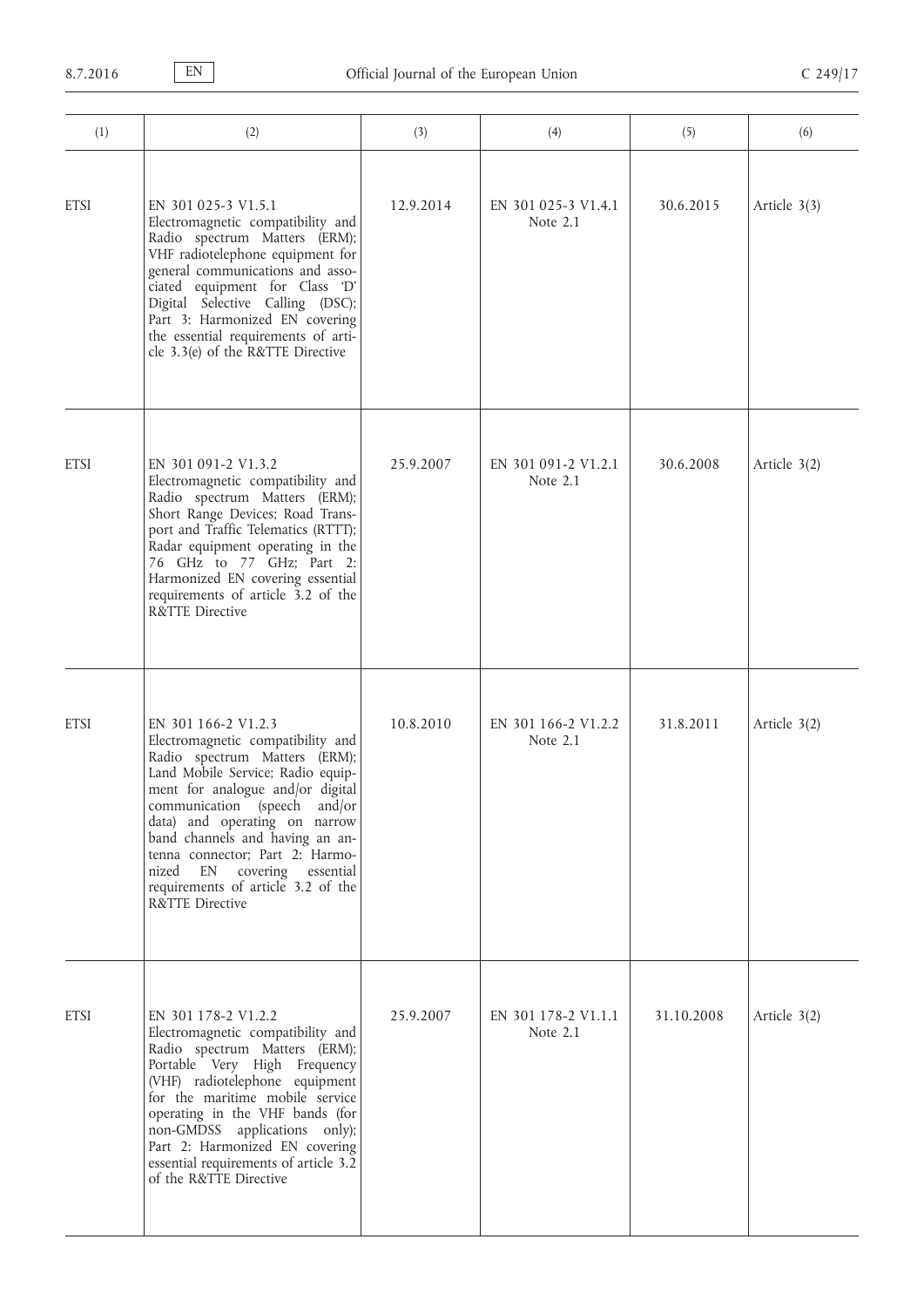| (1) | (2) | (3) | (4) | (5) | (6) |
| --- | --- | --- | --- | --- | --- |
| ETSI | EN 301 025-3 V1.5.1<br>Electromagnetic compatibility and Radio spectrum Matters (ERM); VHF radiotelephone equipment for general communications and associated equipment for Class 'D' Digital Selective Calling (DSC); Part 3: Harmonized EN covering the essential requirements of article 3.3(e) of the R&TTE Directive | 12.9.2014 | EN 301 025-3 V1.4.1<br>Note 2.1 | 30.6.2015 | Article 3(3) |
| ETSI | EN 301 091-2 V1.3.2<br>Electromagnetic compatibility and Radio spectrum Matters (ERM); Short Range Devices; Road Transport and Traffic Telematics (RTTT); Radar equipment operating in the 76 GHz to 77 GHz; Part 2: Harmonized EN covering essential requirements of article 3.2 of the R&TTE Directive | 25.9.2007 | EN 301 091-2 V1.2.1<br>Note 2.1 | 30.6.2008 | Article 3(2) |
| ETSI | EN 301 166-2 V1.2.3<br>Electromagnetic compatibility and Radio spectrum Matters (ERM); Land Mobile Service; Radio equipment for analogue and/or digital communication (speech and/or data) and operating on narrow band channels and having an antenna connector; Part 2: Harmonized EN covering essential requirements of article 3.2 of the R&TTE Directive | 10.8.2010 | EN 301 166-2 V1.2.2<br>Note 2.1 | 31.8.2011 | Article 3(2) |
| ETSI | EN 301 178-2 V1.2.2<br>Electromagnetic compatibility and Radio spectrum Matters (ERM); Portable Very High Frequency (VHF) radiotelephone equipment for the maritime mobile service operating in the VHF bands (for non-GMDSS applications only); Part 2: Harmonized EN covering essential requirements of article 3.2 of the R&TTE Directive | 25.9.2007 | EN 301 178-2 V1.1.1<br>Note 2.1 | 31.10.2008 | Article 3(2) |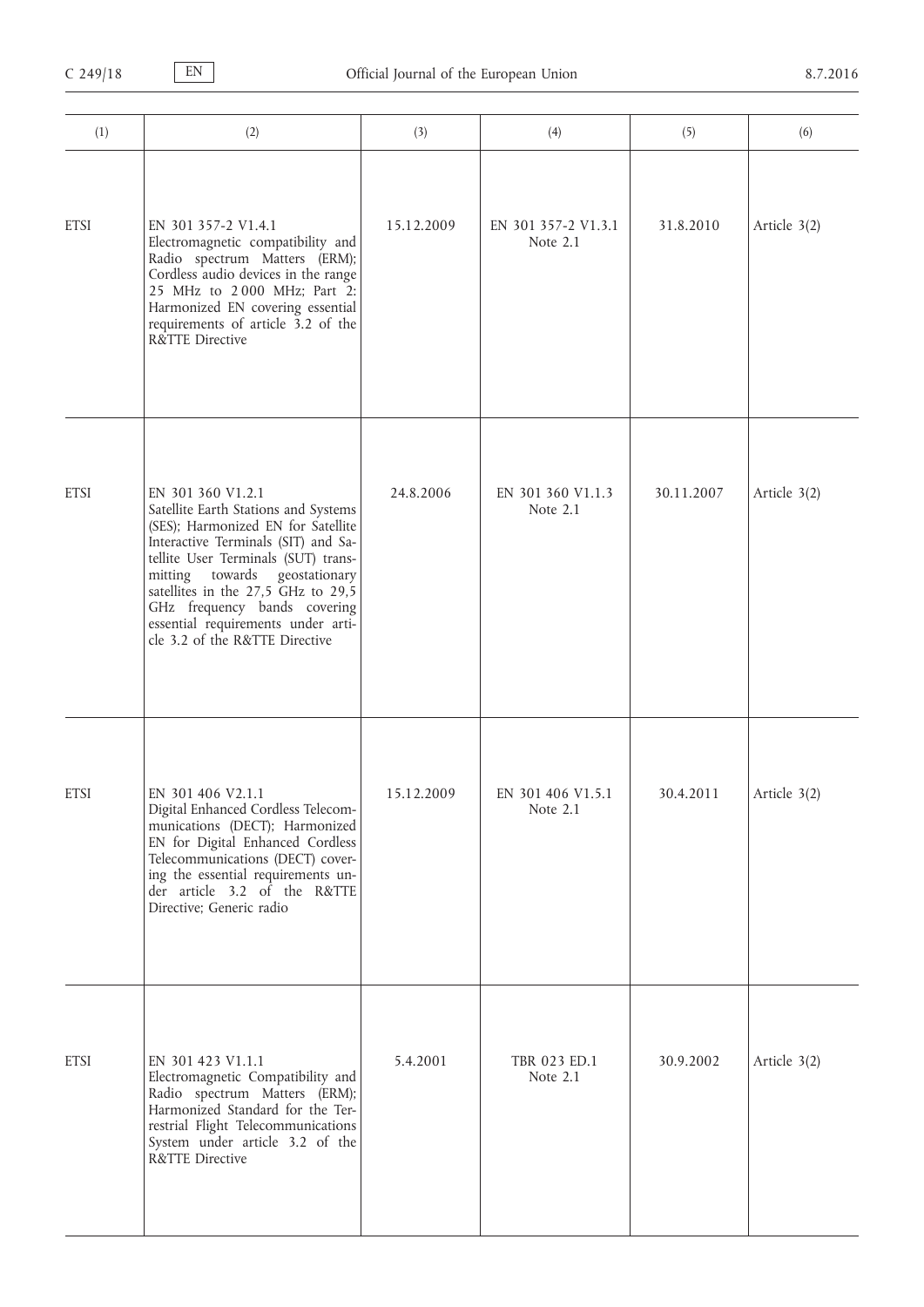| (1) | (2) | (3) | (4) | (5) | (6) |
|---|---|---|---|---|---|
| ETSI | EN 301 357-2 V1.4.1<br>Electromagnetic compatibility and Radio spectrum Matters (ERM); Cordless audio devices in the range 25 MHz to 2 000 MHz; Part 2: Harmonized EN covering essential requirements of article 3.2 of the R&TTE Directive | 15.12.2009 | EN 301 357-2 V1.3.1<br>Note 2.1 | 31.8.2010 | Article 3(2) |
| ETSI | EN 301 360 V1.2.1<br>Satellite Earth Stations and Systems (SES); Harmonized EN for Satellite Interactive Terminals (SIT) and Satellite User Terminals (SUT) transmitting towards geostationary satellites in the 27,5 GHz to 29,5 GHz frequency bands covering essential requirements under article 3.2 of the R&TTE Directive | 24.8.2006 | EN 301 360 V1.1.3<br>Note 2.1 | 30.11.2007 | Article 3(2) |
| ETSI | EN 301 406 V2.1.1<br>Digital Enhanced Cordless Telecommunications (DECT); Harmonized EN for Digital Enhanced Cordless Telecommunications (DECT) covering the essential requirements under article 3.2 of the R&TTE Directive; Generic radio | 15.12.2009 | EN 301 406 V1.5.1<br>Note 2.1 | 30.4.2011 | Article 3(2) |
| ETSI | EN 301 423 V1.1.1<br>Electromagnetic Compatibility and Radio spectrum Matters (ERM); Harmonized Standard for the Terrestrial Flight Telecommunications System under article 3.2 of the R&TTE Directive | 5.4.2001 | TBR 023 ED.1<br>Note 2.1 | 30.9.2002 | Article 3(2) |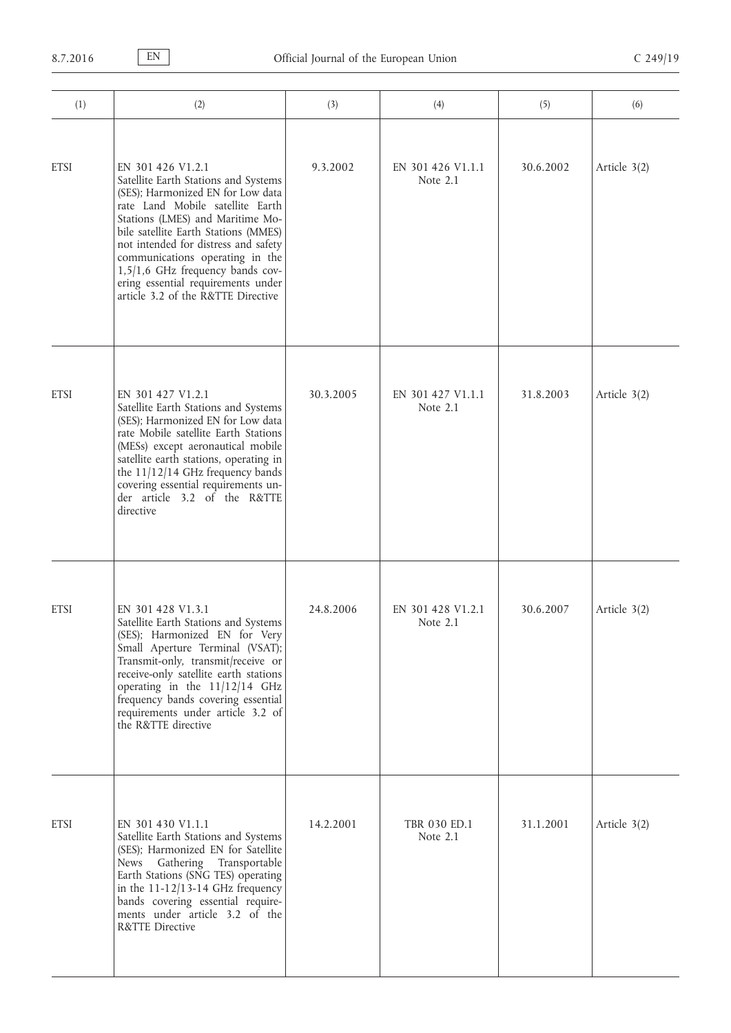| (1) | (2) | (3) | (4) | (5) | (6) |
|---|---|---|---|---|---|
| ETSI | EN 301 426 V1.2.1<br>Satellite Earth Stations and Systems (SES); Harmonized EN for Low data rate Land Mobile satellite Earth Stations (LMES) and Maritime Mobile satellite Earth Stations (MMES) not intended for distress and safety communications operating in the 1,5/1,6 GHz frequency bands covering essential requirements under article 3.2 of the R&TTE Directive | 9.3.2002 | EN 301 426 V1.1.1<br>Note 2.1 | 30.6.2002 | Article 3(2) |
| ETSI | EN 301 427 V1.2.1<br>Satellite Earth Stations and Systems (SES); Harmonized EN for Low data rate Mobile satellite Earth Stations (MESs) except aeronautical mobile satellite earth stations, operating in the 11/12/14 GHz frequency bands covering essential requirements under article 3.2 of the R&TTE directive | 30.3.2005 | EN 301 427 V1.1.1<br>Note 2.1 | 31.8.2003 | Article 3(2) |
| ETSI | EN 301 428 V1.3.1<br>Satellite Earth Stations and Systems (SES); Harmonized EN for Very Small Aperture Terminal (VSAT); Transmit-only, transmit/receive or receive-only satellite earth stations operating in the 11/12/14 GHz frequency bands covering essential requirements under article 3.2 of the R&TTE directive | 24.8.2006 | EN 301 428 V1.2.1<br>Note 2.1 | 30.6.2007 | Article 3(2) |
| ETSI | EN 301 430 V1.1.1<br>Satellite Earth Stations and Systems (SES); Harmonized EN for Satellite News Gathering Transportable Earth Stations (SNG TES) operating in the 11-12/13-14 GHz frequency bands covering essential requirements under article 3.2 of the R&TTE Directive | 14.2.2001 | TBR 030 ED.1<br>Note 2.1 | 31.1.2001 | Article 3(2) |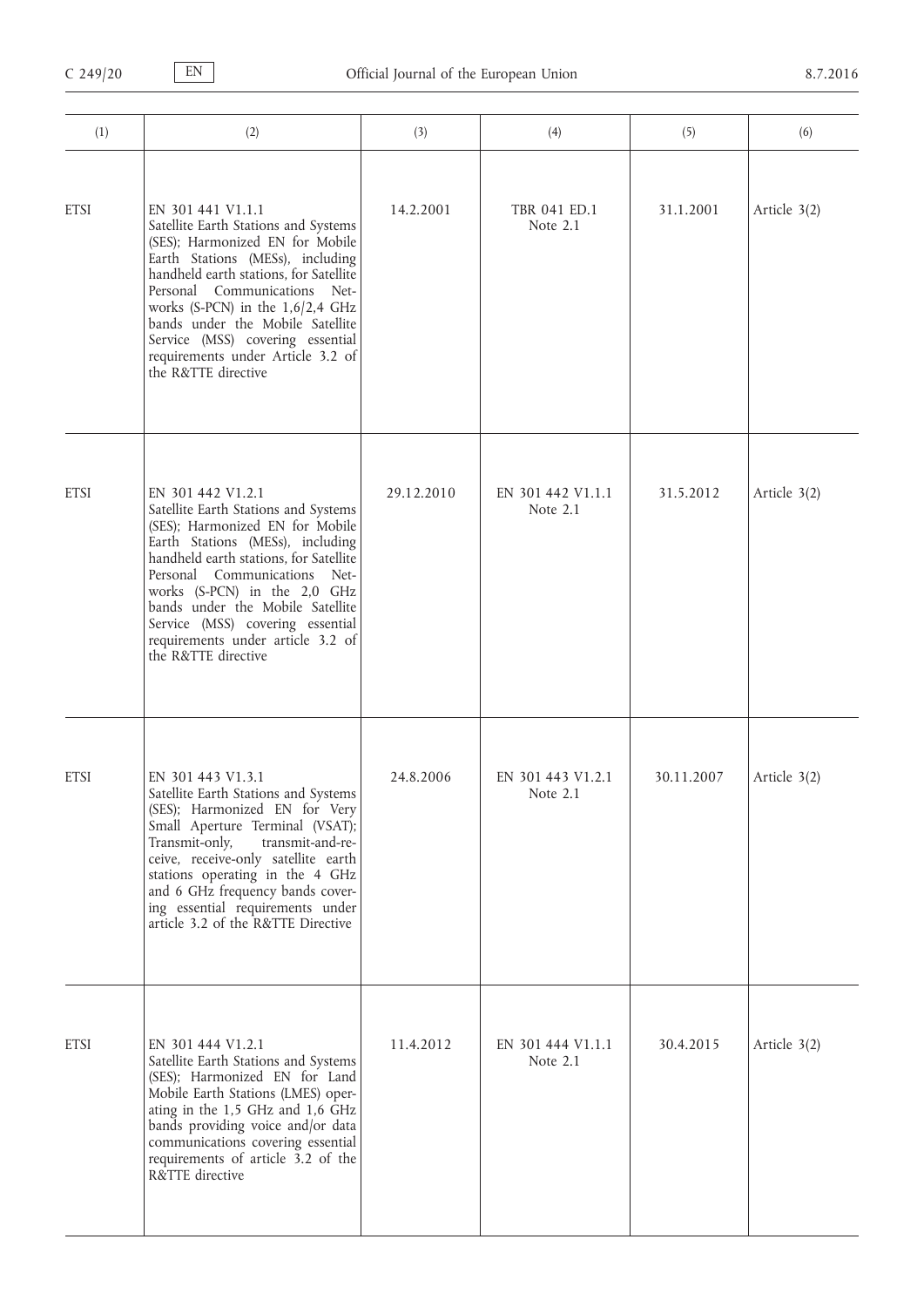| (1) | (2) | (3) | (4) | (5) | (6) |
|---|---|---|---|---|---|
| ETSI | EN 301 441 V1.1.1<br>Satellite Earth Stations and Systems (SES); Harmonized EN for Mobile Earth Stations (MESs), including handheld earth stations, for Satellite Personal Communications Networks (S-PCN) in the 1,6/2,4 GHz bands under the Mobile Satellite Service (MSS) covering essential requirements under Article 3.2 of the R&TTE directive | 14.2.2001 | TBR 041 ED.1<br>Note 2.1 | 31.1.2001 | Article 3(2) |
| ETSI | EN 301 442 V1.2.1<br>Satellite Earth Stations and Systems (SES); Harmonized EN for Mobile Earth Stations (MESs), including handheld earth stations, for Satellite Personal Communications Networks (S-PCN) in the 2,0 GHz bands under the Mobile Satellite Service (MSS) covering essential requirements under article 3.2 of the R&TTE directive | 29.12.2010 | EN 301 442 V1.1.1<br>Note 2.1 | 31.5.2012 | Article 3(2) |
| ETSI | EN 301 443 V1.3.1<br>Satellite Earth Stations and Systems (SES); Harmonized EN for Very Small Aperture Terminal (VSAT); Transmit-only, transmit-and-receive, receive-only satellite earth stations operating in the 4 GHz and 6 GHz frequency bands covering essential requirements under article 3.2 of the R&TTE Directive | 24.8.2006 | EN 301 443 V1.2.1<br>Note 2.1 | 30.11.2007 | Article 3(2) |
| ETSI | EN 301 444 V1.2.1<br>Satellite Earth Stations and Systems (SES); Harmonized EN for Land Mobile Earth Stations (LMES) operating in the 1,5 GHz and 1,6 GHz bands providing voice and/or data communications covering essential requirements of article 3.2 of the R&TTE directive | 11.4.2012 | EN 301 444 V1.1.1<br>Note 2.1 | 30.4.2015 | Article 3(2) |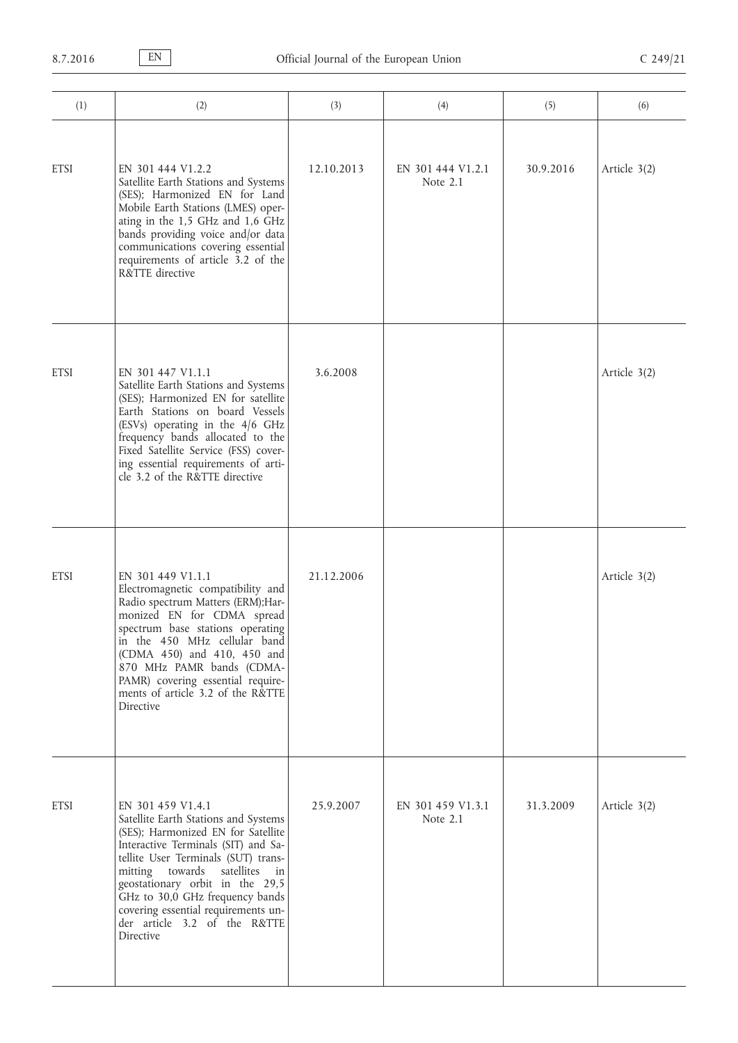| (1) | (2) | (3) | (4) | (5) | (6) |
|---|---|---|---|---|---|
| ETSI | EN 301 444 V1.2.2<br>Satellite Earth Stations and Systems (SES); Harmonized EN for Land Mobile Earth Stations (LMES) operating in the 1,5 GHz and 1,6 GHz bands providing voice and/or data communications covering essential requirements of article 3.2 of the R&TTE directive | 12.10.2013 | EN 301 444 V1.2.1<br>Note 2.1 | 30.9.2016 | Article 3(2) |
| ETSI | EN 301 447 V1.1.1<br>Satellite Earth Stations and Systems (SES); Harmonized EN for satellite Earth Stations on board Vessels (ESVs) operating in the 4/6 GHz frequency bands allocated to the Fixed Satellite Service (FSS) covering essential requirements of article 3.2 of the R&TTE directive | 3.6.2008 | | | Article 3(2) |
| ETSI | EN 301 449 V1.1.1<br>Electromagnetic compatibility and Radio spectrum Matters (ERM);Harmonized EN for CDMA spread spectrum base stations operating in the 450 MHz cellular band (CDMA 450) and 410, 450 and 870 MHz PAMR bands (CDMA-PAMR) covering essential requirements of article 3.2 of the R&TTE Directive | 21.12.2006 | | | Article 3(2) |
| ETSI | EN 301 459 V1.4.1<br>Satellite Earth Stations and Systems (SES); Harmonized EN for Satellite Interactive Terminals (SIT) and Satellite User Terminals (SUT) transmitting towards satellites in geostationary orbit in the 29,5 GHz to 30,0 GHz frequency bands covering essential requirements under article 3.2 of the R&TTE Directive | 25.9.2007 | EN 301 459 V1.3.1<br>Note 2.1 | 31.3.2009 | Article 3(2) |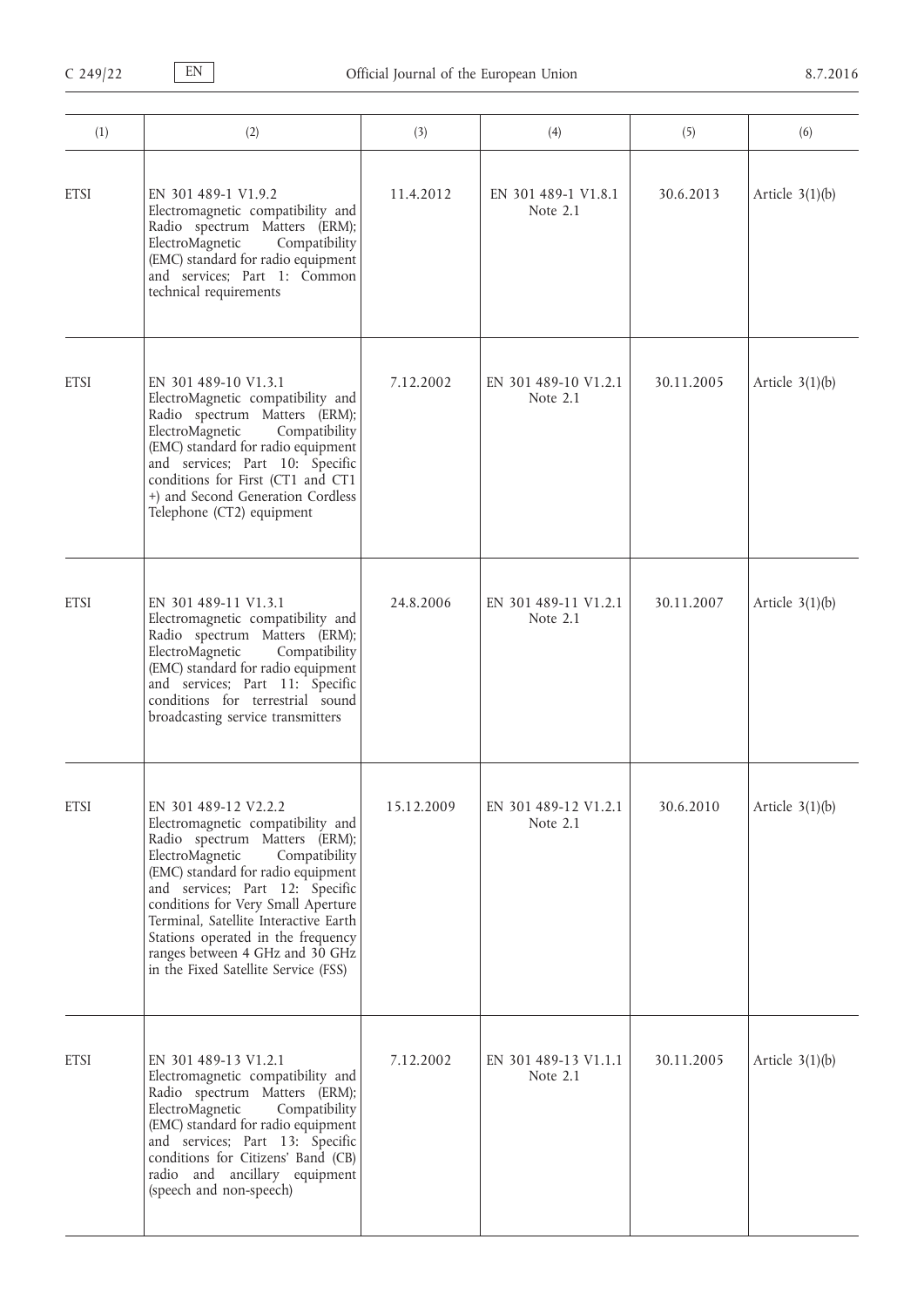| (1) | (2) | (3) | (4) | (5) | (6) |
|---|---|---|---|---|---|
| ETSI | EN 301 489-1 V1.9.2<br>Electromagnetic compatibility and Radio spectrum Matters (ERM); ElectroMagnetic Compatibility (EMC) standard for radio equipment and services; Part 1: Common technical requirements | 11.4.2012 | EN 301 489-1 V1.8.1<br>Note 2.1 | 30.6.2013 | Article 3(1)(b) |
| ETSI | EN 301 489-10 V1.3.1<br>ElectroMagnetic compatibility and Radio spectrum Matters (ERM); ElectroMagnetic Compatibility (EMC) standard for radio equipment and services; Part 10: Specific conditions for First (CT1 and CT1 +) and Second Generation Cordless Telephone (CT2) equipment | 7.12.2002 | EN 301 489-10 V1.2.1<br>Note 2.1 | 30.11.2005 | Article 3(1)(b) |
| ETSI | EN 301 489-11 V1.3.1<br>Electromagnetic compatibility and Radio spectrum Matters (ERM); ElectroMagnetic Compatibility (EMC) standard for radio equipment and services; Part 11: Specific conditions for terrestrial sound broadcasting service transmitters | 24.8.2006 | EN 301 489-11 V1.2.1<br>Note 2.1 | 30.11.2007 | Article 3(1)(b) |
| ETSI | EN 301 489-12 V2.2.2<br>Electromagnetic compatibility and Radio spectrum Matters (ERM); ElectroMagnetic Compatibility (EMC) standard for radio equipment and services; Part 12: Specific conditions for Very Small Aperture Terminal, Satellite Interactive Earth Stations operated in the frequency ranges between 4 GHz and 30 GHz in the Fixed Satellite Service (FSS) | 15.12.2009 | EN 301 489-12 V1.2.1<br>Note 2.1 | 30.6.2010 | Article 3(1)(b) |
| ETSI | EN 301 489-13 V1.2.1<br>Electromagnetic compatibility and Radio spectrum Matters (ERM); ElectroMagnetic Compatibility (EMC) standard for radio equipment and services; Part 13: Specific conditions for Citizens' Band (CB) radio and ancillary equipment (speech and non-speech) | 7.12.2002 | EN 301 489-13 V1.1.1<br>Note 2.1 | 30.11.2005 | Article 3(1)(b) |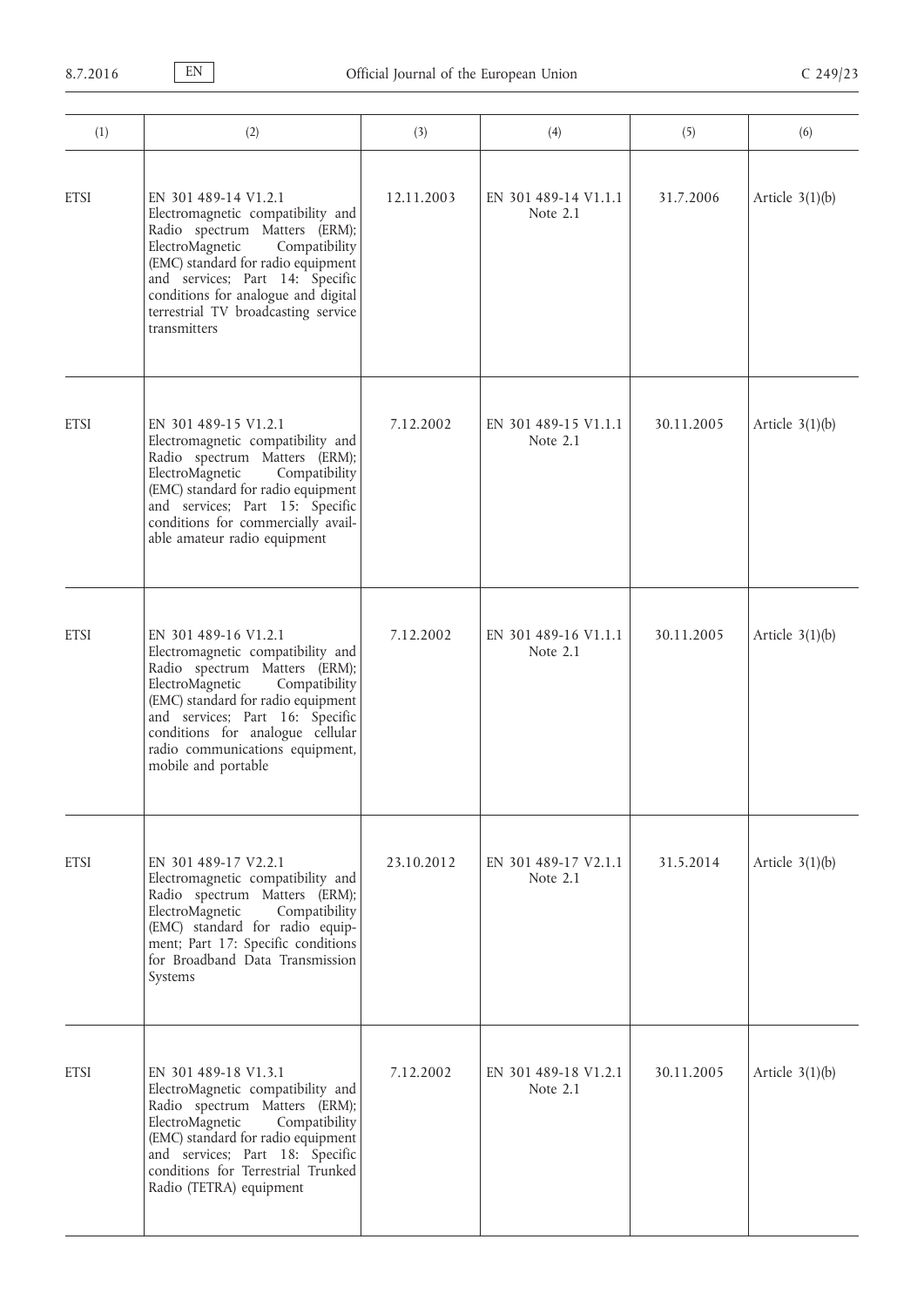| (1) | (2) | (3) | (4) | (5) | (6) |
|---|---|---|---|---|---|
| ETSI | EN 301 489-14 V1.2.1 Electromagnetic compatibility and Radio spectrum Matters (ERM); ElectroMagnetic Compatibility (EMC) standard for radio equipment and services; Part 14: Specific conditions for analogue and digital terrestrial TV broadcasting service transmitters | 12.11.2003 | EN 301 489-14 V1.1.1 Note 2.1 | 31.7.2006 | Article 3(1)(b) |
| ETSI | EN 301 489-15 V1.2.1 Electromagnetic compatibility and Radio spectrum Matters (ERM); ElectroMagnetic Compatibility (EMC) standard for radio equipment and services; Part 15: Specific conditions for commercially available amateur radio equipment | 7.12.2002 | EN 301 489-15 V1.1.1 Note 2.1 | 30.11.2005 | Article 3(1)(b) |
| ETSI | EN 301 489-16 V1.2.1 Electromagnetic compatibility and Radio spectrum Matters (ERM); ElectroMagnetic Compatibility (EMC) standard for radio equipment and services; Part 16: Specific conditions for analogue cellular radio communications equipment, mobile and portable | 7.12.2002 | EN 301 489-16 V1.1.1 Note 2.1 | 30.11.2005 | Article 3(1)(b) |
| ETSI | EN 301 489-17 V2.2.1 Electromagnetic compatibility and Radio spectrum Matters (ERM); ElectroMagnetic Compatibility (EMC) standard for radio equipment; Part 17: Specific conditions for Broadband Data Transmission Systems | 23.10.2012 | EN 301 489-17 V2.1.1 Note 2.1 | 31.5.2014 | Article 3(1)(b) |
| ETSI | EN 301 489-18 V1.3.1 ElectroMagnetic compatibility and Radio spectrum Matters (ERM); ElectroMagnetic Compatibility (EMC) standard for radio equipment and services; Part 18: Specific conditions for Terrestrial Trunked Radio (TETRA) equipment | 7.12.2002 | EN 301 489-18 V1.2.1 Note 2.1 | 30.11.2005 | Article 3(1)(b) |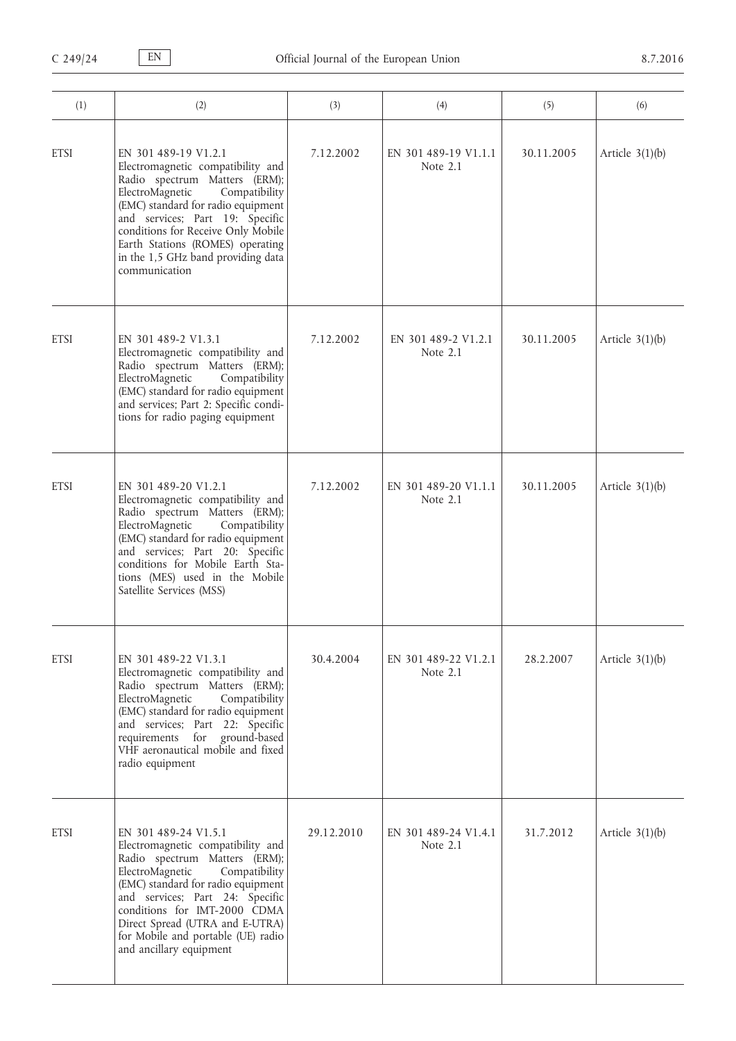| (1) | (2) | (3) | (4) | (5) | (6) |
|---|---|---|---|---|---|
| ETSI | EN 301 489-19 V1.2.1<br>Electromagnetic compatibility and Radio spectrum Matters (ERM); ElectroMagnetic Compatibility (EMC) standard for radio equipment and services; Part 19: Specific conditions for Receive Only Mobile Earth Stations (ROMES) operating in the 1,5 GHz band providing data communication | 7.12.2002 | EN 301 489-19 V1.1.1<br>Note 2.1 | 30.11.2005 | Article 3(1)(b) |
| ETSI | EN 301 489-2 V1.3.1<br>Electromagnetic compatibility and Radio spectrum Matters (ERM); ElectroMagnetic Compatibility (EMC) standard for radio equipment and services; Part 2: Specific conditions for radio paging equipment | 7.12.2002 | EN 301 489-2 V1.2.1<br>Note 2.1 | 30.11.2005 | Article 3(1)(b) |
| ETSI | EN 301 489-20 V1.2.1<br>Electromagnetic compatibility and Radio spectrum Matters (ERM); ElectroMagnetic Compatibility (EMC) standard for radio equipment and services; Part 20: Specific conditions for Mobile Earth Stations (MES) used in the Mobile Satellite Services (MSS) | 7.12.2002 | EN 301 489-20 V1.1.1<br>Note 2.1 | 30.11.2005 | Article 3(1)(b) |
| ETSI | EN 301 489-22 V1.3.1<br>Electromagnetic compatibility and Radio spectrum Matters (ERM); ElectroMagnetic Compatibility (EMC) standard for radio equipment and services; Part 22: Specific requirements for ground-based VHF aeronautical mobile and fixed radio equipment | 30.4.2004 | EN 301 489-22 V1.2.1<br>Note 2.1 | 28.2.2007 | Article 3(1)(b) |
| ETSI | EN 301 489-24 V1.5.1<br>Electromagnetic compatibility and Radio spectrum Matters (ERM); ElectroMagnetic Compatibility (EMC) standard for radio equipment and services; Part 24: Specific conditions for IMT-2000 CDMA Direct Spread (UTRA and E-UTRA) for Mobile and portable (UE) radio and ancillary equipment | 29.12.2010 | EN 301 489-24 V1.4.1<br>Note 2.1 | 31.7.2012 | Article 3(1)(b) |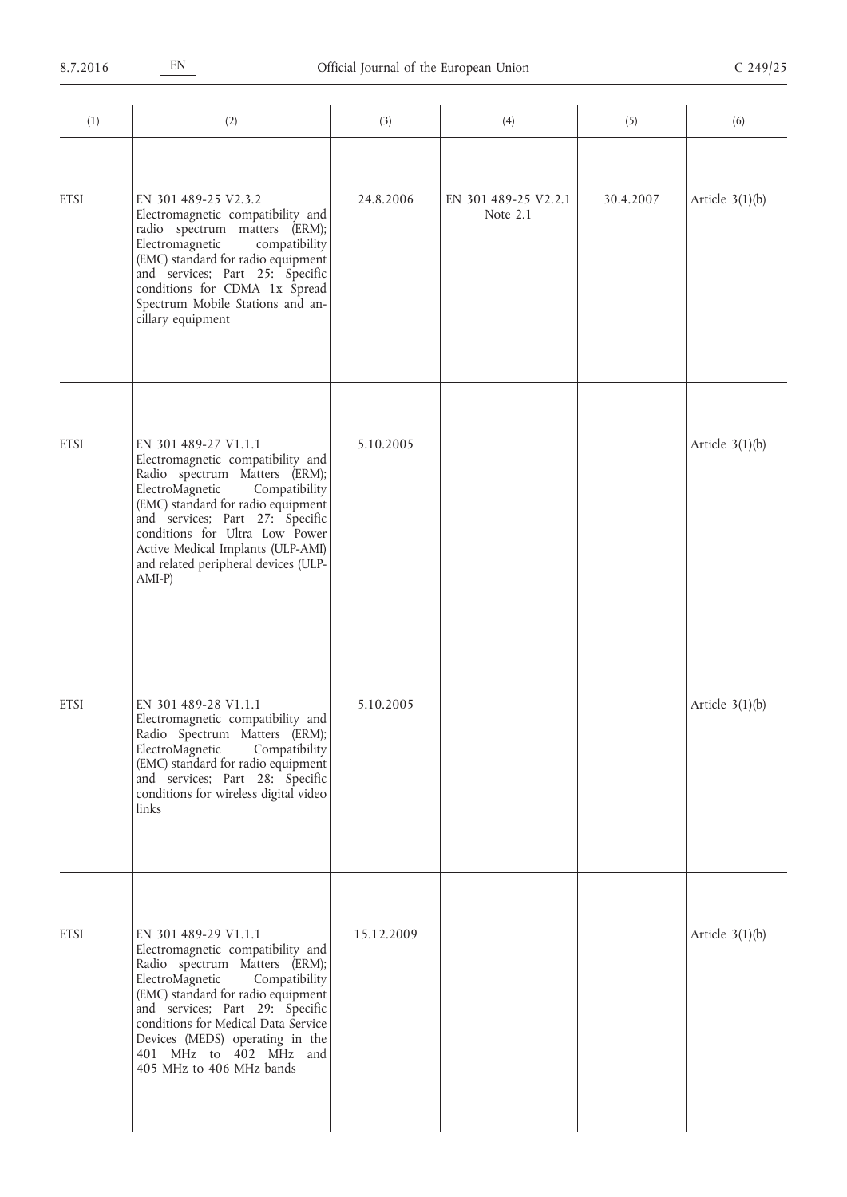| (1) | (2) | (3) | (4) | (5) | (6) |
|---|---|---|---|---|---|
| ETSI | EN 301 489-25 V2.3.2<br>Electromagnetic compatibility and radio spectrum matters (ERM); Electromagnetic compatibility (EMC) standard for radio equipment and services; Part 25: Specific conditions for CDMA 1x Spread Spectrum Mobile Stations and ancillary equipment | 24.8.2006 | EN 301 489-25 V2.2.1<br>Note 2.1 | 30.4.2007 | Article 3(1)(b) |
| ETSI | EN 301 489-27 V1.1.1<br>Electromagnetic compatibility and Radio spectrum Matters (ERM); ElectroMagnetic Compatibility (EMC) standard for radio equipment and services; Part 27: Specific conditions for Ultra Low Power Active Medical Implants (ULP-AMI) and related peripheral devices (ULP-AMI-P) | 5.10.2005 | | | Article 3(1)(b) |
| ETSI | EN 301 489-28 V1.1.1<br>Electromagnetic compatibility and Radio Spectrum Matters (ERM); ElectroMagnetic Compatibility (EMC) standard for radio equipment and services; Part 28: Specific conditions for wireless digital video links | 5.10.2005 | | | Article 3(1)(b) |
| ETSI | EN 301 489-29 V1.1.1<br>Electromagnetic compatibility and Radio spectrum Matters (ERM); ElectroMagnetic Compatibility (EMC) standard for radio equipment and services; Part 29: Specific conditions for Medical Data Service Devices (MEDS) operating in the 401 MHz to 402 MHz and 405 MHz to 406 MHz bands | 15.12.2009 | | | Article 3(1)(b) |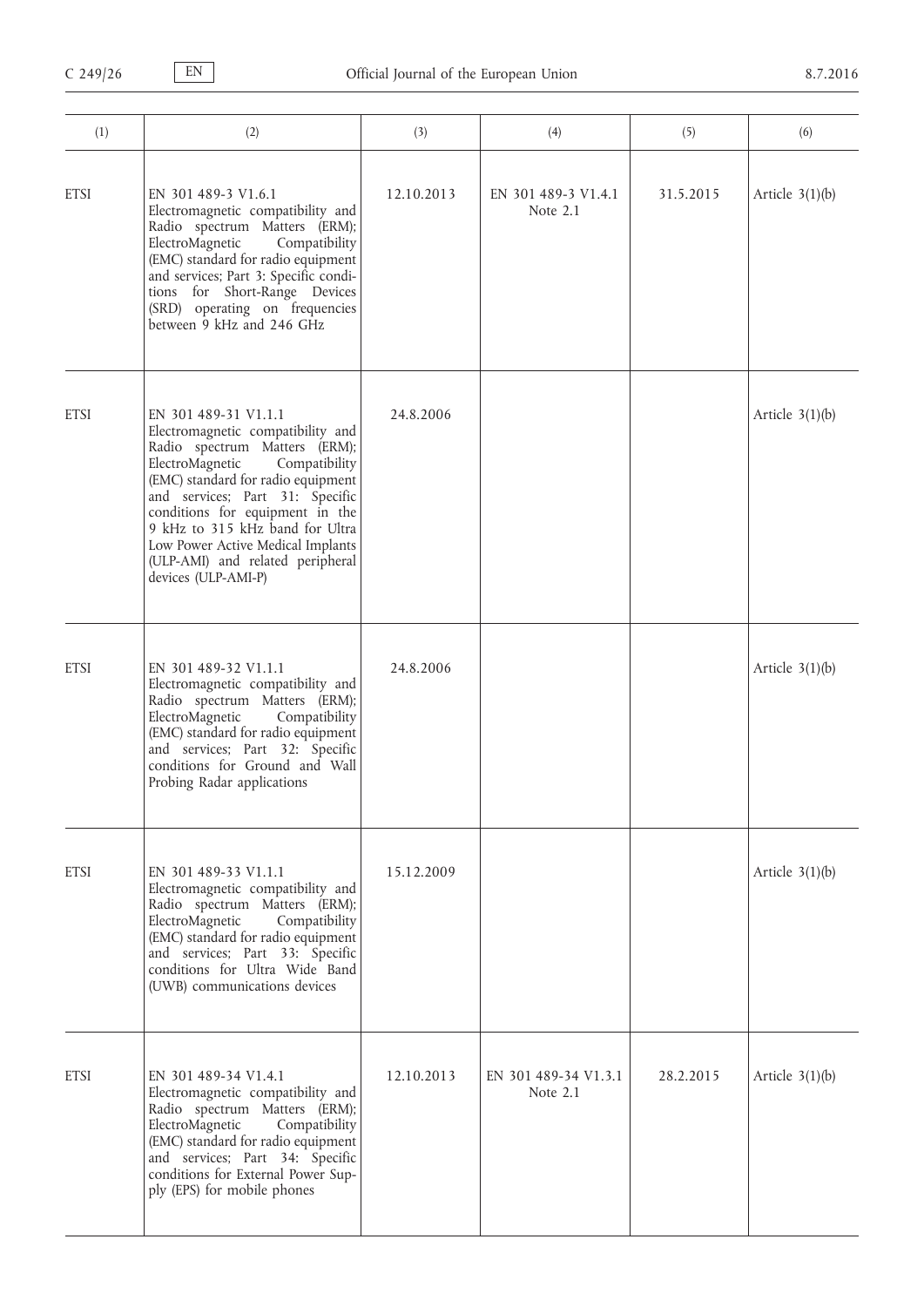| (1) | (2) | (3) | (4) | (5) | (6) |
|---|---|---|---|---|---|
| ETSI | EN 301 489-3 V1.6.1<br>Electromagnetic compatibility and Radio spectrum Matters (ERM); ElectroMagnetic Compatibility (EMC) standard for radio equipment and services; Part 3: Specific conditions for Short-Range Devices (SRD) operating on frequencies between 9 kHz and 246 GHz | 12.10.2013 | EN 301 489-3 V1.4.1<br>Note 2.1 | 31.5.2015 | Article 3(1)(b) |
| ETSI | EN 301 489-31 V1.1.1<br>Electromagnetic compatibility and Radio spectrum Matters (ERM); ElectroMagnetic Compatibility (EMC) standard for radio equipment and services; Part 31: Specific conditions for equipment in the 9 kHz to 315 kHz band for Ultra Low Power Active Medical Implants (ULP-AMI) and related peripheral devices (ULP-AMI-P) | 24.8.2006 | | | Article 3(1)(b) |
| ETSI | EN 301 489-32 V1.1.1<br>Electromagnetic compatibility and Radio spectrum Matters (ERM); ElectroMagnetic Compatibility (EMC) standard for radio equipment and services; Part 32: Specific conditions for Ground and Wall Probing Radar applications | 24.8.2006 | | | Article 3(1)(b) |
| ETSI | EN 301 489-33 V1.1.1<br>Electromagnetic compatibility and Radio spectrum Matters (ERM); ElectroMagnetic Compatibility (EMC) standard for radio equipment and services; Part 33: Specific conditions for Ultra Wide Band (UWB) communications devices | 15.12.2009 | | | Article 3(1)(b) |
| ETSI | EN 301 489-34 V1.4.1<br>Electromagnetic compatibility and Radio spectrum Matters (ERM); ElectroMagnetic Compatibility (EMC) standard for radio equipment and services; Part 34: Specific conditions for External Power Supply (EPS) for mobile phones | 12.10.2013 | EN 301 489-34 V1.3.1<br>Note 2.1 | 28.2.2015 | Article 3(1)(b) |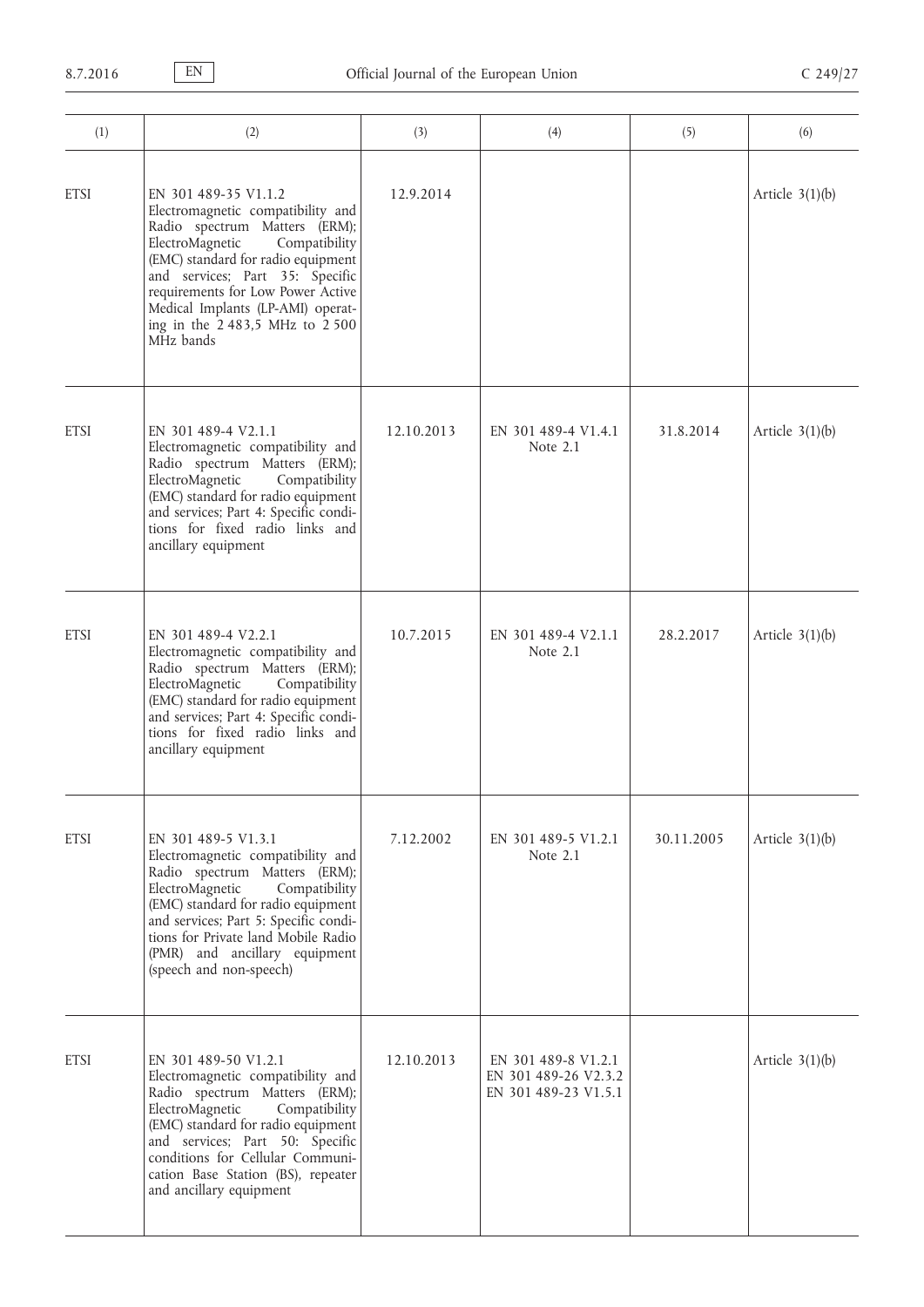| (1) | (2) | (3) | (4) | (5) | (6) |
|---|---|---|---|---|---|
| ETSI | EN 301 489-35 V1.1.2<br>Electromagnetic compatibility and Radio spectrum Matters (ERM); ElectroMagnetic Compatibility (EMC) standard for radio equipment and services; Part 35: Specific requirements for Low Power Active Medical Implants (LP-AMI) operating in the 2 483,5 MHz to 2 500 MHz bands | 12.9.2014 | | | Article 3(1)(b) |
| ETSI | EN 301 489-4 V2.1.1<br>Electromagnetic compatibility and Radio spectrum Matters (ERM); ElectroMagnetic Compatibility (EMC) standard for radio equipment and services; Part 4: Specific conditions for fixed radio links and ancillary equipment | 12.10.2013 | EN 301 489-4 V1.4.1<br>Note 2.1 | 31.8.2014 | Article 3(1)(b) |
| ETSI | EN 301 489-4 V2.2.1<br>Electromagnetic compatibility and Radio spectrum Matters (ERM); ElectroMagnetic Compatibility (EMC) standard for radio equipment and services; Part 4: Specific conditions for fixed radio links and ancillary equipment | 10.7.2015 | EN 301 489-4 V2.1.1<br>Note 2.1 | 28.2.2017 | Article 3(1)(b) |
| ETSI | EN 301 489-5 V1.3.1<br>Electromagnetic compatibility and Radio spectrum Matters (ERM); ElectroMagnetic Compatibility (EMC) standard for radio equipment and services; Part 5: Specific conditions for Private land Mobile Radio (PMR) and ancillary equipment (speech and non-speech) | 7.12.2002 | EN 301 489-5 V1.2.1<br>Note 2.1 | 30.11.2005 | Article 3(1)(b) |
| ETSI | EN 301 489-50 V1.2.1<br>Electromagnetic compatibility and Radio spectrum Matters (ERM); ElectroMagnetic Compatibility (EMC) standard for radio equipment and services; Part 50: Specific conditions for Cellular Communication Base Station (BS), repeater and ancillary equipment | 12.10.2013 | EN 301 489-8 V1.2.1<br>EN 301 489-26 V2.3.2<br>EN 301 489-23 V1.5.1 | | Article 3(1)(b) |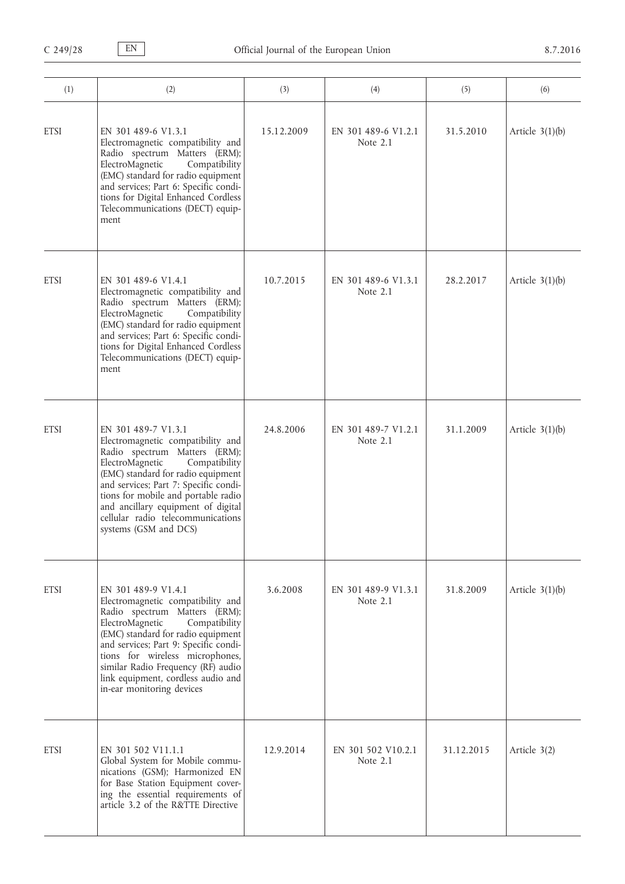| (1) | (2) | (3) | (4) | (5) | (6) |
|---|---|---|---|---|---|
| ETSI | EN 301 489-6 V1.3.1<br>Electromagnetic compatibility and Radio spectrum Matters (ERM); ElectroMagnetic Compatibility (EMC) standard for radio equipment and services; Part 6: Specific conditions for Digital Enhanced Cordless Telecommunications (DECT) equipment | 15.12.2009 | EN 301 489-6 V1.2.1<br>Note 2.1 | 31.5.2010 | Article 3(1)(b) |
| ETSI | EN 301 489-6 V1.4.1<br>Electromagnetic compatibility and Radio spectrum Matters (ERM); ElectroMagnetic Compatibility (EMC) standard for radio equipment and services; Part 6: Specific conditions for Digital Enhanced Cordless Telecommunications (DECT) equipment | 10.7.2015 | EN 301 489-6 V1.3.1<br>Note 2.1 | 28.2.2017 | Article 3(1)(b) |
| ETSI | EN 301 489-7 V1.3.1<br>Electromagnetic compatibility and Radio spectrum Matters (ERM); ElectroMagnetic Compatibility (EMC) standard for radio equipment and services; Part 7: Specific conditions for mobile and portable radio and ancillary equipment of digital cellular radio telecommunications systems (GSM and DCS) | 24.8.2006 | EN 301 489-7 V1.2.1<br>Note 2.1 | 31.1.2009 | Article 3(1)(b) |
| ETSI | EN 301 489-9 V1.4.1<br>Electromagnetic compatibility and Radio spectrum Matters (ERM); ElectroMagnetic Compatibility (EMC) standard for radio equipment and services; Part 9: Specific conditions for wireless microphones, similar Radio Frequency (RF) audio link equipment, cordless audio and in-ear monitoring devices | 3.6.2008 | EN 301 489-9 V1.3.1<br>Note 2.1 | 31.8.2009 | Article 3(1)(b) |
| ETSI | EN 301 502 V11.1.1<br>Global System for Mobile communications (GSM); Harmonized EN for Base Station Equipment covering the essential requirements of article 3.2 of the R&TTE Directive | 12.9.2014 | EN 301 502 V10.2.1<br>Note 2.1 | 31.12.2015 | Article 3(2) |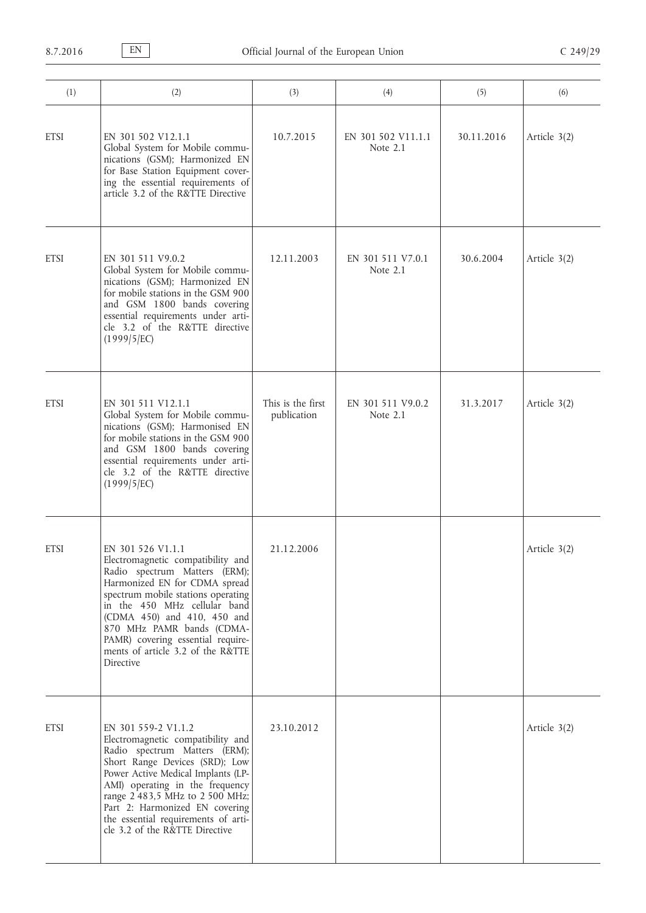| (1) | (2) | (3) | (4) | (5) | (6) |
|---|---|---|---|---|---|
| ETSI | EN 301 502 V12.1.1<br>Global System for Mobile communications (GSM); Harmonized EN for Base Station Equipment covering the essential requirements of article 3.2 of the R&TTE Directive | 10.7.2015 | EN 301 502 V11.1.1<br>Note 2.1 | 30.11.2016 | Article 3(2) |
| ETSI | EN 301 511 V9.0.2<br>Global System for Mobile communications (GSM); Harmonized EN for mobile stations in the GSM 900 and GSM 1800 bands covering essential requirements under article 3.2 of the R&TTE directive (1999/5/EC) | 12.11.2003 | EN 301 511 V7.0.1<br>Note 2.1 | 30.6.2004 | Article 3(2) |
| ETSI | EN 301 511 V12.1.1<br>Global System for Mobile communications (GSM); Harmonised EN for mobile stations in the GSM 900 and GSM 1800 bands covering essential requirements under article 3.2 of the R&TTE directive (1999/5/EC) | This is the first publication | EN 301 511 V9.0.2<br>Note 2.1 | 31.3.2017 | Article 3(2) |
| ETSI | EN 301 526 V1.1.1<br>Electromagnetic compatibility and Radio spectrum Matters (ERM); Harmonized EN for CDMA spread spectrum mobile stations operating in the 450 MHz cellular band (CDMA 450) and 410, 450 and 870 MHz PAMR bands (CDMA-PAMR) covering essential requirements of article 3.2 of the R&TTE Directive | 21.12.2006 | | | Article 3(2) |
| ETSI | EN 301 559-2 V1.1.2<br>Electromagnetic compatibility and Radio spectrum Matters (ERM); Short Range Devices (SRD); Low Power Active Medical Implants (LP-AMI) operating in the frequency range 2 483,5 MHz to 2 500 MHz; Part 2: Harmonized EN covering the essential requirements of article 3.2 of the R&TTE Directive | 23.10.2012 | | | Article 3(2) |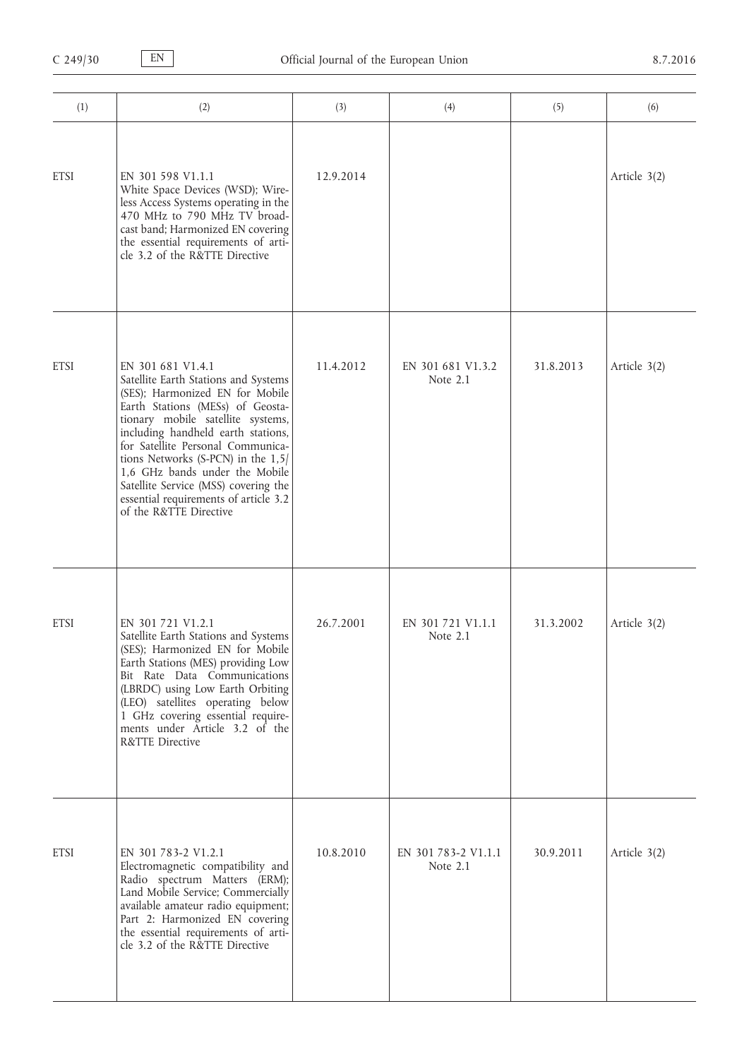| (1) | (2) | (3) | (4) | (5) | (6) |
|---|---|---|---|---|---|
| ETSI | EN 301 598 V1.1.1<br>White Space Devices (WSD); Wireless Access Systems operating in the 470 MHz to 790 MHz TV broadcast band; Harmonized EN covering the essential requirements of article 3.2 of the R&TTE Directive | 12.9.2014 | | | Article 3(2) |
| ETSI | EN 301 681 V1.4.1<br>Satellite Earth Stations and Systems (SES); Harmonized EN for Mobile Earth Stations (MESs) of Geostationary mobile satellite systems, including handheld earth stations, for Satellite Personal Communications Networks (S-PCN) in the 1,5/1,6 GHz bands under the Mobile Satellite Service (MSS) covering the essential requirements of article 3.2 of the R&TTE Directive | 11.4.2012 | EN 301 681 V1.3.2<br>Note 2.1 | 31.8.2013 | Article 3(2) |
| ETSI | EN 301 721 V1.2.1<br>Satellite Earth Stations and Systems (SES); Harmonized EN for Mobile Earth Stations (MES) providing Low Bit Rate Data Communications (LBRDC) using Low Earth Orbiting (LEO) satellites operating below 1 GHz covering essential requirements under Article 3.2 of the R&TTE Directive | 26.7.2001 | EN 301 721 V1.1.1<br>Note 2.1 | 31.3.2002 | Article 3(2) |
| ETSI | EN 301 783-2 V1.2.1<br>Electromagnetic compatibility and Radio spectrum Matters (ERM); Land Mobile Service; Commercially available amateur radio equipment; Part 2: Harmonized EN covering the essential requirements of article 3.2 of the R&TTE Directive | 10.8.2010 | EN 301 783-2 V1.1.1<br>Note 2.1 | 30.9.2011 | Article 3(2) |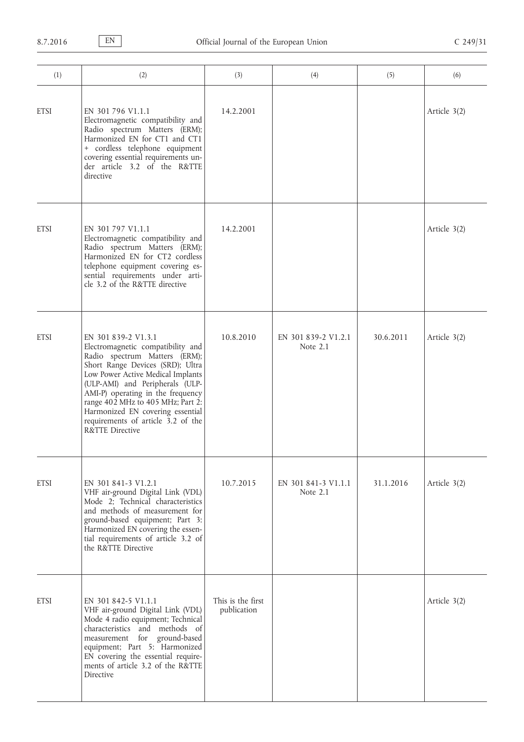| (1) | (2) | (3) | (4) | (5) | (6) |
|---|---|---|---|---|---|
| ETSI | EN 301 796 V1.1.1<br>Electromagnetic compatibility and Radio spectrum Matters (ERM); Harmonized EN for CT1 and CT1 + cordless telephone equipment covering essential requirements under article 3.2 of the R&TTE directive | 14.2.2001 | | | Article 3(2) |
| ETSI | EN 301 797 V1.1.1<br>Electromagnetic compatibility and Radio spectrum Matters (ERM); Harmonized EN for CT2 cordless telephone equipment covering essential requirements under article 3.2 of the R&TTE directive | 14.2.2001 | | | Article 3(2) |
| ETSI | EN 301 839-2 V1.3.1<br>Electromagnetic compatibility and Radio spectrum Matters (ERM); Short Range Devices (SRD); Ultra Low Power Active Medical Implants (ULP-AMI) and Peripherals (ULP-AMI-P) operating in the frequency range 402 MHz to 405 MHz; Part 2: Harmonized EN covering essential requirements of article 3.2 of the R&TTE Directive | 10.8.2010 | EN 301 839-2 V1.2.1<br>Note 2.1 | 30.6.2011 | Article 3(2) |
| ETSI | EN 301 841-3 V1.2.1<br>VHF air-ground Digital Link (VDL) Mode 2; Technical characteristics and methods of measurement for ground-based equipment; Part 3: Harmonized EN covering the essential requirements of article 3.2 of the R&TTE Directive | 10.7.2015 | EN 301 841-3 V1.1.1<br>Note 2.1 | 31.1.2016 | Article 3(2) |
| ETSI | EN 301 842-5 V1.1.1<br>VHF air-ground Digital Link (VDL) Mode 4 radio equipment; Technical characteristics and methods of measurement for ground-based equipment; Part 5: Harmonized EN covering the essential requirements of article 3.2 of the R&TTE Directive | This is the first publication | | | Article 3(2) |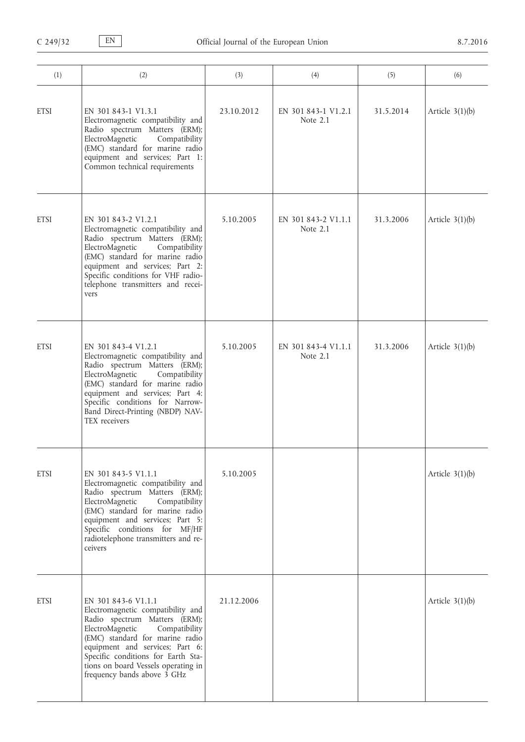| (1) | (2) | (3) | (4) | (5) | (6) |
|---|---|---|---|---|---|
| ETSI | EN 301 843-1 V1.3.1<br>Electromagnetic compatibility and Radio spectrum Matters (ERM); ElectroMagnetic Compatibility (EMC) standard for marine radio equipment and services; Part 1: Common technical requirements | 23.10.2012 | EN 301 843-1 V1.2.1<br>Note 2.1 | 31.5.2014 | Article 3(1)(b) |
| ETSI | EN 301 843-2 V1.2.1<br>Electromagnetic compatibility and Radio spectrum Matters (ERM); ElectroMagnetic Compatibility (EMC) standard for marine radio equipment and services; Part 2: Specific conditions for VHF radio-telephone transmitters and receivers | 5.10.2005 | EN 301 843-2 V1.1.1<br>Note 2.1 | 31.3.2006 | Article 3(1)(b) |
| ETSI | EN 301 843-4 V1.2.1<br>Electromagnetic compatibility and Radio spectrum Matters (ERM); ElectroMagnetic Compatibility (EMC) standard for marine radio equipment and services; Part 4: Specific conditions for Narrow-Band Direct-Printing (NBDP) NAV-TEX receivers | 5.10.2005 | EN 301 843-4 V1.1.1<br>Note 2.1 | 31.3.2006 | Article 3(1)(b) |
| ETSI | EN 301 843-5 V1.1.1<br>Electromagnetic compatibility and Radio spectrum Matters (ERM); ElectroMagnetic Compatibility (EMC) standard for marine radio equipment and services; Part 5: Specific conditions for MF/HF radiotelephone transmitters and receivers | 5.10.2005 | | | Article 3(1)(b) |
| ETSI | EN 301 843-6 V1.1.1<br>Electromagnetic compatibility and Radio spectrum Matters (ERM); ElectroMagnetic Compatibility (EMC) standard for marine radio equipment and services; Part 6: Specific conditions for Earth Stations on board Vessels operating in frequency bands above 3 GHz | 21.12.2006 | | | Article 3(1)(b) |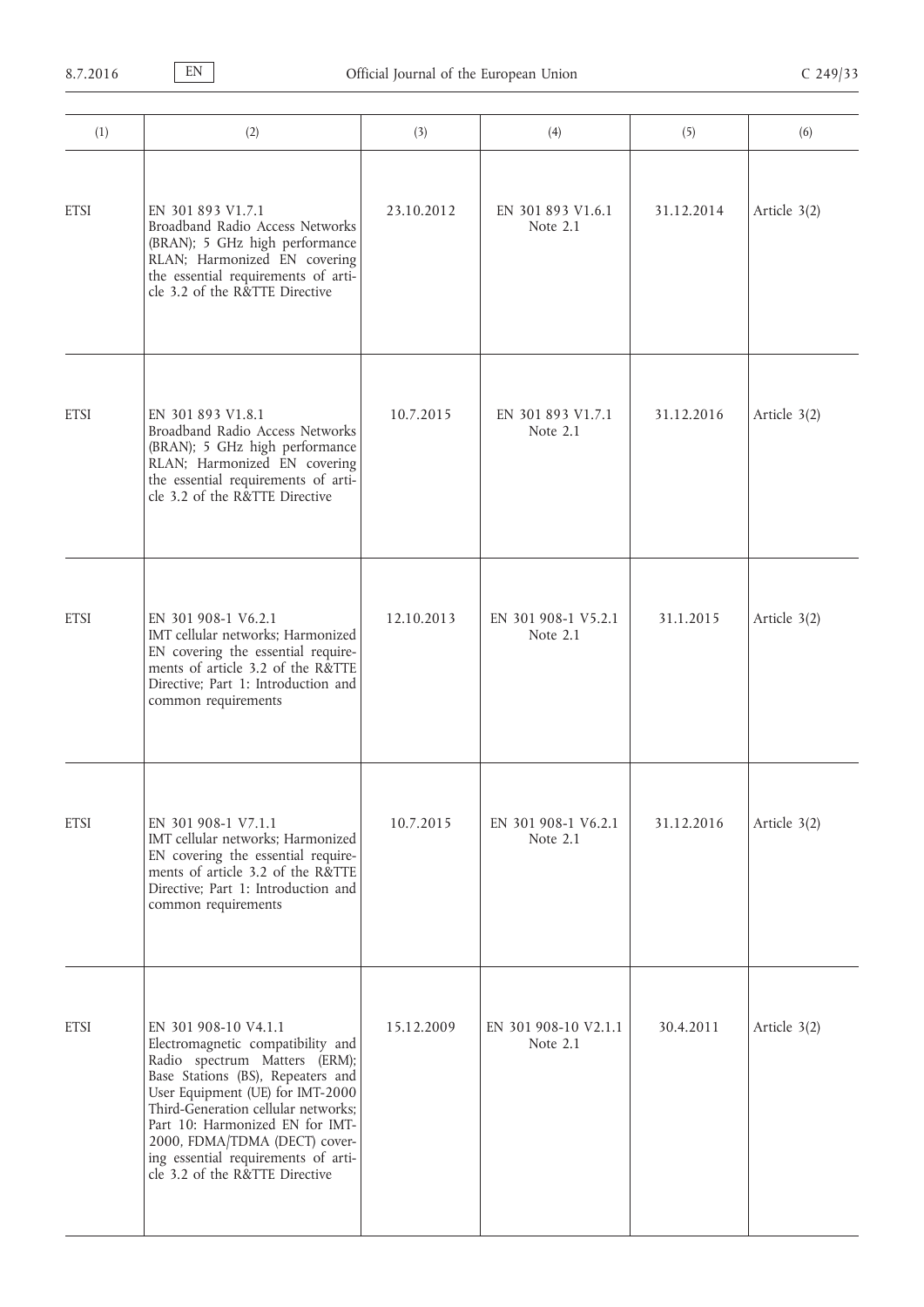| (1) | (2) | (3) | (4) | (5) | (6) |
|---|---|---|---|---|---|
| ETSI | EN 301 893 V1.7.1<br>Broadband Radio Access Networks (BRAN); 5 GHz high performance RLAN; Harmonized EN covering the essential requirements of article 3.2 of the R&TTE Directive | 23.10.2012 | EN 301 893 V1.6.1<br>Note 2.1 | 31.12.2014 | Article 3(2) |
| ETSI | EN 301 893 V1.8.1<br>Broadband Radio Access Networks (BRAN); 5 GHz high performance RLAN; Harmonized EN covering the essential requirements of article 3.2 of the R&TTE Directive | 10.7.2015 | EN 301 893 V1.7.1<br>Note 2.1 | 31.12.2016 | Article 3(2) |
| ETSI | EN 301 908-1 V6.2.1<br>IMT cellular networks; Harmonized EN covering the essential requirements of article 3.2 of the R&TTE Directive; Part 1: Introduction and common requirements | 12.10.2013 | EN 301 908-1 V5.2.1<br>Note 2.1 | 31.1.2015 | Article 3(2) |
| ETSI | EN 301 908-1 V7.1.1<br>IMT cellular networks; Harmonized EN covering the essential requirements of article 3.2 of the R&TTE Directive; Part 1: Introduction and common requirements | 10.7.2015 | EN 301 908-1 V6.2.1<br>Note 2.1 | 31.12.2016 | Article 3(2) |
| ETSI | EN 301 908-10 V4.1.1<br>Electromagnetic compatibility and Radio spectrum Matters (ERM); Base Stations (BS), Repeaters and User Equipment (UE) for IMT-2000 Third-Generation cellular networks; Part 10: Harmonized EN for IMT-2000, FDMA/TDMA (DECT) covering essential requirements of article 3.2 of the R&TTE Directive | 15.12.2009 | EN 301 908-10 V2.1.1<br>Note 2.1 | 30.4.2011 | Article 3(2) |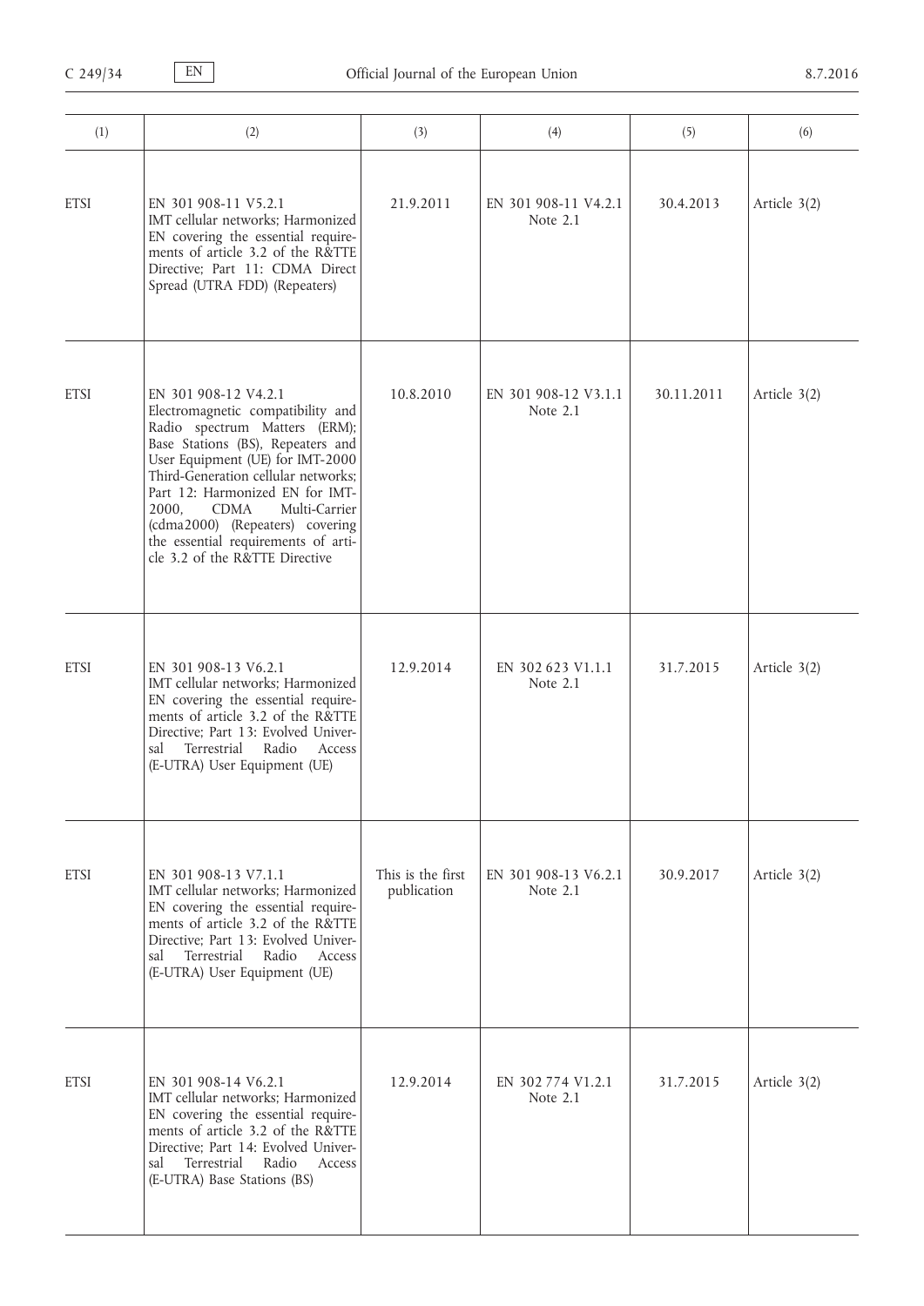| (1) | (2) | (3) | (4) | (5) | (6) |
|---|---|---|---|---|---|
| ETSI | EN 301 908-11 V5.2.1<br>IMT cellular networks; Harmonized EN covering the essential requirements of article 3.2 of the R&TTE Directive; Part 11: CDMA Direct Spread (UTRA FDD) (Repeaters) | 21.9.2011 | EN 301 908-11 V4.2.1<br>Note 2.1 | 30.4.2013 | Article 3(2) |
| ETSI | EN 301 908-12 V4.2.1<br>Electromagnetic compatibility and Radio spectrum Matters (ERM); Base Stations (BS), Repeaters and User Equipment (UE) for IMT-2000 Third-Generation cellular networks; Part 12: Harmonized EN for IMT-2000, CDMA Multi-Carrier (cdma2000) (Repeaters) covering the essential requirements of article 3.2 of the R&TTE Directive | 10.8.2010 | EN 301 908-12 V3.1.1<br>Note 2.1 | 30.11.2011 | Article 3(2) |
| ETSI | EN 301 908-13 V6.2.1<br>IMT cellular networks; Harmonized EN covering the essential requirements of article 3.2 of the R&TTE Directive; Part 13: Evolved Universal Terrestrial Radio Access (E-UTRA) User Equipment (UE) | 12.9.2014 | EN 302 623 V1.1.1<br>Note 2.1 | 31.7.2015 | Article 3(2) |
| ETSI | EN 301 908-13 V7.1.1<br>IMT cellular networks; Harmonized EN covering the essential requirements of article 3.2 of the R&TTE Directive; Part 13: Evolved Universal Terrestrial Radio Access (E-UTRA) User Equipment (UE) | This is the first publication | EN 301 908-13 V6.2.1<br>Note 2.1 | 30.9.2017 | Article 3(2) |
| ETSI | EN 301 908-14 V6.2.1<br>IMT cellular networks; Harmonized EN covering the essential requirements of article 3.2 of the R&TTE Directive; Part 14: Evolved Universal Terrestrial Radio Access (E-UTRA) Base Stations (BS) | 12.9.2014 | EN 302 774 V1.2.1<br>Note 2.1 | 31.7.2015 | Article 3(2) |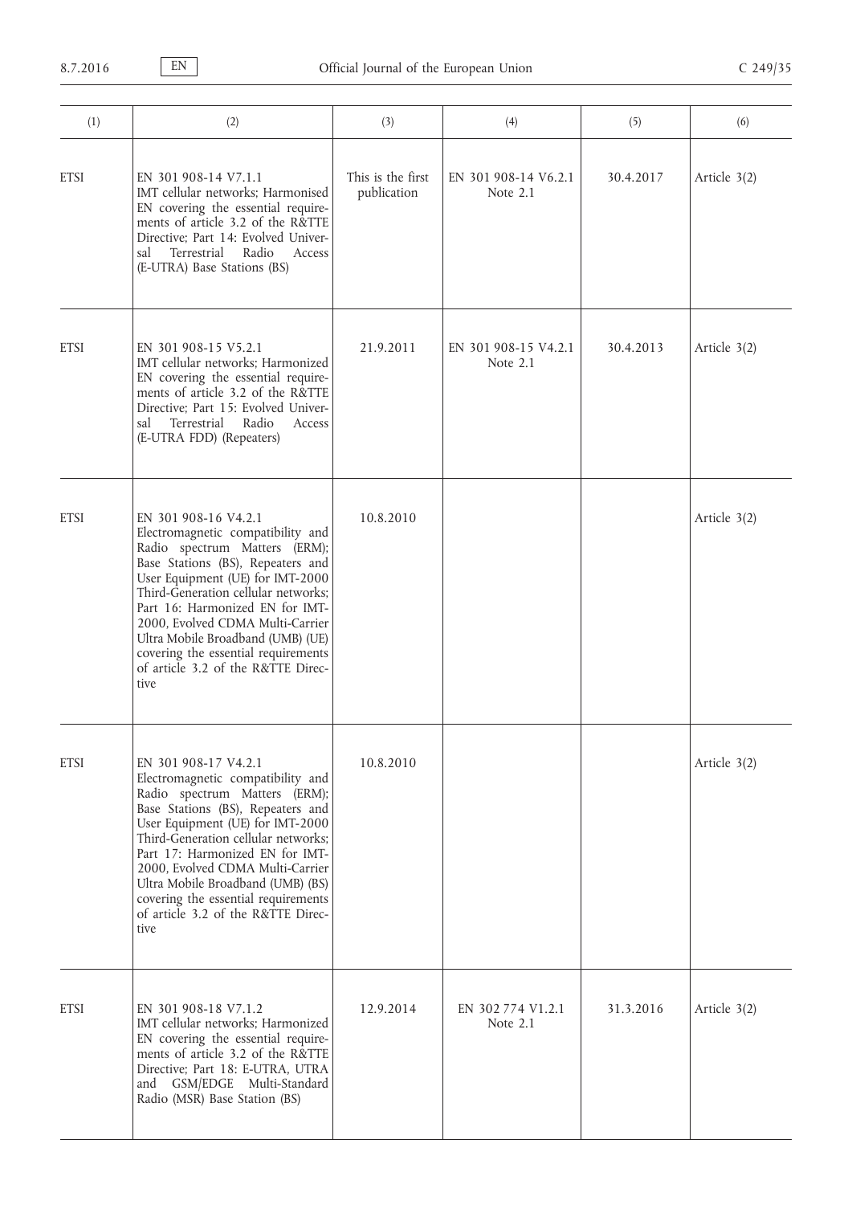| (1) | (2) | (3) | (4) | (5) | (6) |
|---|---|---|---|---|---|
| ETSI | EN 301 908-14 V7.1.1<br>IMT cellular networks; Harmonised EN covering the essential requirements of article 3.2 of the R&TTE Directive; Part 14: Evolved Universal Terrestrial Radio Access (E-UTRA) Base Stations (BS) | This is the first publication | EN 301 908-14 V6.2.1<br>Note 2.1 | 30.4.2017 | Article 3(2) |
| ETSI | EN 301 908-15 V5.2.1<br>IMT cellular networks; Harmonized EN covering the essential requirements of article 3.2 of the R&TTE Directive; Part 15: Evolved Universal Terrestrial Radio Access (E-UTRA FDD) (Repeaters) | 21.9.2011 | EN 301 908-15 V4.2.1<br>Note 2.1 | 30.4.2013 | Article 3(2) |
| ETSI | EN 301 908-16 V4.2.1<br>Electromagnetic compatibility and Radio spectrum Matters (ERM); Base Stations (BS), Repeaters and User Equipment (UE) for IMT-2000 Third-Generation cellular networks; Part 16: Harmonized EN for IMT-2000, Evolved CDMA Multi-Carrier Ultra Mobile Broadband (UMB) (UE) covering the essential requirements of article 3.2 of the R&TTE Directive | 10.8.2010 | | | Article 3(2) |
| ETSI | EN 301 908-17 V4.2.1<br>Electromagnetic compatibility and Radio spectrum Matters (ERM); Base Stations (BS), Repeaters and User Equipment (UE) for IMT-2000 Third-Generation cellular networks; Part 17: Harmonized EN for IMT-2000, Evolved CDMA Multi-Carrier Ultra Mobile Broadband (UMB) (BS) covering the essential requirements of article 3.2 of the R&TTE Directive | 10.8.2010 | | | Article 3(2) |
| ETSI | EN 301 908-18 V7.1.2<br>IMT cellular networks; Harmonized EN covering the essential requirements of article 3.2 of the R&TTE Directive; Part 18: E-UTRA, UTRA and GSM/EDGE Multi-Standard Radio (MSR) Base Station (BS) | 12.9.2014 | EN 302 774 V1.2.1<br>Note 2.1 | 31.3.2016 | Article 3(2) |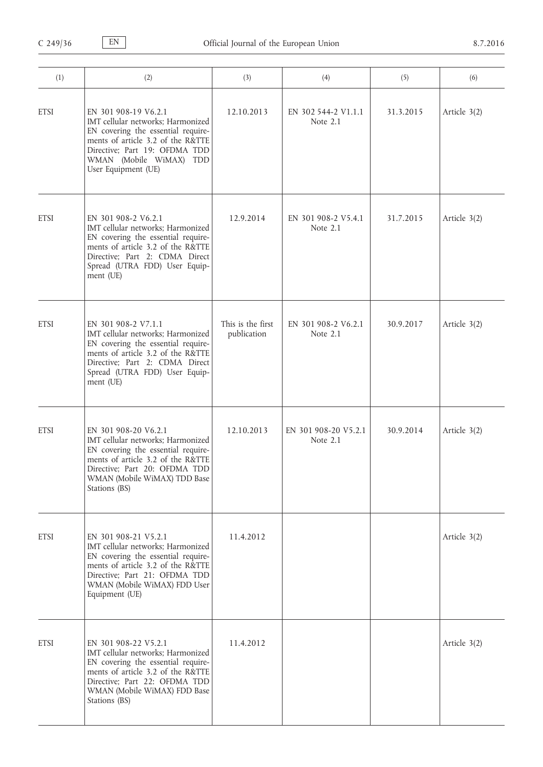| (1) | (2) | (3) | (4) | (5) | (6) |
|---|---|---|---|---|---|
| ETSI | EN 301 908-19 V6.2.1<br>IMT cellular networks; Harmonized EN covering the essential requirements of article 3.2 of the R&TTE Directive; Part 19: OFDMA TDD WMAN (Mobile WiMAX) TDD User Equipment (UE) | 12.10.2013 | EN 302 544-2 V1.1.1<br>Note 2.1 | 31.3.2015 | Article 3(2) |
| ETSI | EN 301 908-2 V6.2.1<br>IMT cellular networks; Harmonized EN covering the essential requirements of article 3.2 of the R&TTE Directive; Part 2: CDMA Direct Spread (UTRA FDD) User Equipment (UE) | 12.9.2014 | EN 301 908-2 V5.4.1<br>Note 2.1 | 31.7.2015 | Article 3(2) |
| ETSI | EN 301 908-2 V7.1.1<br>IMT cellular networks; Harmonized EN covering the essential requirements of article 3.2 of the R&TTE Directive; Part 2: CDMA Direct Spread (UTRA FDD) User Equipment (UE) | This is the first publication | EN 301 908-2 V6.2.1<br>Note 2.1 | 30.9.2017 | Article 3(2) |
| ETSI | EN 301 908-20 V6.2.1<br>IMT cellular networks; Harmonized EN covering the essential requirements of article 3.2 of the R&TTE Directive; Part 20: OFDMA TDD WMAN (Mobile WiMAX) TDD Base Stations (BS) | 12.10.2013 | EN 301 908-20 V5.2.1<br>Note 2.1 | 30.9.2014 | Article 3(2) |
| ETSI | EN 301 908-21 V5.2.1<br>IMT cellular networks; Harmonized EN covering the essential requirements of article 3.2 of the R&TTE Directive; Part 21: OFDMA TDD WMAN (Mobile WiMAX) FDD User Equipment (UE) | 11.4.2012 | | | Article 3(2) |
| ETSI | EN 301 908-22 V5.2.1<br>IMT cellular networks; Harmonized EN covering the essential requirements of article 3.2 of the R&TTE Directive; Part 22: OFDMA TDD WMAN (Mobile WiMAX) FDD Base Stations (BS) | 11.4.2012 | | | Article 3(2) |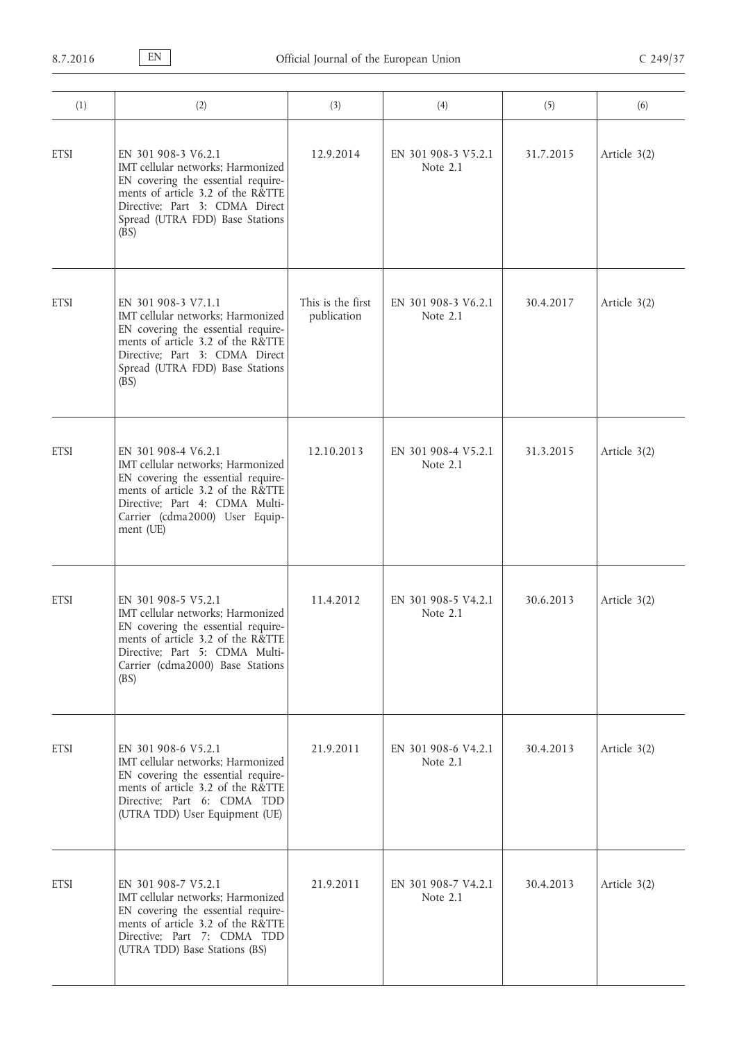| (1) | (2) | (3) | (4) | (5) | (6) |
|---|---|---|---|---|---|
| ETSI | EN 301 908-3 V6.2.1 IMT cellular networks; Harmonized EN covering the essential requirements of article 3.2 of the R&TTE Directive; Part 3: CDMA Direct Spread (UTRA FDD) Base Stations (BS) | 12.9.2014 | EN 301 908-3 V5.2.1 Note 2.1 | 31.7.2015 | Article 3(2) |
| ETSI | EN 301 908-3 V7.1.1 IMT cellular networks; Harmonized EN covering the essential requirements of article 3.2 of the R&TTE Directive; Part 3: CDMA Direct Spread (UTRA FDD) Base Stations (BS) | This is the first publication | EN 301 908-3 V6.2.1 Note 2.1 | 30.4.2017 | Article 3(2) |
| ETSI | EN 301 908-4 V6.2.1 IMT cellular networks; Harmonized EN covering the essential requirements of article 3.2 of the R&TTE Directive; Part 4: CDMA Multi-Carrier (cdma2000) User Equipment (UE) | 12.10.2013 | EN 301 908-4 V5.2.1 Note 2.1 | 31.3.2015 | Article 3(2) |
| ETSI | EN 301 908-5 V5.2.1 IMT cellular networks; Harmonized EN covering the essential requirements of article 3.2 of the R&TTE Directive; Part 5: CDMA Multi-Carrier (cdma2000) Base Stations (BS) | 11.4.2012 | EN 301 908-5 V4.2.1 Note 2.1 | 30.6.2013 | Article 3(2) |
| ETSI | EN 301 908-6 V5.2.1 IMT cellular networks; Harmonized EN covering the essential requirements of article 3.2 of the R&TTE Directive; Part 6: CDMA TDD (UTRA TDD) User Equipment (UE) | 21.9.2011 | EN 301 908-6 V4.2.1 Note 2.1 | 30.4.2013 | Article 3(2) |
| ETSI | EN 301 908-7 V5.2.1 IMT cellular networks; Harmonized EN covering the essential requirements of article 3.2 of the R&TTE Directive; Part 7: CDMA TDD (UTRA TDD) Base Stations (BS) | 21.9.2011 | EN 301 908-7 V4.2.1 Note 2.1 | 30.4.2013 | Article 3(2) |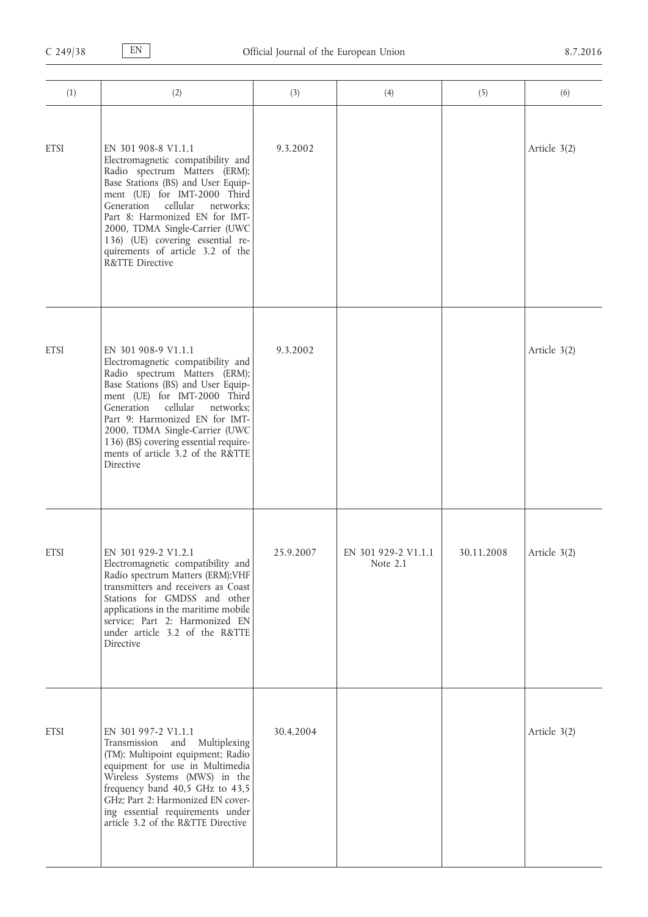| (1) | (2) | (3) | (4) | (5) | (6) |
|---|---|---|---|---|---|
| ETSI | EN 301 908-8 V1.1.1<br>Electromagnetic compatibility and Radio spectrum Matters (ERM); Base Stations (BS) and User Equipment (UE) for IMT-2000 Third Generation cellular networks; Part 8: Harmonized EN for IMT-2000, TDMA Single-Carrier (UWC 136) (UE) covering essential requirements of article 3.2 of the R&TTE Directive | 9.3.2002 | | | Article 3(2) |
| ETSI | EN 301 908-9 V1.1.1<br>Electromagnetic compatibility and Radio spectrum Matters (ERM); Base Stations (BS) and User Equipment (UE) for IMT-2000 Third Generation cellular networks; Part 9: Harmonized EN for IMT-2000, TDMA Single-Carrier (UWC 136) (BS) covering essential requirements of article 3.2 of the R&TTE Directive | 9.3.2002 | | | Article 3(2) |
| ETSI | EN 301 929-2 V1.2.1<br>Electromagnetic compatibility and Radio spectrum Matters (ERM);VHF transmitters and receivers as Coast Stations for GMDSS and other applications in the maritime mobile service; Part 2: Harmonized EN under article 3.2 of the R&TTE Directive | 25.9.2007 | EN 301 929-2 V1.1.1<br>Note 2.1 | 30.11.2008 | Article 3(2) |
| ETSI | EN 301 997-2 V1.1.1<br>Transmission and Multiplexing (TM); Multipoint equipment; Radio equipment for use in Multimedia Wireless Systems (MWS) in the frequency band 40,5 GHz to 43,5 GHz; Part 2: Harmonized EN covering essential requirements under article 3.2 of the R&TTE Directive | 30.4.2004 | | | Article 3(2) |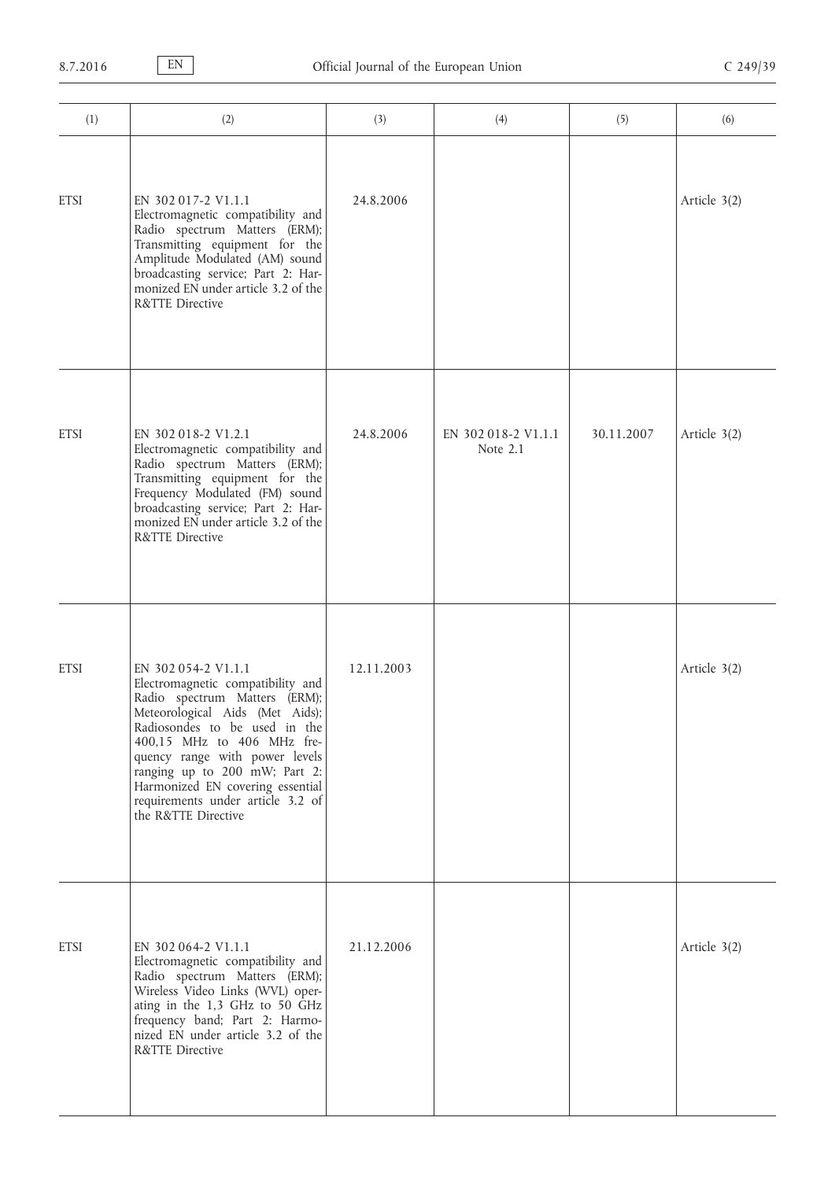| (1) | (2) | (3) | (4) | (5) | (6) |
|---|---|---|---|---|---|
| ETSI | EN 302 017-2 V1.1.1<br>Electromagnetic compatibility and Radio spectrum Matters (ERM); Transmitting equipment for the Amplitude Modulated (AM) sound broadcasting service; Part 2: Harmonized EN under article 3.2 of the R&TTE Directive | 24.8.2006 | | | Article 3(2) |
| ETSI | EN 302 018-2 V1.2.1<br>Electromagnetic compatibility and Radio spectrum Matters (ERM); Transmitting equipment for the Frequency Modulated (FM) sound broadcasting service; Part 2: Harmonized EN under article 3.2 of the R&TTE Directive | 24.8.2006 | EN 302 018-2 V1.1.1<br>Note 2.1 | 30.11.2007 | Article 3(2) |
| ETSI | EN 302 054-2 V1.1.1<br>Electromagnetic compatibility and Radio spectrum Matters (ERM); Meteorological Aids (Met Aids); Radiosondes to be used in the 400,15 MHz to 406 MHz frequency range with power levels ranging up to 200 mW; Part 2: Harmonized EN covering essential requirements under article 3.2 of the R&TTE Directive | 12.11.2003 | | | Article 3(2) |
| ETSI | EN 302 064-2 V1.1.1<br>Electromagnetic compatibility and Radio spectrum Matters (ERM); Wireless Video Links (WVL) operating in the 1,3 GHz to 50 GHz frequency band; Part 2: Harmonized EN under article 3.2 of the R&TTE Directive | 21.12.2006 | | | Article 3(2) |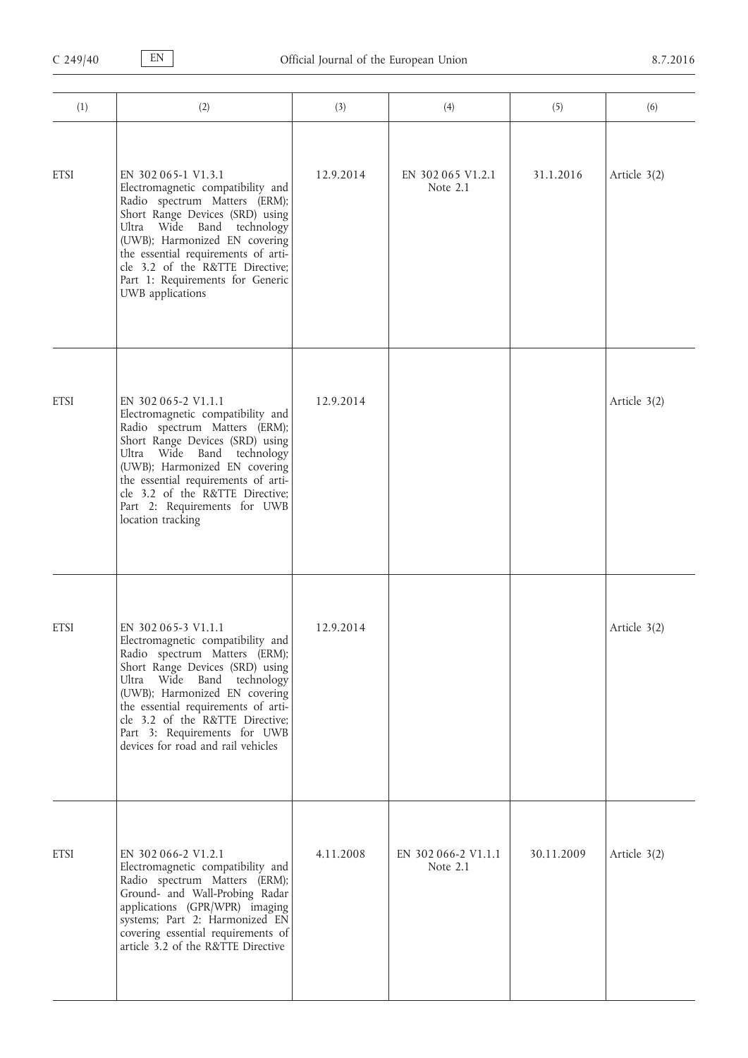| (1) | (2) | (3) | (4) | (5) | (6) |
|---|---|---|---|---|---|
| ETSI | EN 302 065-1 V1.3.1<br>Electromagnetic compatibility and Radio spectrum Matters (ERM); Short Range Devices (SRD) using Ultra Wide Band technology (UWB); Harmonized EN covering the essential requirements of article 3.2 of the R&TTE Directive; Part 1: Requirements for Generic UWB applications | 12.9.2014 | EN 302 065 V1.2.1<br>Note 2.1 | 31.1.2016 | Article 3(2) |
| ETSI | EN 302 065-2 V1.1.1<br>Electromagnetic compatibility and Radio spectrum Matters (ERM); Short Range Devices (SRD) using Ultra Wide Band technology (UWB); Harmonized EN covering the essential requirements of article 3.2 of the R&TTE Directive; Part 2: Requirements for UWB location tracking | 12.9.2014 | | | Article 3(2) |
| ETSI | EN 302 065-3 V1.1.1<br>Electromagnetic compatibility and Radio spectrum Matters (ERM); Short Range Devices (SRD) using Ultra Wide Band technology (UWB); Harmonized EN covering the essential requirements of article 3.2 of the R&TTE Directive; Part 3: Requirements for UWB devices for road and rail vehicles | 12.9.2014 | | | Article 3(2) |
| ETSI | EN 302 066-2 V1.2.1<br>Electromagnetic compatibility and Radio spectrum Matters (ERM); Ground- and Wall-Probing Radar applications (GPR/WPR) imaging systems; Part 2: Harmonized EN covering essential requirements of article 3.2 of the R&TTE Directive | 4.11.2008 | EN 302 066-2 V1.1.1<br>Note 2.1 | 30.11.2009 | Article 3(2) |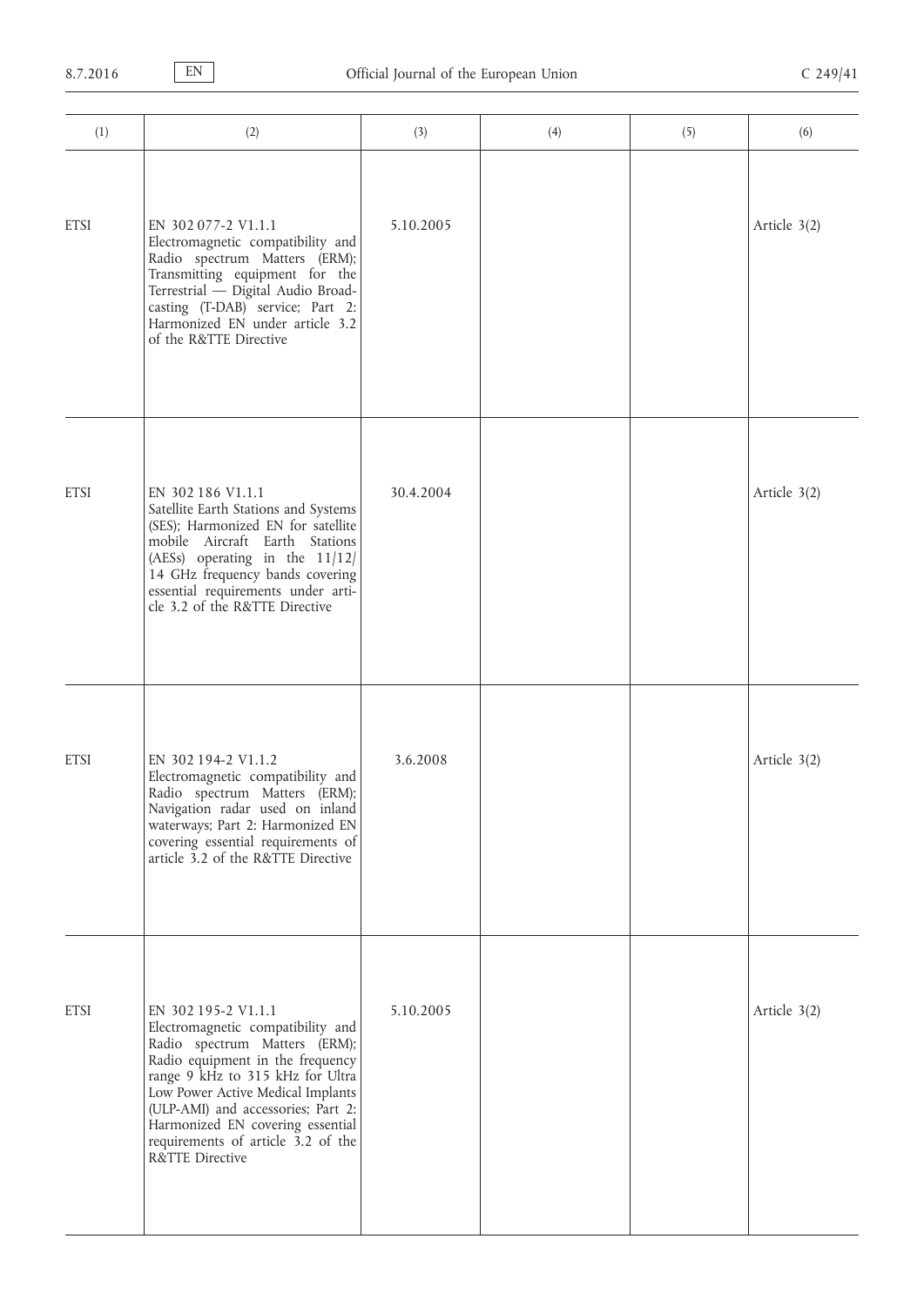| (1) | (2) | (3) | (4) | (5) | (6) |
|---|---|---|---|---|---|
| ETSI | EN 302 077-2 V1.1.1<br>Electromagnetic compatibility and Radio spectrum Matters (ERM); Transmitting equipment for the Terrestrial — Digital Audio Broadcasting (T-DAB) service; Part 2: Harmonized EN under article 3.2 of the R&TTE Directive | 5.10.2005 | | | Article 3(2) |
| ETSI | EN 302 186 V1.1.1<br>Satellite Earth Stations and Systems (SES); Harmonized EN for satellite mobile Aircraft Earth Stations (AESs) operating in the 11/12/14 GHz frequency bands covering essential requirements under article 3.2 of the R&TTE Directive | 30.4.2004 | | | Article 3(2) |
| ETSI | EN 302 194-2 V1.1.2<br>Electromagnetic compatibility and Radio spectrum Matters (ERM); Navigation radar used on inland waterways; Part 2: Harmonized EN covering essential requirements of article 3.2 of the R&TTE Directive | 3.6.2008 | | | Article 3(2) |
| ETSI | EN 302 195-2 V1.1.1<br>Electromagnetic compatibility and Radio spectrum Matters (ERM); Radio equipment in the frequency range 9 kHz to 315 kHz for Ultra Low Power Active Medical Implants (ULP-AMI) and accessories; Part 2: Harmonized EN covering essential requirements of article 3.2 of the R&TTE Directive | 5.10.2005 | | | Article 3(2) |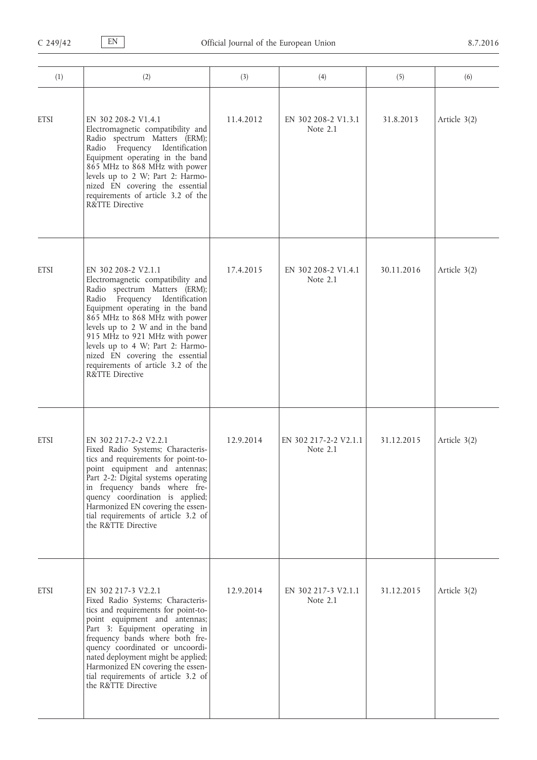| (1) | (2) | (3) | (4) | (5) | (6) |
|---|---|---|---|---|---|
| ETSI | EN 302 208-2 V1.4.1<br>Electromagnetic compatibility and Radio spectrum Matters (ERM); Radio Frequency Identification Equipment operating in the band 865 MHz to 868 MHz with power levels up to 2 W; Part 2: Harmonized EN covering the essential requirements of article 3.2 of the R&TTE Directive | 11.4.2012 | EN 302 208-2 V1.3.1<br>Note 2.1 | 31.8.2013 | Article 3(2) |
| ETSI | EN 302 208-2 V2.1.1<br>Electromagnetic compatibility and Radio spectrum Matters (ERM); Radio Frequency Identification Equipment operating in the band 865 MHz to 868 MHz with power levels up to 2 W and in the band 915 MHz to 921 MHz with power levels up to 4 W; Part 2: Harmonized EN covering the essential requirements of article 3.2 of the R&TTE Directive | 17.4.2015 | EN 302 208-2 V1.4.1<br>Note 2.1 | 30.11.2016 | Article 3(2) |
| ETSI | EN 302 217-2-2 V2.2.1<br>Fixed Radio Systems; Characteristics and requirements for point-to-point equipment and antennas; Part 2-2: Digital systems operating in frequency bands where frequency coordination is applied; Harmonized EN covering the essential requirements of article 3.2 of the R&TTE Directive | 12.9.2014 | EN 302 217-2-2 V2.1.1<br>Note 2.1 | 31.12.2015 | Article 3(2) |
| ETSI | EN 302 217-3 V2.2.1<br>Fixed Radio Systems; Characteristics and requirements for point-to-point equipment and antennas; Part 3: Equipment operating in frequency bands where both frequency coordinated or uncoordinated deployment might be applied; Harmonized EN covering the essential requirements of article 3.2 of the R&TTE Directive | 12.9.2014 | EN 302 217-3 V2.1.1<br>Note 2.1 | 31.12.2015 | Article 3(2) |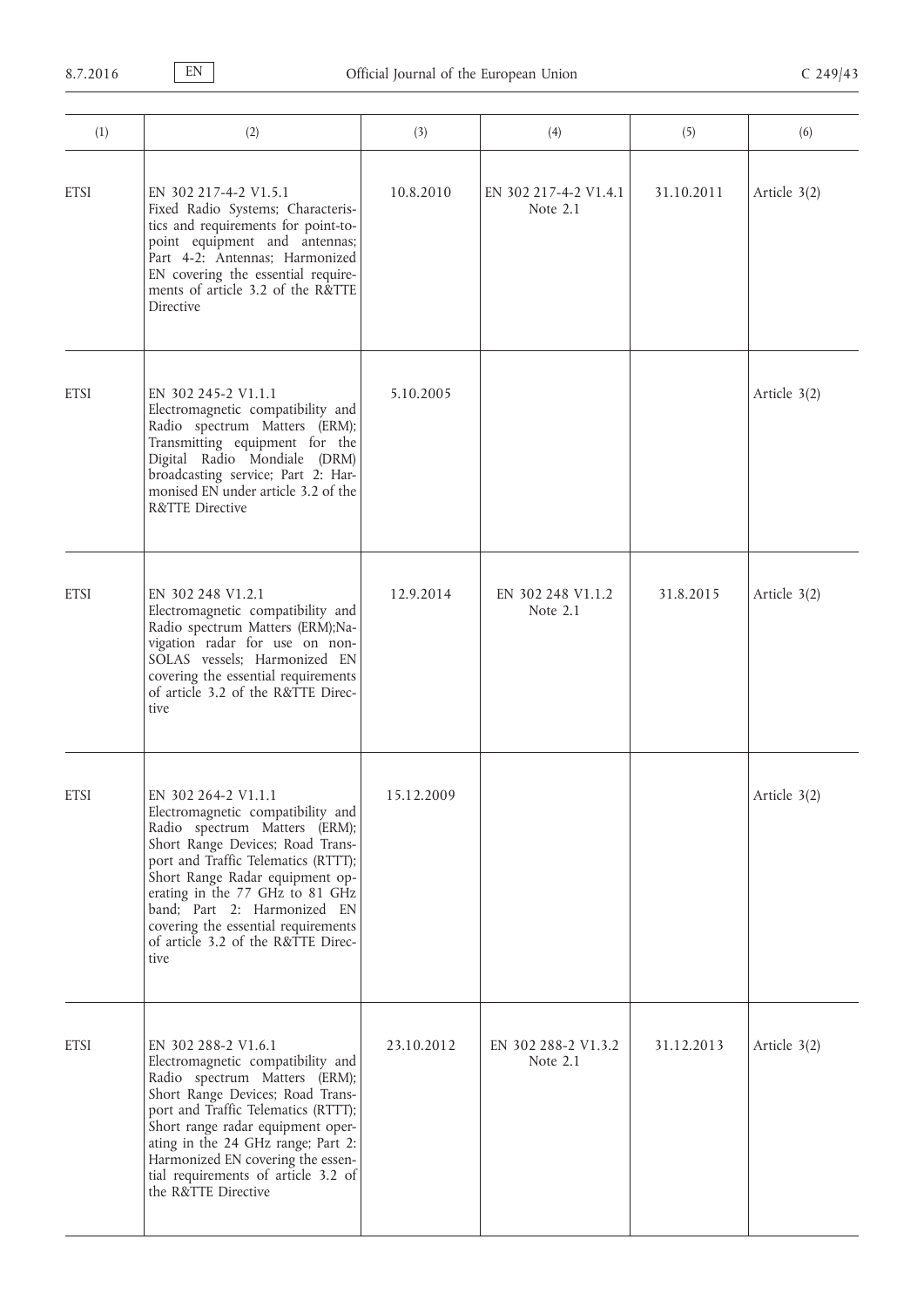| (1) | (2) | (3) | (4) | (5) | (6) |
|---|---|---|---|---|---|
| ETSI | EN 302 217-4-2 V1.5.1<br>Fixed Radio Systems; Characteristics and requirements for point-to-point equipment and antennas; Part 4-2: Antennas; Harmonized EN covering the essential requirements of article 3.2 of the R&TTE Directive | 10.8.2010 | EN 302 217-4-2 V1.4.1<br>Note 2.1 | 31.10.2011 | Article 3(2) |
| ETSI | EN 302 245-2 V1.1.1<br>Electromagnetic compatibility and Radio spectrum Matters (ERM); Transmitting equipment for the Digital Radio Mondiale (DRM) broadcasting service; Part 2: Harmonised EN under article 3.2 of the R&TTE Directive | 5.10.2005 | | | Article 3(2) |
| ETSI | EN 302 248 V1.2.1<br>Electromagnetic compatibility and Radio spectrum Matters (ERM);Navigation radar for use on non-SOLAS vessels; Harmonized EN covering the essential requirements of article 3.2 of the R&TTE Directive | 12.9.2014 | EN 302 248 V1.1.2<br>Note 2.1 | 31.8.2015 | Article 3(2) |
| ETSI | EN 302 264-2 V1.1.1<br>Electromagnetic compatibility and Radio spectrum Matters (ERM); Short Range Devices; Road Transport and Traffic Telematics (RTTT); Short Range Radar equipment operating in the 77 GHz to 81 GHz band; Part 2: Harmonized EN covering the essential requirements of article 3.2 of the R&TTE Directive | 15.12.2009 | | | Article 3(2) |
| ETSI | EN 302 288-2 V1.6.1<br>Electromagnetic compatibility and Radio spectrum Matters (ERM); Short Range Devices; Road Transport and Traffic Telematics (RTTT); Short range radar equipment operating in the 24 GHz range; Part 2: Harmonized EN covering the essential requirements of article 3.2 of the R&TTE Directive | 23.10.2012 | EN 302 288-2 V1.3.2<br>Note 2.1 | 31.12.2013 | Article 3(2) |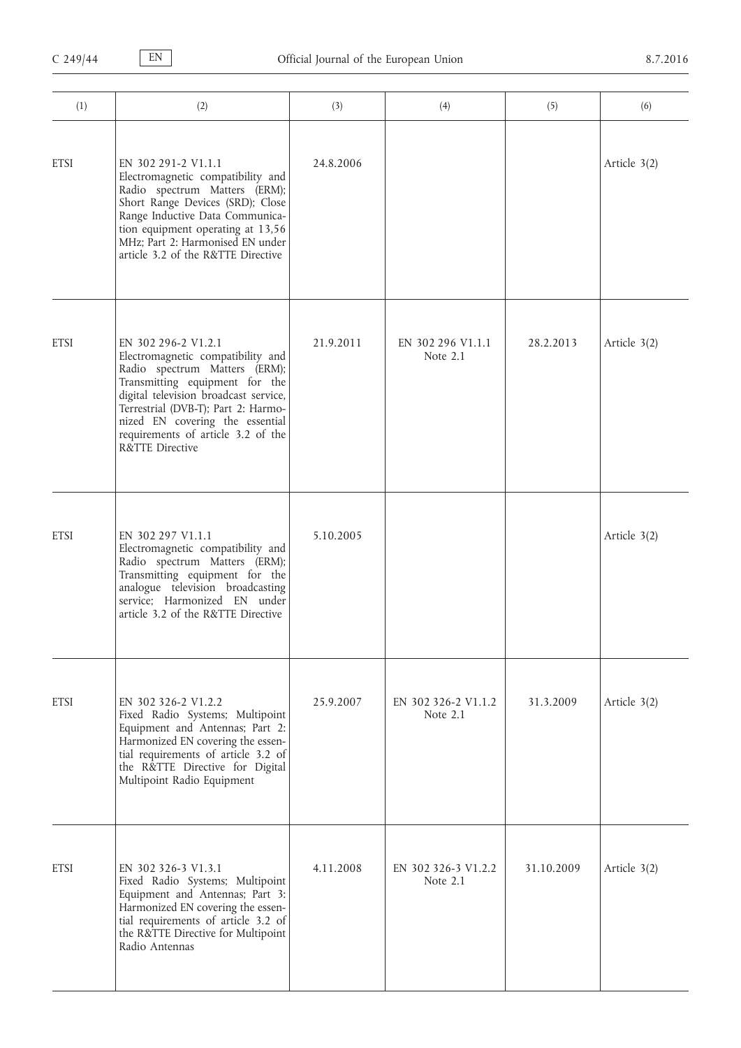| (1) | (2) | (3) | (4) | (5) | (6) |
|---|---|---|---|---|---|
| ETSI | EN 302 291-2 V1.1.1<br>Electromagnetic compatibility and Radio spectrum Matters (ERM); Short Range Devices (SRD); Close Range Inductive Data Communication equipment operating at 13,56 MHz; Part 2: Harmonised EN under article 3.2 of the R&TTE Directive | 24.8.2006 | | | Article 3(2) |
| ETSI | EN 302 296-2 V1.2.1<br>Electromagnetic compatibility and Radio spectrum Matters (ERM); Transmitting equipment for the digital television broadcast service, Terrestrial (DVB-T); Part 2: Harmonized EN covering the essential requirements of article 3.2 of the R&TTE Directive | 21.9.2011 | EN 302 296 V1.1.1<br>Note 2.1 | 28.2.2013 | Article 3(2) |
| ETSI | EN 302 297 V1.1.1<br>Electromagnetic compatibility and Radio spectrum Matters (ERM); Transmitting equipment for the analogue television broadcasting service; Harmonized EN under article 3.2 of the R&TTE Directive | 5.10.2005 | | | Article 3(2) |
| ETSI | EN 302 326-2 V1.2.2<br>Fixed Radio Systems; Multipoint Equipment and Antennas; Part 2: Harmonized EN covering the essential requirements of article 3.2 of the R&TTE Directive for Digital Multipoint Radio Equipment | 25.9.2007 | EN 302 326-2 V1.1.2<br>Note 2.1 | 31.3.2009 | Article 3(2) |
| ETSI | EN 302 326-3 V1.3.1<br>Fixed Radio Systems; Multipoint Equipment and Antennas; Part 3: Harmonized EN covering the essential requirements of article 3.2 of the R&TTE Directive for Multipoint Radio Antennas | 4.11.2008 | EN 302 326-3 V1.2.2<br>Note 2.1 | 31.10.2009 | Article 3(2) |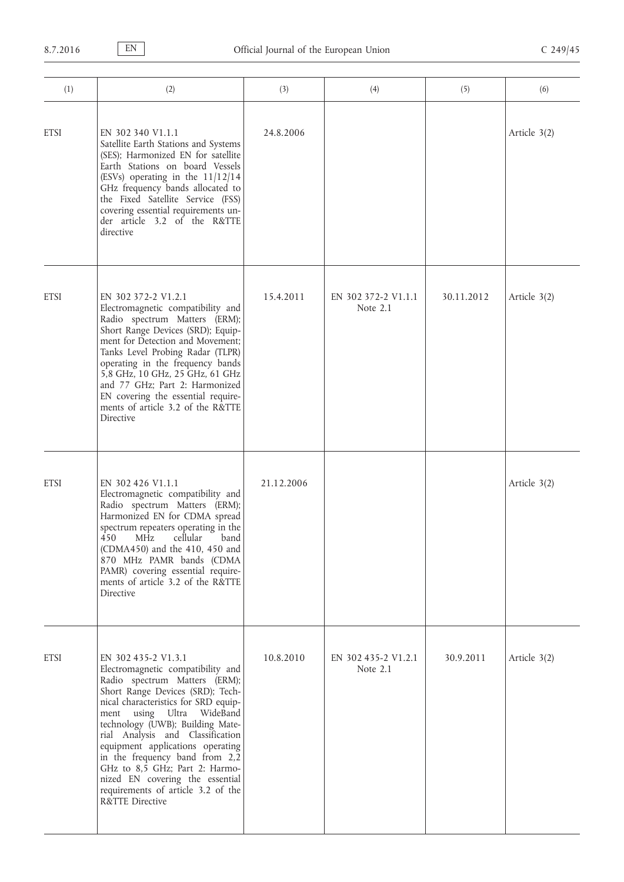| (1) | (2) | (3) | (4) | (5) | (6) |
|---|---|---|---|---|---|
| ETSI | EN 302 340 V1.1.1<br>Satellite Earth Stations and Systems (SES); Harmonized EN for satellite Earth Stations on board Vessels (ESVs) operating in the 11/12/14 GHz frequency bands allocated to the Fixed Satellite Service (FSS) covering essential requirements under article 3.2 of the R&TTE directive | 24.8.2006 | | | Article 3(2) |
| ETSI | EN 302 372-2 V1.2.1<br>Electromagnetic compatibility and Radio spectrum Matters (ERM); Short Range Devices (SRD); Equipment for Detection and Movement; Tanks Level Probing Radar (TLPR) operating in the frequency bands 5,8 GHz, 10 GHz, 25 GHz, 61 GHz and 77 GHz; Part 2: Harmonized EN covering the essential requirements of article 3.2 of the R&TTE Directive | 15.4.2011 | EN 302 372-2 V1.1.1<br>Note 2.1 | 30.11.2012 | Article 3(2) |
| ETSI | EN 302 426 V1.1.1<br>Electromagnetic compatibility and Radio spectrum Matters (ERM); Harmonized EN for CDMA spread spectrum repeaters operating in the 450 MHz cellular band (CDMA450) and the 410, 450 and 870 MHz PAMR bands (CDMA PAMR) covering essential requirements of article 3.2 of the R&TTE Directive | 21.12.2006 | | | Article 3(2) |
| ETSI | EN 302 435-2 V1.3.1<br>Electromagnetic compatibility and Radio spectrum Matters (ERM); Short Range Devices (SRD); Technical characteristics for SRD equipment using Ultra WideBand technology (UWB); Building Material Analysis and Classification equipment applications operating in the frequency band from 2,2 GHz to 8,5 GHz; Part 2: Harmonized EN covering the essential requirements of article 3.2 of the R&TTE Directive | 10.8.2010 | EN 302 435-2 V1.2.1<br>Note 2.1 | 30.9.2011 | Article 3(2) |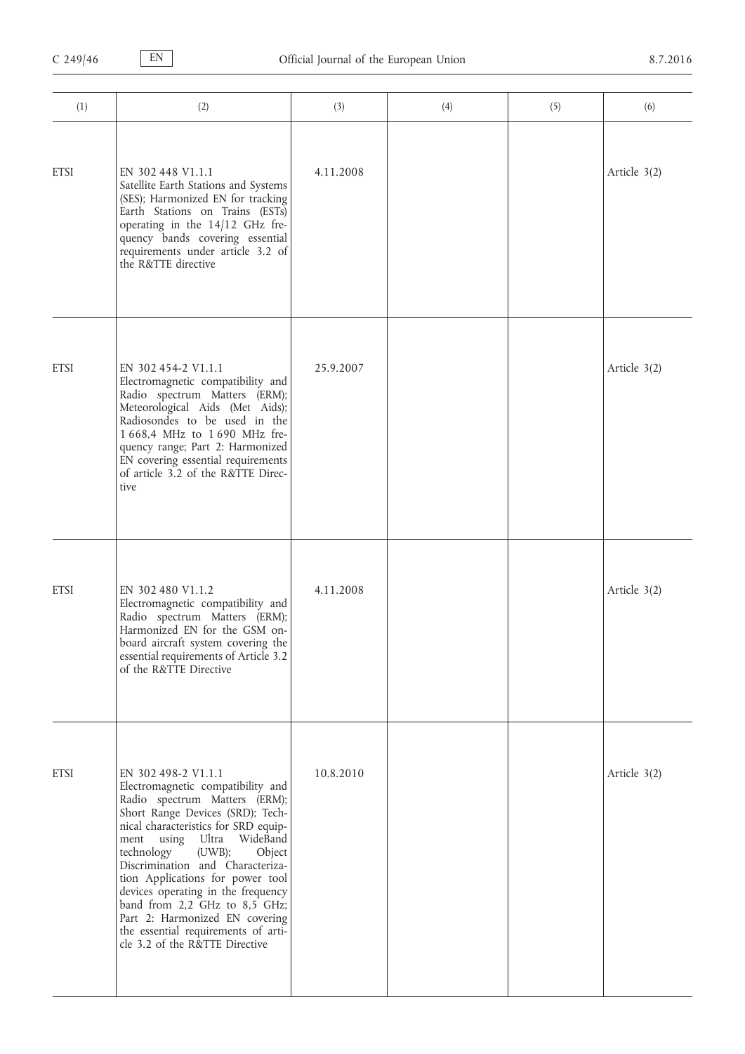| (1) | (2) | (3) | (4) | (5) | (6) |
|---|---|---|---|---|---|
| ETSI | EN 302 448 V1.1.1<br>Satellite Earth Stations and Systems (SES); Harmonized EN for tracking Earth Stations on Trains (ESTs) operating in the 14/12 GHz frequency bands covering essential requirements under article 3.2 of the R&TTE directive | 4.11.2008 | | | Article 3(2) |
| ETSI | EN 302 454-2 V1.1.1<br>Electromagnetic compatibility and Radio spectrum Matters (ERM); Meteorological Aids (Met Aids); Radiosondes to be used in the 1 668,4 MHz to 1 690 MHz frequency range; Part 2: Harmonized EN covering essential requirements of article 3.2 of the R&TTE Directive | 25.9.2007 | | | Article 3(2) |
| ETSI | EN 302 480 V1.1.2<br>Electromagnetic compatibility and Radio spectrum Matters (ERM); Harmonized EN for the GSM onboard aircraft system covering the essential requirements of Article 3.2 of the R&TTE Directive | 4.11.2008 | | | Article 3(2) |
| ETSI | EN 302 498-2 V1.1.1<br>Electromagnetic compatibility and Radio spectrum Matters (ERM); Short Range Devices (SRD); Technical characteristics for SRD equipment using Ultra WideBand technology (UWB); Object Discrimination and Characterization Applications for power tool devices operating in the frequency band from 2,2 GHz to 8,5 GHz; Part 2: Harmonized EN covering the essential requirements of article 3.2 of the R&TTE Directive | 10.8.2010 | | | Article 3(2) |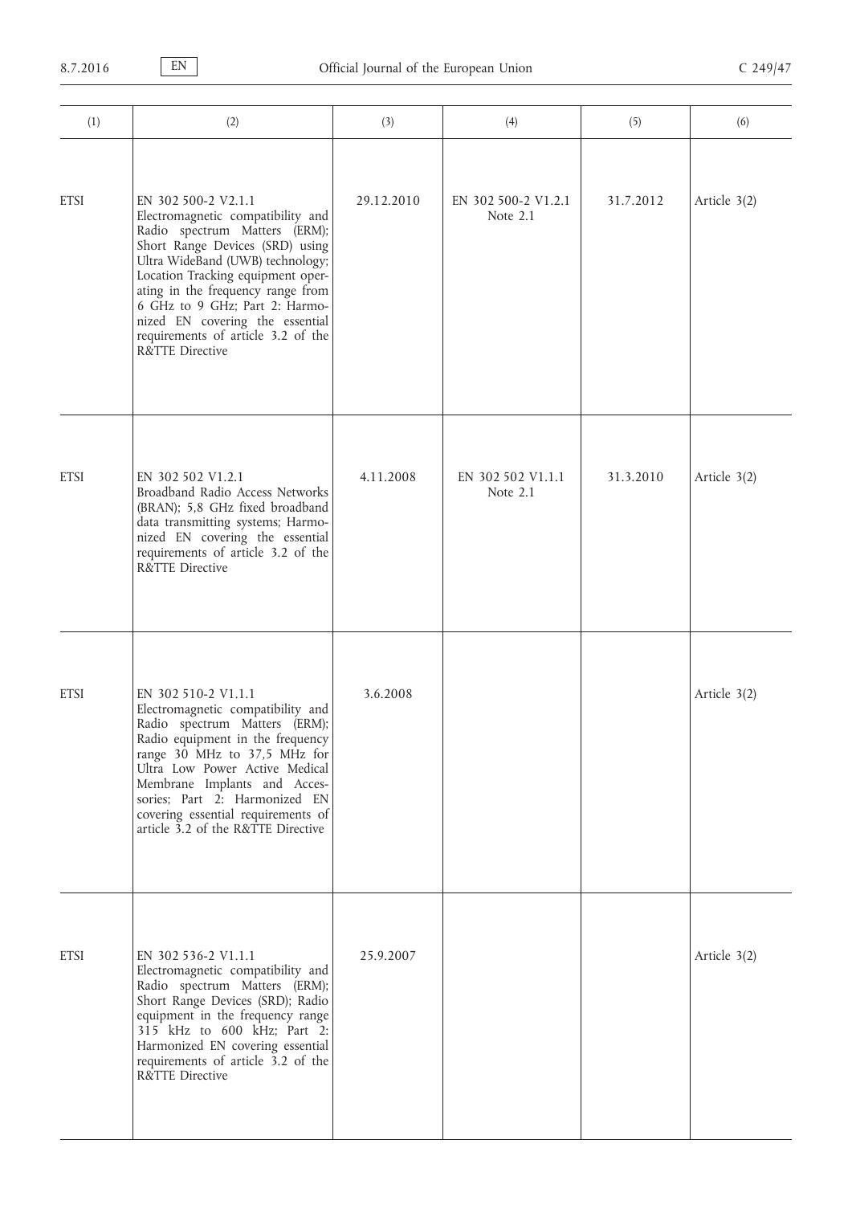| (1) | (2) | (3) | (4) | (5) | (6) |
|---|---|---|---|---|---|
| ETSI | EN 302 500-2 V2.1.1<br>Electromagnetic compatibility and Radio spectrum Matters (ERM); Short Range Devices (SRD) using Ultra WideBand (UWB) technology; Location Tracking equipment operating in the frequency range from 6 GHz to 9 GHz; Part 2: Harmonized EN covering the essential requirements of article 3.2 of the R&TTE Directive | 29.12.2010 | EN 302 500-2 V1.2.1<br>Note 2.1 | 31.7.2012 | Article 3(2) |
| ETSI | EN 302 502 V1.2.1<br>Broadband Radio Access Networks (BRAN); 5,8 GHz fixed broadband data transmitting systems; Harmonized EN covering the essential requirements of article 3.2 of the R&TTE Directive | 4.11.2008 | EN 302 502 V1.1.1<br>Note 2.1 | 31.3.2010 | Article 3(2) |
| ETSI | EN 302 510-2 V1.1.1<br>Electromagnetic compatibility and Radio spectrum Matters (ERM); Radio equipment in the frequency range 30 MHz to 37,5 MHz for Ultra Low Power Active Medical Membrane Implants and Accessories; Part 2: Harmonized EN covering essential requirements of article 3.2 of the R&TTE Directive | 3.6.2008 | | | Article 3(2) |
| ETSI | EN 302 536-2 V1.1.1<br>Electromagnetic compatibility and Radio spectrum Matters (ERM); Short Range Devices (SRD); Radio equipment in the frequency range 315 kHz to 600 kHz; Part 2: Harmonized EN covering essential requirements of article 3.2 of the R&TTE Directive | 25.9.2007 | | | Article 3(2) |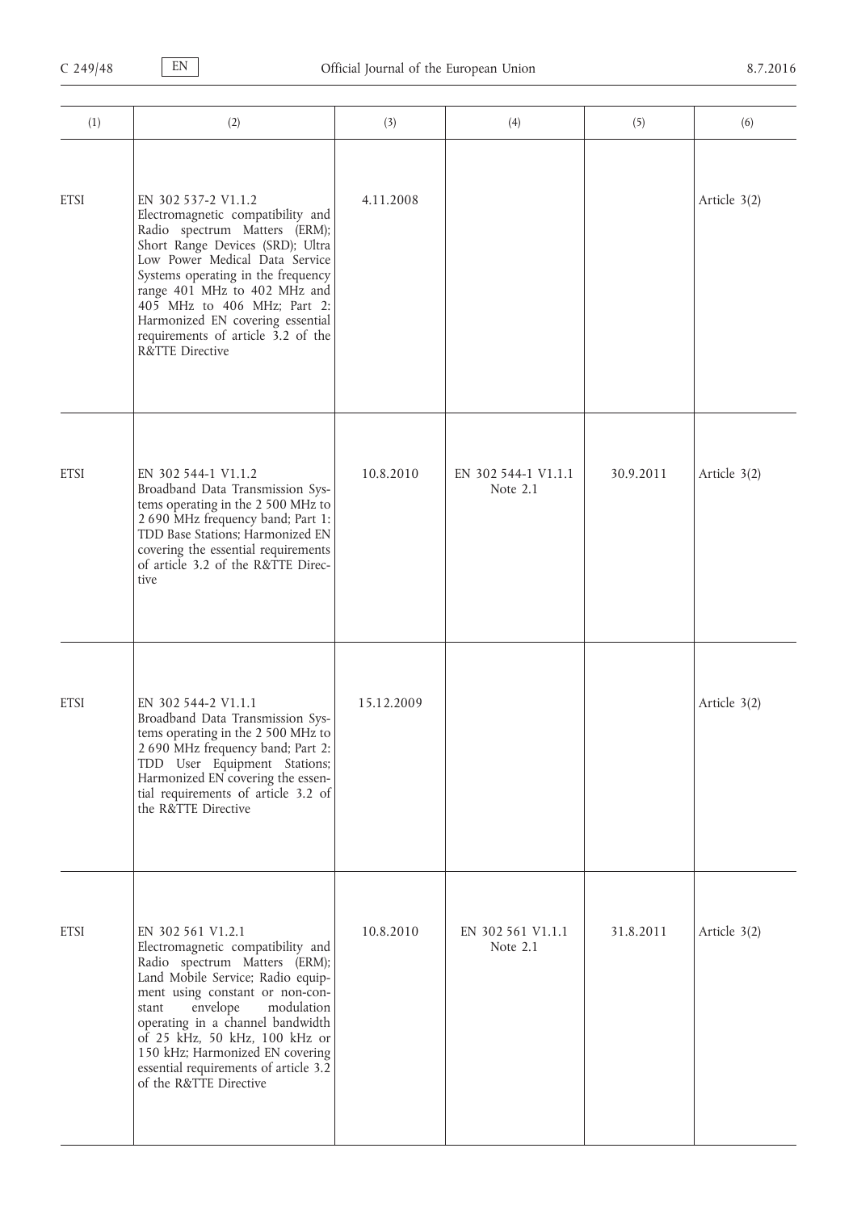| (1) | (2) | (3) | (4) | (5) | (6) |
|---|---|---|---|---|---|
| ETSI | EN 302 537-2 V1.1.2<br>Electromagnetic compatibility and Radio spectrum Matters (ERM); Short Range Devices (SRD); Ultra Low Power Medical Data Service Systems operating in the frequency range 401 MHz to 402 MHz and 405 MHz to 406 MHz; Part 2: Harmonized EN covering essential requirements of article 3.2 of the R&TTE Directive | 4.11.2008 | | | Article 3(2) |
| ETSI | EN 302 544-1 V1.1.2<br>Broadband Data Transmission Systems operating in the 2 500 MHz to 2 690 MHz frequency band; Part 1: TDD Base Stations; Harmonized EN covering the essential requirements of article 3.2 of the R&TTE Directive | 10.8.2010 | EN 302 544-1 V1.1.1<br>Note 2.1 | 30.9.2011 | Article 3(2) |
| ETSI | EN 302 544-2 V1.1.1<br>Broadband Data Transmission Systems operating in the 2 500 MHz to 2 690 MHz frequency band; Part 2: TDD User Equipment Stations; Harmonized EN covering the essential requirements of article 3.2 of the R&TTE Directive | 15.12.2009 | | | Article 3(2) |
| ETSI | EN 302 561 V1.2.1<br>Electromagnetic compatibility and Radio spectrum Matters (ERM); Land Mobile Service; Radio equipment using constant or non-constant envelope modulation operating in a channel bandwidth of 25 kHz, 50 kHz, 100 kHz or 150 kHz; Harmonized EN covering essential requirements of article 3.2 of the R&TTE Directive | 10.8.2010 | EN 302 561 V1.1.1<br>Note 2.1 | 31.8.2011 | Article 3(2) |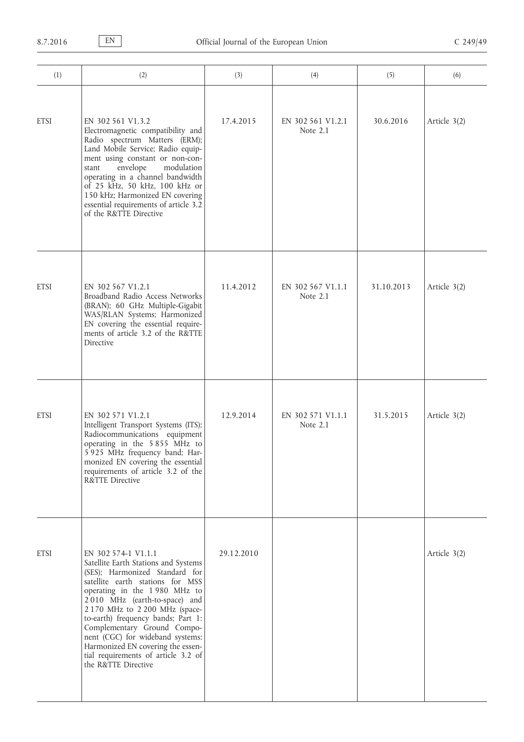| (1) | (2) | (3) | (4) | (5) | (6) |
|---|---|---|---|---|---|
| ETSI | EN 302 561 V1.3.2<br>Electromagnetic compatibility and Radio spectrum Matters (ERM); Land Mobile Service; Radio equipment using constant or non-constant envelope modulation operating in a channel bandwidth of 25 kHz, 50 kHz, 100 kHz or 150 kHz; Harmonized EN covering essential requirements of article 3.2 of the R&TTE Directive | 17.4.2015 | EN 302 561 V1.2.1<br>Note 2.1 | 30.6.2016 | Article 3(2) |
| ETSI | EN 302 567 V1.2.1<br>Broadband Radio Access Networks (BRAN); 60 GHz Multiple-Gigabit WAS/RLAN Systems; Harmonized EN covering the essential requirements of article 3.2 of the R&TTE Directive | 11.4.2012 | EN 302 567 V1.1.1<br>Note 2.1 | 31.10.2013 | Article 3(2) |
| ETSI | EN 302 571 V1.2.1<br>Intelligent Transport Systems (ITS); Radiocommunications equipment operating in the 5 855 MHz to 5 925 MHz frequency band; Harmonized EN covering the essential requirements of article 3.2 of the R&TTE Directive | 12.9.2014 | EN 302 571 V1.1.1<br>Note 2.1 | 31.5.2015 | Article 3(2) |
| ETSI | EN 302 574-1 V1.1.1<br>Satellite Earth Stations and Systems (SES); Harmonized Standard for satellite earth stations for MSS operating in the 1 980 MHz to 2 010 MHz (earth-to-space) and 2 170 MHz to 2 200 MHz (space-to-earth) frequency bands; Part 1: Complementary Ground Component (CGC) for wideband systems: Harmonized EN covering the essential requirements of article 3.2 of the R&TTE Directive | 29.12.2010 | | | Article 3(2) |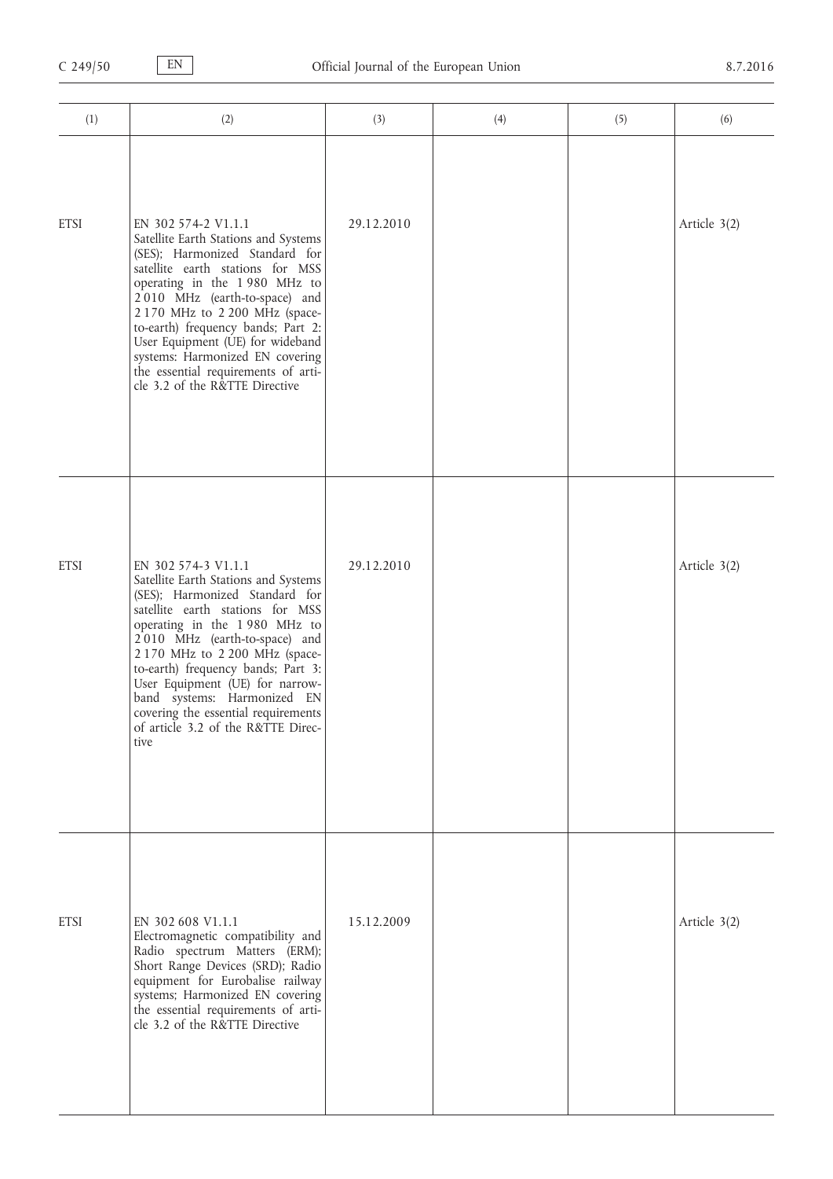| (1) | (2) | (3) | (4) | (5) | (6) |
|---|---|---|---|---|---|
| ETSI | EN 302 574-2 V1.1.1<br>Satellite Earth Stations and Systems (SES); Harmonized Standard for satellite earth stations for MSS operating in the 1 980 MHz to 2 010 MHz (earth-to-space) and 2 170 MHz to 2 200 MHz (space-to-earth) frequency bands; Part 2: User Equipment (UE) for wideband systems: Harmonized EN covering the essential requirements of article 3.2 of the R&TTE Directive | 29.12.2010 | | | Article 3(2) |
| ETSI | EN 302 574-3 V1.1.1<br>Satellite Earth Stations and Systems (SES); Harmonized Standard for satellite earth stations for MSS operating in the 1 980 MHz to 2 010 MHz (earth-to-space) and 2 170 MHz to 2 200 MHz (space-to-earth) frequency bands; Part 3: User Equipment (UE) for narrowband systems: Harmonized EN covering the essential requirements of article 3.2 of the R&TTE Directive | 29.12.2010 | | | Article 3(2) |
| ETSI | EN 302 608 V1.1.1<br>Electromagnetic compatibility and Radio spectrum Matters (ERM); Short Range Devices (SRD); Radio equipment for Eurobalise railway systems; Harmonized EN covering the essential requirements of article 3.2 of the R&TTE Directive | 15.12.2009 | | | Article 3(2) |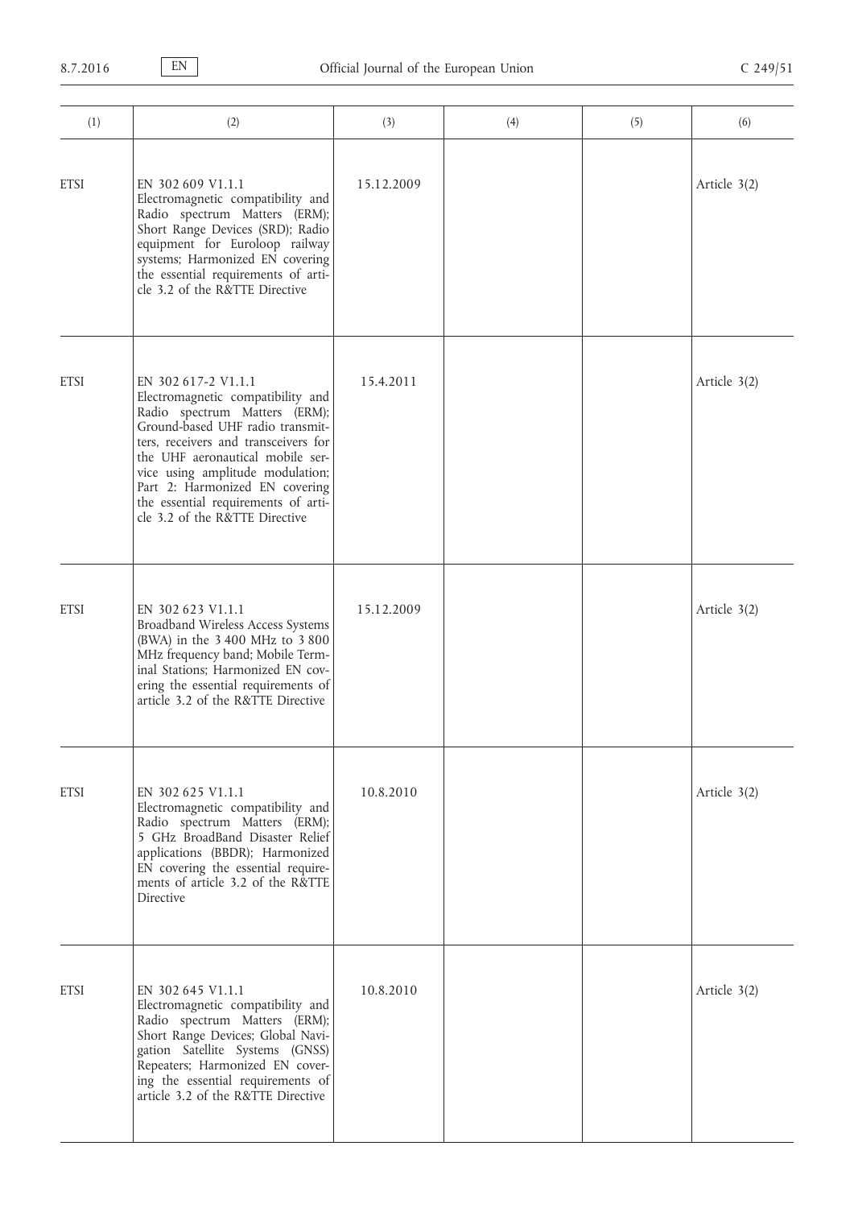| (1) | (2) | (3) | (4) | (5) | (6) |
|---|---|---|---|---|---|
| ETSI | EN 302 609 V1.1.1<br>Electromagnetic compatibility and Radio spectrum Matters (ERM); Short Range Devices (SRD); Radio equipment for Euroloop railway systems; Harmonized EN covering the essential requirements of article 3.2 of the R&TTE Directive | 15.12.2009 | | | Article 3(2) |
| ETSI | EN 302 617-2 V1.1.1<br>Electromagnetic compatibility and Radio spectrum Matters (ERM); Ground-based UHF radio transmitters, receivers and transceivers for the UHF aeronautical mobile service using amplitude modulation; Part 2: Harmonized EN covering the essential requirements of article 3.2 of the R&TTE Directive | 15.4.2011 | | | Article 3(2) |
| ETSI | EN 302 623 V1.1.1<br>Broadband Wireless Access Systems (BWA) in the 3 400 MHz to 3 800 MHz frequency band; Mobile Terminal Stations; Harmonized EN covering the essential requirements of article 3.2 of the R&TTE Directive | 15.12.2009 | | | Article 3(2) |
| ETSI | EN 302 625 V1.1.1<br>Electromagnetic compatibility and Radio spectrum Matters (ERM); 5 GHz BroadBand Disaster Relief applications (BBDR); Harmonized EN covering the essential requirements of article 3.2 of the R&TTE Directive | 10.8.2010 | | | Article 3(2) |
| ETSI | EN 302 645 V1.1.1<br>Electromagnetic compatibility and Radio spectrum Matters (ERM); Short Range Devices; Global Navigation Satellite Systems (GNSS) Repeaters; Harmonized EN covering the essential requirements of article 3.2 of the R&TTE Directive | 10.8.2010 | | | Article 3(2) |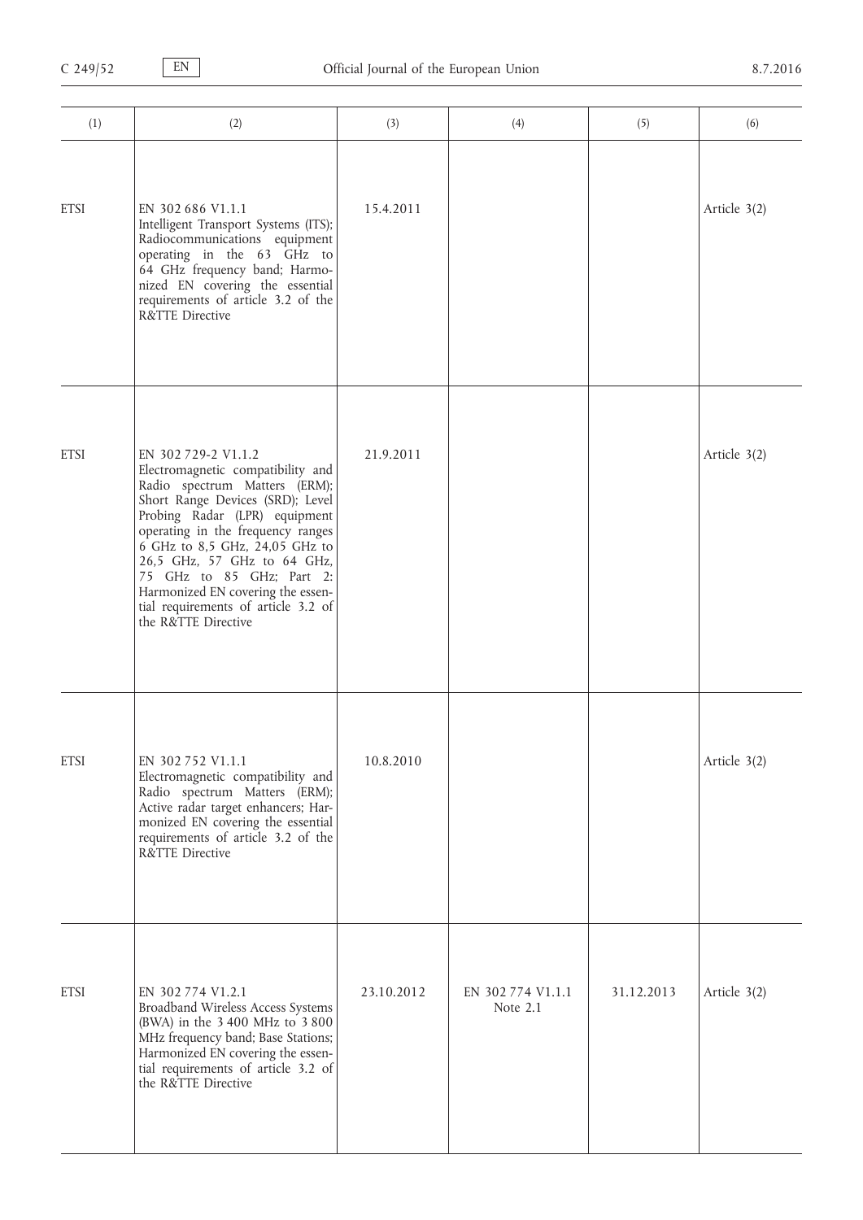| (1) | (2) | (3) | (4) | (5) | (6) |
|---|---|---|---|---|---|
| ETSI | EN 302 686 V1.1.1<br>Intelligent Transport Systems (ITS); Radiocommunications equipment operating in the 63 GHz to 64 GHz frequency band; Harmonized EN covering the essential requirements of article 3.2 of the R&TTE Directive | 15.4.2011 | | | Article 3(2) |
| ETSI | EN 302 729-2 V1.1.2<br>Electromagnetic compatibility and Radio spectrum Matters (ERM); Short Range Devices (SRD); Level Probing Radar (LPR) equipment operating in the frequency ranges 6 GHz to 8,5 GHz, 24,05 GHz to 26,5 GHz, 57 GHz to 64 GHz, 75 GHz to 85 GHz; Part 2: Harmonized EN covering the essential requirements of article 3.2 of the R&TTE Directive | 21.9.2011 | | | Article 3(2) |
| ETSI | EN 302 752 V1.1.1<br>Electromagnetic compatibility and Radio spectrum Matters (ERM); Active radar target enhancers; Harmonized EN covering the essential requirements of article 3.2 of the R&TTE Directive | 10.8.2010 | | | Article 3(2) |
| ETSI | EN 302 774 V1.2.1<br>Broadband Wireless Access Systems (BWA) in the 3 400 MHz to 3 800 MHz frequency band; Base Stations; Harmonized EN covering the essential requirements of article 3.2 of the R&TTE Directive | 23.10.2012 | EN 302 774 V1.1.1<br>Note 2.1 | 31.12.2013 | Article 3(2) |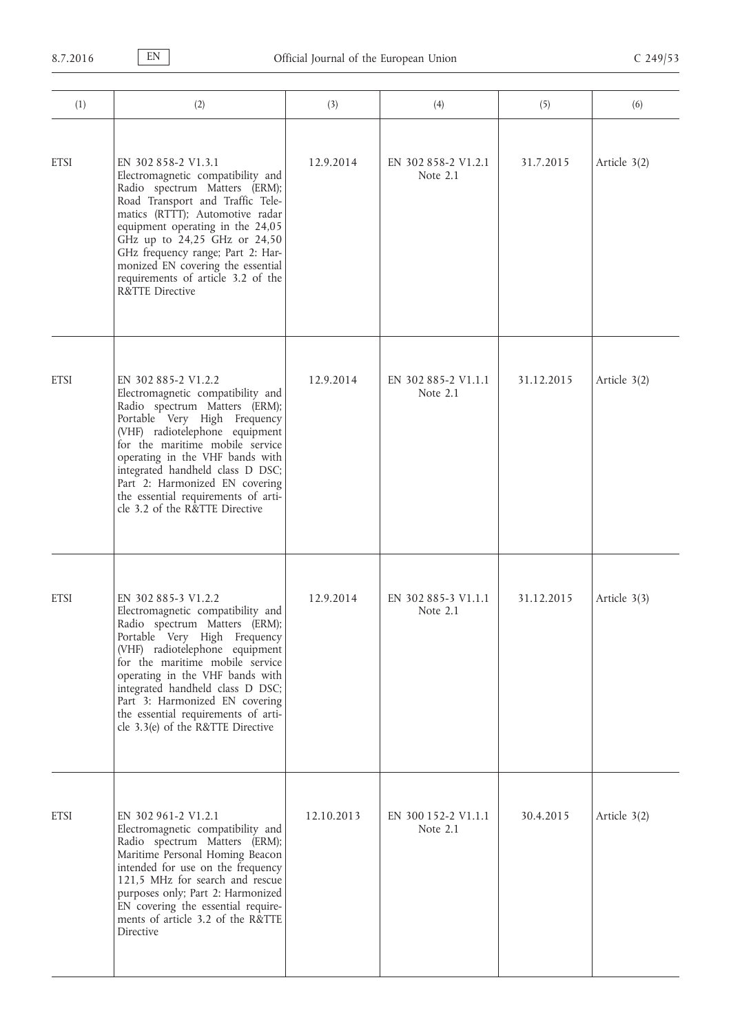| (1) | (2) | (3) | (4) | (5) | (6) |
|---|---|---|---|---|---|
| ETSI | EN 302 858-2 V1.3.1<br>Electromagnetic compatibility and Radio spectrum Matters (ERM); Road Transport and Traffic Telematics (RTTT); Automotive radar equipment operating in the 24,05 GHz up to 24,25 GHz or 24,50 GHz frequency range; Part 2: Harmonized EN covering the essential requirements of article 3.2 of the R&TTE Directive | 12.9.2014 | EN 302 858-2 V1.2.1<br>Note 2.1 | 31.7.2015 | Article 3(2) |
| ETSI | EN 302 885-2 V1.2.2<br>Electromagnetic compatibility and Radio spectrum Matters (ERM); Portable Very High Frequency (VHF) radiotelephone equipment for the maritime mobile service operating in the VHF bands with integrated handheld class D DSC; Part 2: Harmonized EN covering the essential requirements of article 3.2 of the R&TTE Directive | 12.9.2014 | EN 302 885-2 V1.1.1<br>Note 2.1 | 31.12.2015 | Article 3(2) |
| ETSI | EN 302 885-3 V1.2.2<br>Electromagnetic compatibility and Radio spectrum Matters (ERM); Portable Very High Frequency (VHF) radiotelephone equipment for the maritime mobile service operating in the VHF bands with integrated handheld class D DSC; Part 3: Harmonized EN covering the essential requirements of article 3.3(e) of the R&TTE Directive | 12.9.2014 | EN 302 885-3 V1.1.1<br>Note 2.1 | 31.12.2015 | Article 3(3) |
| ETSI | EN 302 961-2 V1.2.1<br>Electromagnetic compatibility and Radio spectrum Matters (ERM); Maritime Personal Homing Beacon intended for use on the frequency 121,5 MHz for search and rescue purposes only; Part 2: Harmonized EN covering the essential requirements of article 3.2 of the R&TTE Directive | 12.10.2013 | EN 300 152-2 V1.1.1<br>Note 2.1 | 30.4.2015 | Article 3(2) |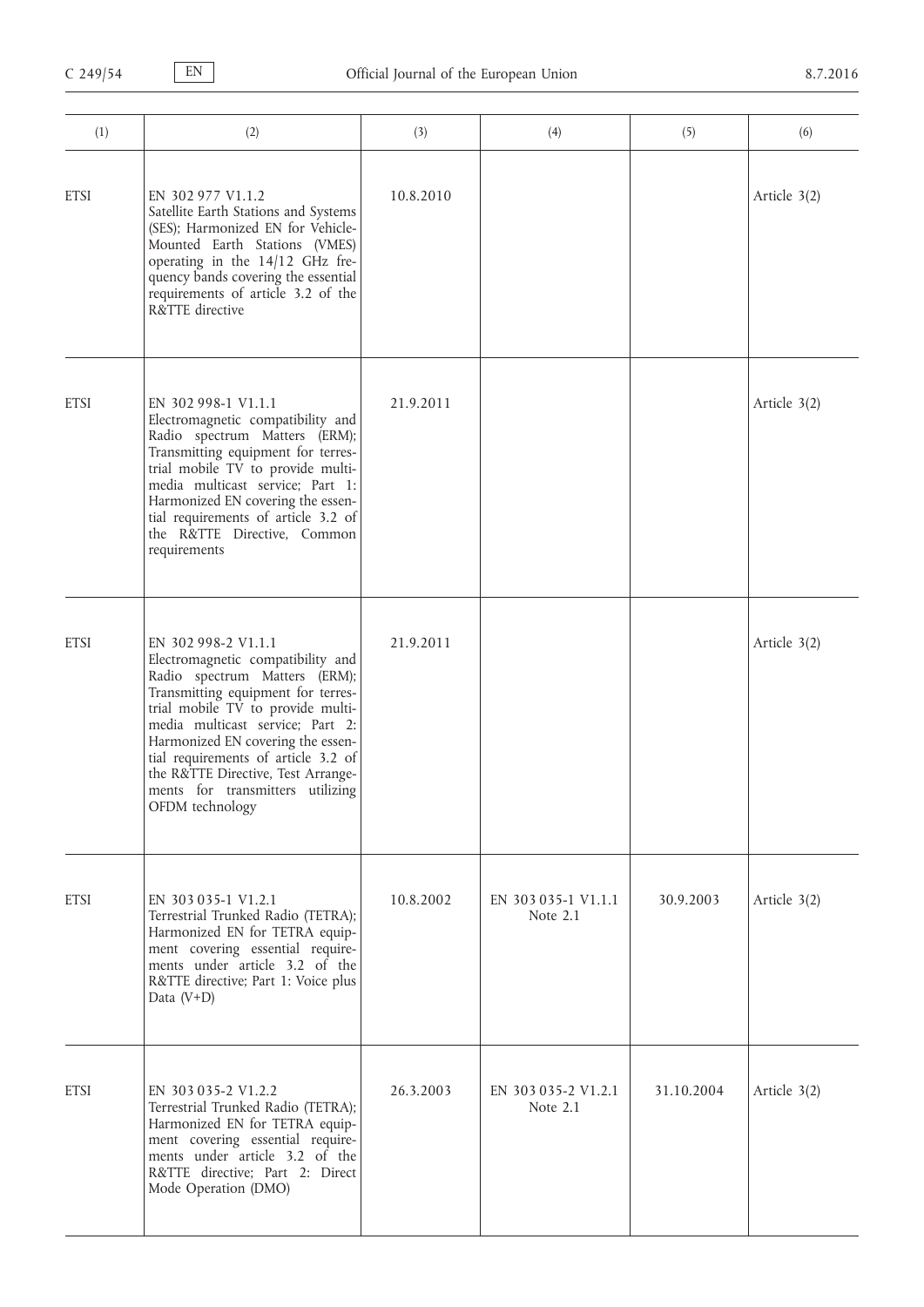| (1) | (2) | (3) | (4) | (5) | (6) |
|---|---|---|---|---|---|
| ETSI | EN 302 977 V1.1.2<br>Satellite Earth Stations and Systems (SES); Harmonized EN for Vehicle-Mounted Earth Stations (VMES) operating in the 14/12 GHz frequency bands covering the essential requirements of article 3.2 of the R&TTE directive | 10.8.2010 | | | Article 3(2) |
| ETSI | EN 302 998-1 V1.1.1<br>Electromagnetic compatibility and Radio spectrum Matters (ERM); Transmitting equipment for terrestrial mobile TV to provide multimedia multicast service; Part 1: Harmonized EN covering the essential requirements of article 3.2 of the R&TTE Directive, Common requirements | 21.9.2011 | | | Article 3(2) |
| ETSI | EN 302 998-2 V1.1.1<br>Electromagnetic compatibility and Radio spectrum Matters (ERM); Transmitting equipment for terrestrial mobile TV to provide multimedia multicast service; Part 2: Harmonized EN covering the essential requirements of article 3.2 of the R&TTE Directive, Test Arrangements for transmitters utilizing OFDM technology | 21.9.2011 | | | Article 3(2) |
| ETSI | EN 303 035-1 V1.2.1<br>Terrestrial Trunked Radio (TETRA); Harmonized EN for TETRA equipment covering essential requirements under article 3.2 of the R&TTE directive; Part 1: Voice plus Data (V+D) | 10.8.2002 | EN 303 035-1 V1.1.1<br>Note 2.1 | 30.9.2003 | Article 3(2) |
| ETSI | EN 303 035-2 V1.2.2<br>Terrestrial Trunked Radio (TETRA); Harmonized EN for TETRA equipment covering essential requirements under article 3.2 of the R&TTE directive; Part 2: Direct Mode Operation (DMO) | 26.3.2003 | EN 303 035-2 V1.2.1<br>Note 2.1 | 31.10.2004 | Article 3(2) |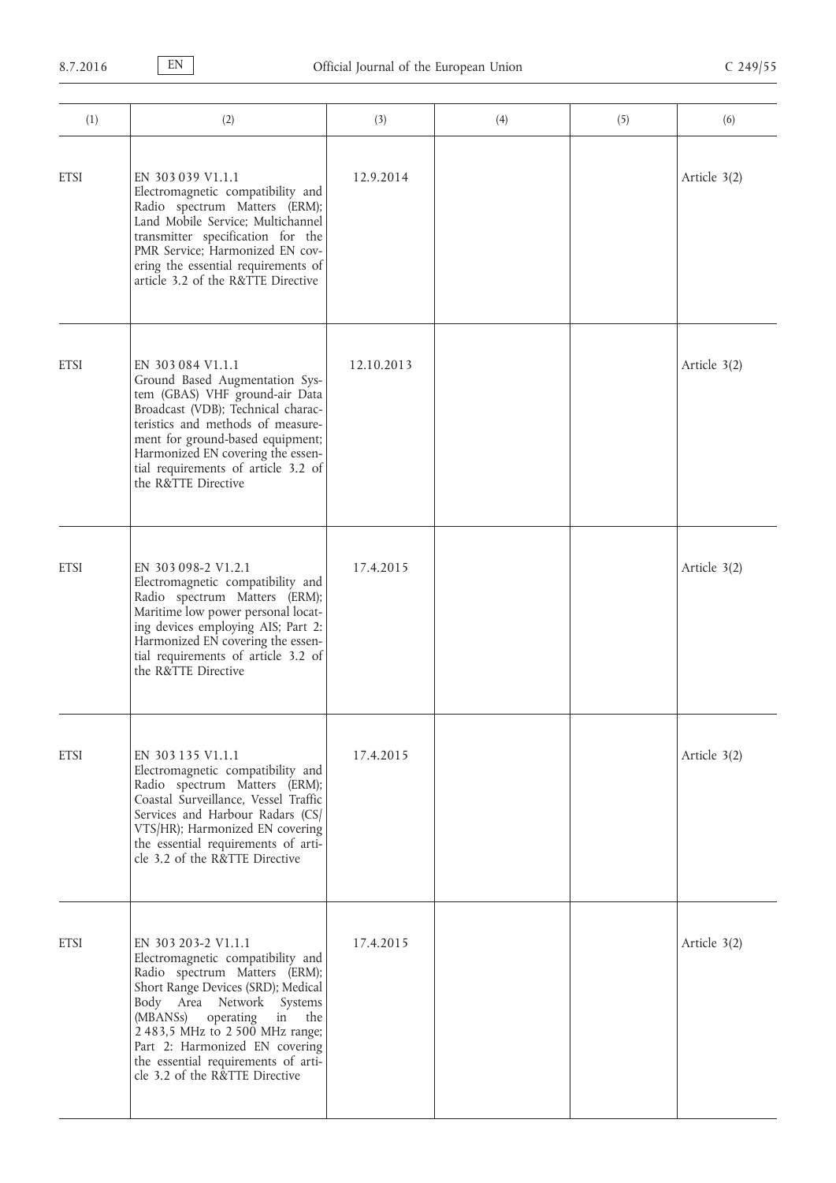| (1) | (2) | (3) | (4) | (5) | (6) |
|---|---|---|---|---|---|
| ETSI | EN 303 039 V1.1.1<br>Electromagnetic compatibility and Radio spectrum Matters (ERM); Land Mobile Service; Multichannel transmitter specification for the PMR Service; Harmonized EN covering the essential requirements of article 3.2 of the R&TTE Directive | 12.9.2014 | | | Article 3(2) |
| ETSI | EN 303 084 V1.1.1<br>Ground Based Augmentation System (GBAS) VHF ground-air Data Broadcast (VDB); Technical characteristics and methods of measurement for ground-based equipment; Harmonized EN covering the essential requirements of article 3.2 of the R&TTE Directive | 12.10.2013 | | | Article 3(2) |
| ETSI | EN 303 098-2 V1.2.1<br>Electromagnetic compatibility and Radio spectrum Matters (ERM); Maritime low power personal locating devices employing AIS; Part 2: Harmonized EN covering the essential requirements of article 3.2 of the R&TTE Directive | 17.4.2015 | | | Article 3(2) |
| ETSI | EN 303 135 V1.1.1<br>Electromagnetic compatibility and Radio spectrum Matters (ERM); Coastal Surveillance, Vessel Traffic Services and Harbour Radars (CS/VTS/HR); Harmonized EN covering the essential requirements of article 3.2 of the R&TTE Directive | 17.4.2015 | | | Article 3(2) |
| ETSI | EN 303 203-2 V1.1.1<br>Electromagnetic compatibility and Radio spectrum Matters (ERM); Short Range Devices (SRD); Medical Body Area Network Systems (MBANSs) operating in the 2 483,5 MHz to 2 500 MHz range; Part 2: Harmonized EN covering the essential requirements of article 3.2 of the R&TTE Directive | 17.4.2015 | | | Article 3(2) |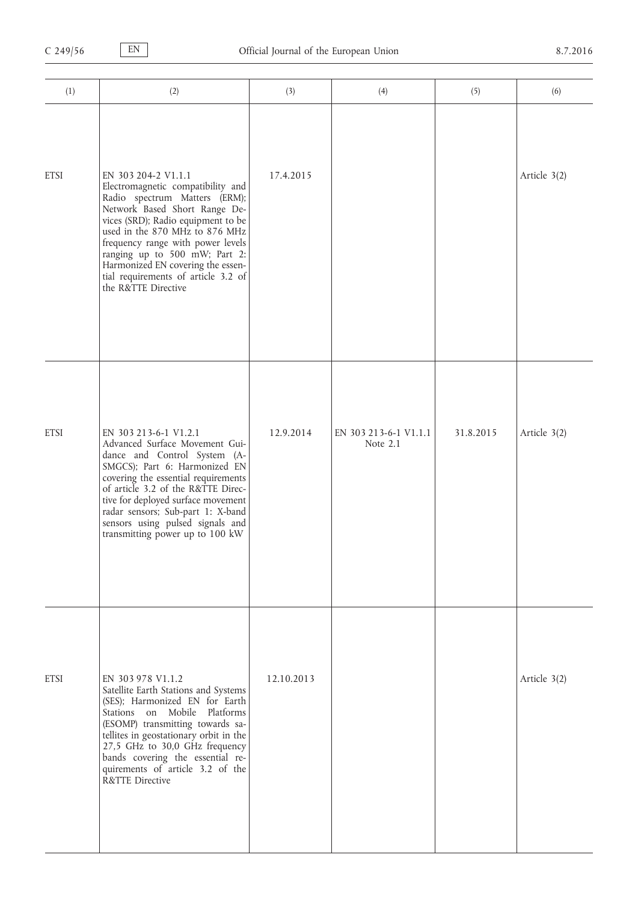| (1) | (2) | (3) | (4) | (5) | (6) |
|---|---|---|---|---|---|
| ETSI | EN 303 204-2 V1.1.1<br>Electromagnetic compatibility and Radio spectrum Matters (ERM); Network Based Short Range Devices (SRD); Radio equipment to be used in the 870 MHz to 876 MHz frequency range with power levels ranging up to 500 mW; Part 2: Harmonized EN covering the essential requirements of article 3.2 of the R&TTE Directive | 17.4.2015 | | | Article 3(2) |
| ETSI | EN 303 213-6-1 V1.2.1<br>Advanced Surface Movement Guidance and Control System (A-SMGCS); Part 6: Harmonized EN covering the essential requirements of article 3.2 of the R&TTE Directive for deployed surface movement radar sensors; Sub-part 1: X-band sensors using pulsed signals and transmitting power up to 100 kW | 12.9.2014 | EN 303 213-6-1 V1.1.1<br>Note 2.1 | 31.8.2015 | Article 3(2) |
| ETSI | EN 303 978 V1.1.2<br>Satellite Earth Stations and Systems (SES); Harmonized EN for Earth Stations on Mobile Platforms (ESOMP) transmitting towards satellites in geostationary orbit in the 27,5 GHz to 30,0 GHz frequency bands covering the essential requirements of article 3.2 of the R&TTE Directive | 12.10.2013 | | | Article 3(2) |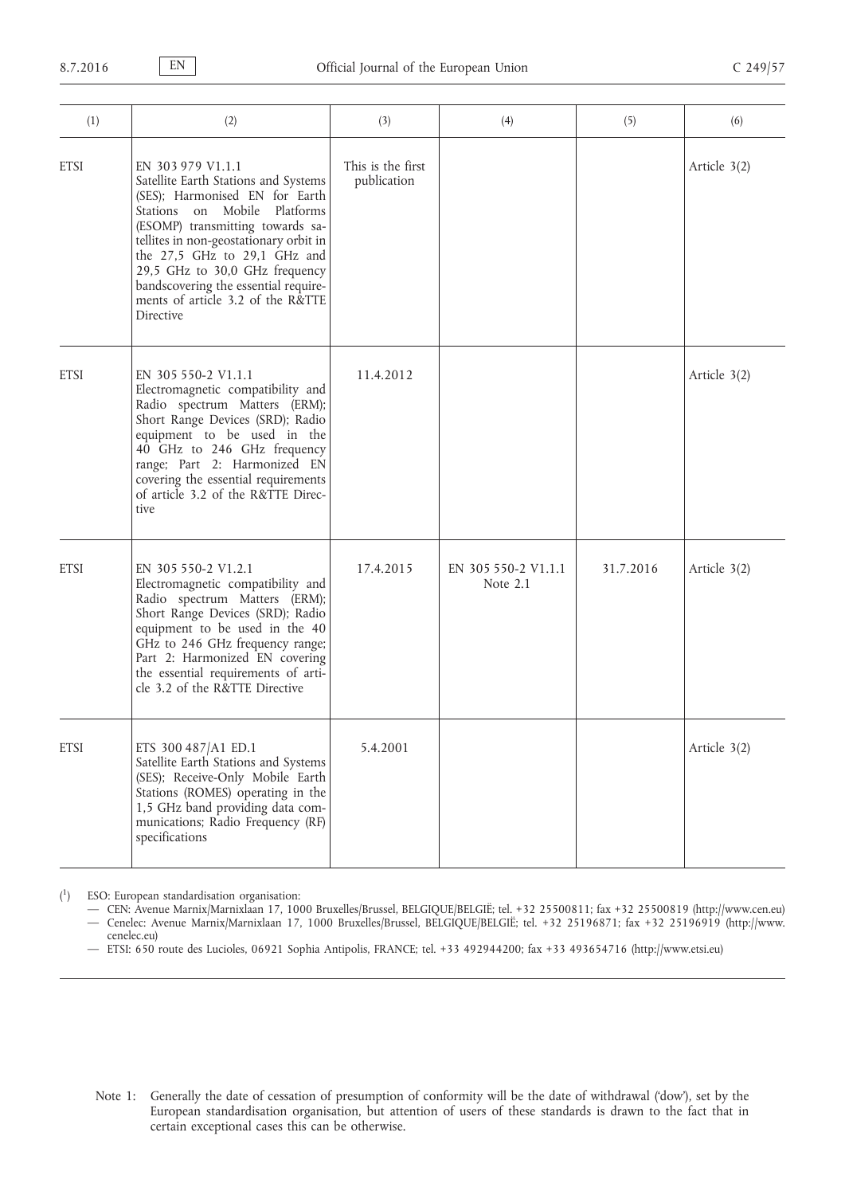| (1) | (2) | (3) | (4) | (5) | (6) |
|---|---|---|---|---|---|
| ETSI | EN 303 979 V1.1.1<br>Satellite Earth Stations and Systems (SES); Harmonised EN for Earth Stations on Mobile Platforms (ESOMP) transmitting towards satellites in non-geostationary orbit in the 27,5 GHz to 29,1 GHz and 29,5 GHz to 30,0 GHz frequency bandscovering the essential requirements of article 3.2 of the R&TTE Directive | This is the first publication | | | Article 3(2) |
| ETSI | EN 305 550-2 V1.1.1<br>Electromagnetic compatibility and Radio spectrum Matters (ERM); Short Range Devices (SRD); Radio equipment to be used in the 40 GHz to 246 GHz frequency range; Part 2: Harmonized EN covering the essential requirements of article 3.2 of the R&TTE Directive | 11.4.2012 | | | Article 3(2) |
| ETSI | EN 305 550-2 V1.2.1<br>Electromagnetic compatibility and Radio spectrum Matters (ERM); Short Range Devices (SRD); Radio equipment to be used in the 40 GHz to 246 GHz frequency range; Part 2: Harmonized EN covering the essential requirements of article 3.2 of the R&TTE Directive | 17.4.2015 | EN 305 550-2 V1.1.1<br>Note 2.1 | 31.7.2016 | Article 3(2) |
| ETSI | ETS 300 487/A1 ED.1<br>Satellite Earth Stations and Systems (SES); Receive-Only Mobile Earth Stations (ROMES) operating in the 1,5 GHz band providing data communications; Radio Frequency (RF) specifications | 5.4.2001 | | | Article 3(2) |

([1]) ESO: European standardisation organisation:

— CEN: Avenue Marnix/Marnixlaan 17, 1000 Bruxelles/Brussel, BELGIQUE/BELGIË; tel. +32 25500811; fax +32 25500819 (http://www.cen.eu)

— Cenelec: Avenue Marnix/Marnixlaan 17, 1000 Bruxelles/Brussel, BELGIQUE/BELGIË; tel. +32 25196871; fax +32 25196919 (http://www.cenelec.eu)

— ETSI: 650 route des Lucioles, 06921 Sophia Antipolis, FRANCE; tel. +33 492944200; fax +33 493654716 (http://www.etsi.eu)

Note 1: Generally the date of cessation of presumption of conformity will be the date of withdrawal ('dow'), set by the European standardisation organisation, but attention of users of these standards is drawn to the fact that in certain exceptional cases this can be otherwise.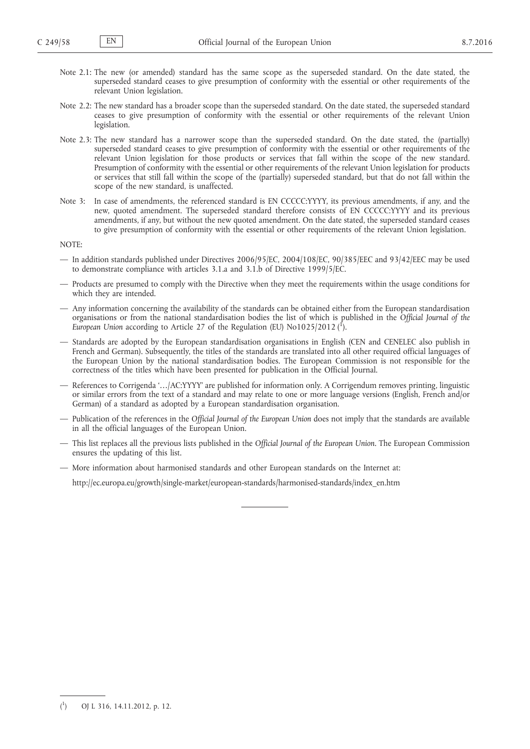Note 2.1: The new (or amended) standard has the same scope as the superseded standard. On the date stated, the superseded standard ceases to give presumption of conformity with the essential or other requirements of the relevant Union legislation.

Note 2.2: The new standard has a broader scope than the superseded standard. On the date stated, the superseded standard ceases to give presumption of conformity with the essential or other requirements of the relevant Union legislation.

Note 2.3: The new standard has a narrower scope than the superseded standard. On the date stated, the (partially) superseded standard ceases to give presumption of conformity with the essential or other requirements of the relevant Union legislation for those products or services that fall within the scope of the new standard. Presumption of conformity with the essential or other requirements of the relevant Union legislation for products or services that still fall within the scope of the (partially) superseded standard, but that do not fall within the scope of the new standard, is unaffected.

Note 3: In case of amendments, the referenced standard is EN CCCCC:YYYY, its previous amendments, if any, and the new, quoted amendment. The superseded standard therefore consists of EN CCCCC:YYYY and its previous amendments, if any, but without the new quoted amendment. On the date stated, the superseded standard ceases to give presumption of conformity with the essential or other requirements of the relevant Union legislation.

NOTE:

— In addition standards published under Directives 2006/95/EC, 2004/108/EC, 90/385/EEC and 93/42/EEC may be used to demonstrate compliance with articles 3.1.a and 3.1.b of Directive 1999/5/EC.

— Products are presumed to comply with the Directive when they meet the requirements within the usage conditions for which they are intended.

— Any information concerning the availability of the standards can be obtained either from the European standardisation organisations or from the national standardisation bodies the list of which is published in the *Official Journal of the European Union* according to Article 27 of the Regulation (EU) No1025/2012 [1].

— Standards are adopted by the European standardisation organisations in English (CEN and CENELEC also publish in French and German). Subsequently, the titles of the standards are translated into all other required official languages of the European Union by the national standardisation bodies. The European Commission is not responsible for the correctness of the titles which have been presented for publication in the Official Journal.

— References to Corrigenda '…/AC:YYYY' are published for information only. A Corrigendum removes printing, linguistic or similar errors from the text of a standard and may relate to one or more language versions (English, French and/or German) of a standard as adopted by a European standardisation organisation.

— Publication of the references in the *Official Journal of the European Union* does not imply that the standards are available in all the official languages of the European Union.

— This list replaces all the previous lists published in the *Official Journal of the European Union*. The European Commission ensures the updating of this list.

— More information about harmonised standards and other European standards on the Internet at:

http://ec.europa.eu/growth/single-market/european-standards/harmonised-standards/index_en.htm

---

[1] OJ L 316, 14.11.2012, p. 12.